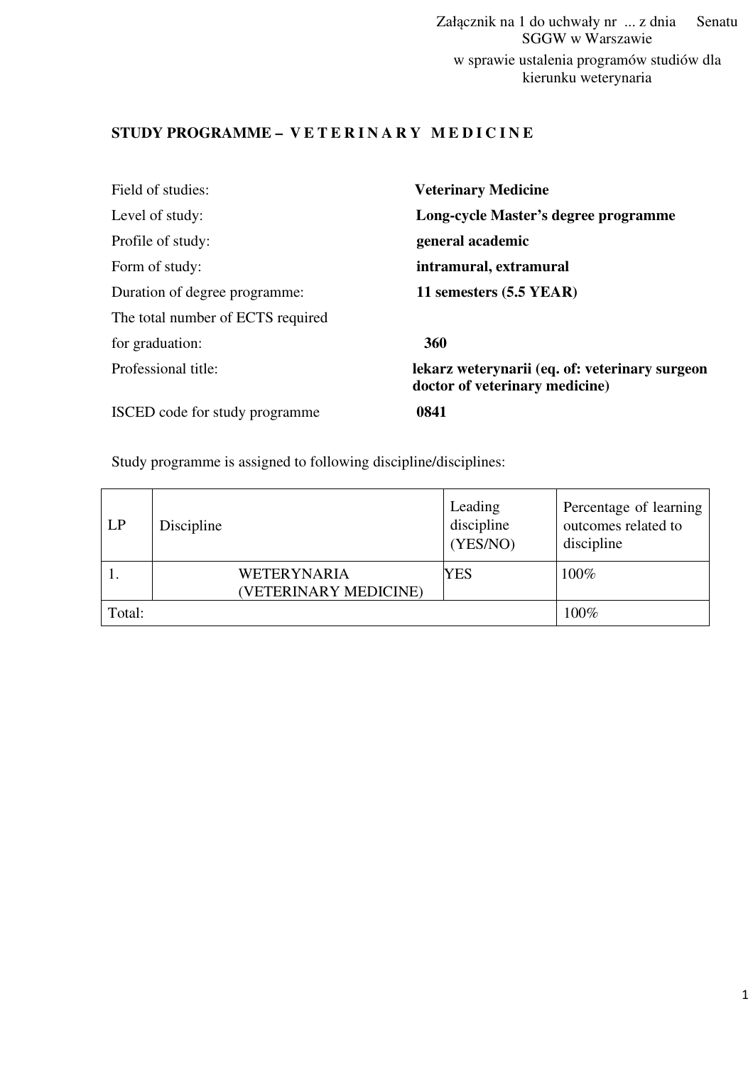Załącznik na 1 do uchwały nr ... z dnia Senatu SGGW w Warszawie
w sprawie ustalenia programów studiów dla kierunku weterynaria

**STUDY PROGRAMME – V E T E R I N A R Y M E D I C I N E**

| | |
|---|---|
| Field of studies: | **Veterinary Medicine** |
| Level of study: | **Long-cycle Master's degree programme** |
| Profile of study: | **general academic** |
| Form of study: | **intramural, extramural** |
| Duration of degree programme: | **11 semesters (5.5 YEAR)** |
| The total number of ECTS required for graduation: | **360** |
| Professional title: | **lekarz weterynarii (eq. of: veterinary surgeon doctor of veterinary medicine)** |
| ISCED code for study programme | **0841** |

Study programme is assigned to following discipline/disciplines:

| LP | Discipline | Leading discipline (YES/NO) | Percentage of learning outcomes related to discipline |
|---|---|---|---|
| 1. | WETERYNARIA (VETERINARY MEDICINE) | YES | 100% |
| Total: | | | 100% |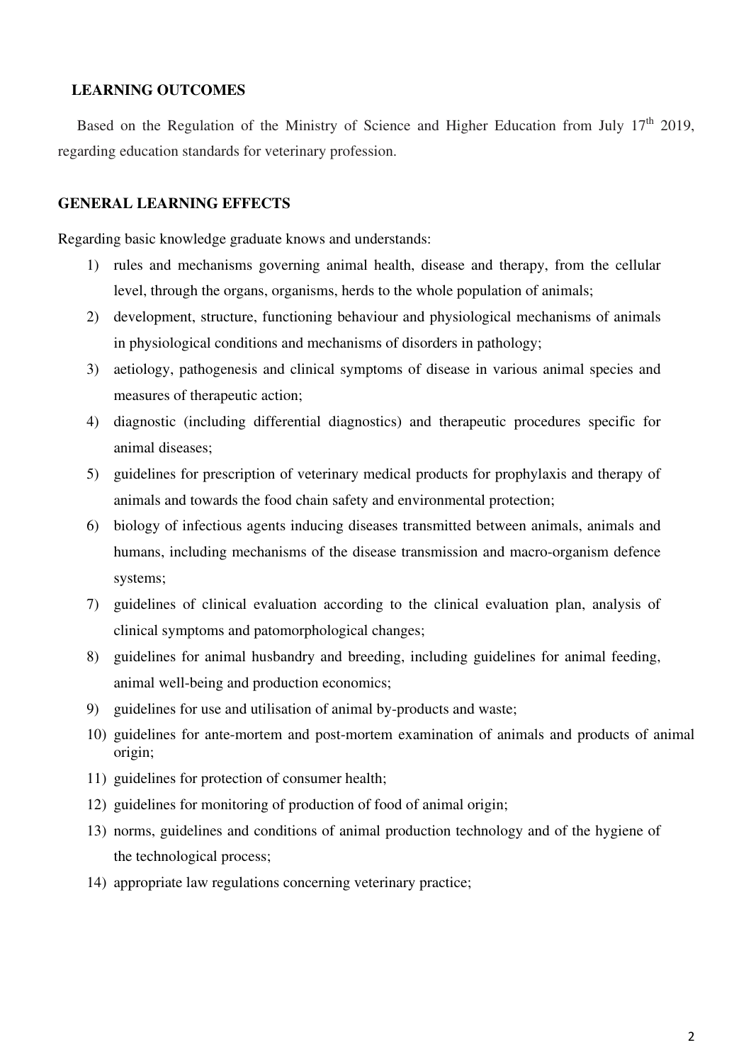## LEARNING OUTCOMES

Based on the Regulation of the Ministry of Science and Higher Education from July 17th 2019, regarding education standards for veterinary profession.

## GENERAL LEARNING EFFECTS

Regarding basic knowledge graduate knows and understands:

1) rules and mechanisms governing animal health, disease and therapy, from the cellular level, through the organs, organisms, herds to the whole population of animals;
2) development, structure, functioning behaviour and physiological mechanisms of animals in physiological conditions and mechanisms of disorders in pathology;
3) aetiology, pathogenesis and clinical symptoms of disease in various animal species and measures of therapeutic action;
4) diagnostic (including differential diagnostics) and therapeutic procedures specific for animal diseases;
5) guidelines for prescription of veterinary medical products for prophylaxis and therapy of animals and towards the food chain safety and environmental protection;
6) biology of infectious agents inducing diseases transmitted between animals, animals and humans, including mechanisms of the disease transmission and macro-organism defence systems;
7) guidelines of clinical evaluation according to the clinical evaluation plan, analysis of clinical symptoms and patomorphological changes;
8) guidelines for animal husbandry and breeding, including guidelines for animal feeding, animal well-being and production economics;
9) guidelines for use and utilisation of animal by-products and waste;
10) guidelines for ante-mortem and post-mortem examination of animals and products of animal origin;
11) guidelines for protection of consumer health;
12) guidelines for monitoring of production of food of animal origin;
13) norms, guidelines and conditions of animal production technology and of the hygiene of the technological process;
14) appropriate law regulations concerning veterinary practice;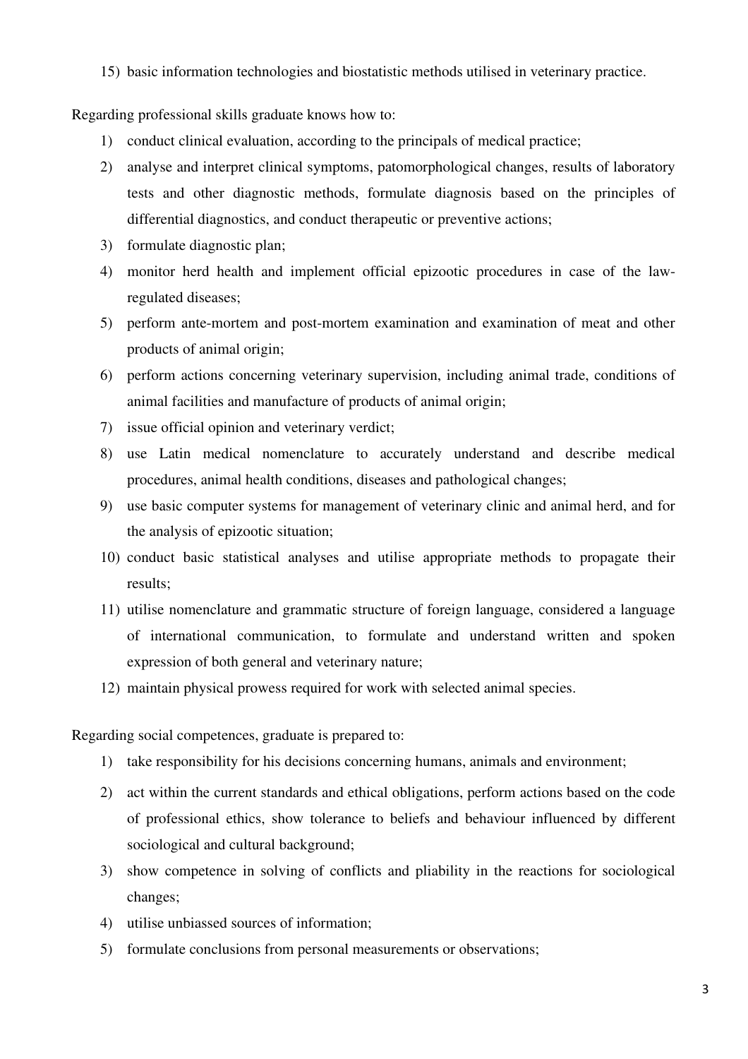15) basic information technologies and biostatistic methods utilised in veterinary practice.

Regarding professional skills graduate knows how to:

1) conduct clinical evaluation, according to the principals of medical practice;
2) analyse and interpret clinical symptoms, patomorphological changes, results of laboratory tests and other diagnostic methods, formulate diagnosis based on the principles of differential diagnostics, and conduct therapeutic or preventive actions;
3) formulate diagnostic plan;
4) monitor herd health and implement official epizootic procedures in case of the law-regulated diseases;
5) perform ante-mortem and post-mortem examination and examination of meat and other products of animal origin;
6) perform actions concerning veterinary supervision, including animal trade, conditions of animal facilities and manufacture of products of animal origin;
7) issue official opinion and veterinary verdict;
8) use Latin medical nomenclature to accurately understand and describe medical procedures, animal health conditions, diseases and pathological changes;
9) use basic computer systems for management of veterinary clinic and animal herd, and for the analysis of epizootic situation;
10) conduct basic statistical analyses and utilise appropriate methods to propagate their results;
11) utilise nomenclature and grammatic structure of foreign language, considered a language of international communication, to formulate and understand written and spoken expression of both general and veterinary nature;
12) maintain physical prowess required for work with selected animal species.

Regarding social competences, graduate is prepared to:

1) take responsibility for his decisions concerning humans, animals and environment;
2) act within the current standards and ethical obligations, perform actions based on the code of professional ethics, show tolerance to beliefs and behaviour influenced by different sociological and cultural background;
3) show competence in solving of conflicts and pliability in the reactions for sociological changes;
4) utilise unbiassed sources of information;
5) formulate conclusions from personal measurements or observations;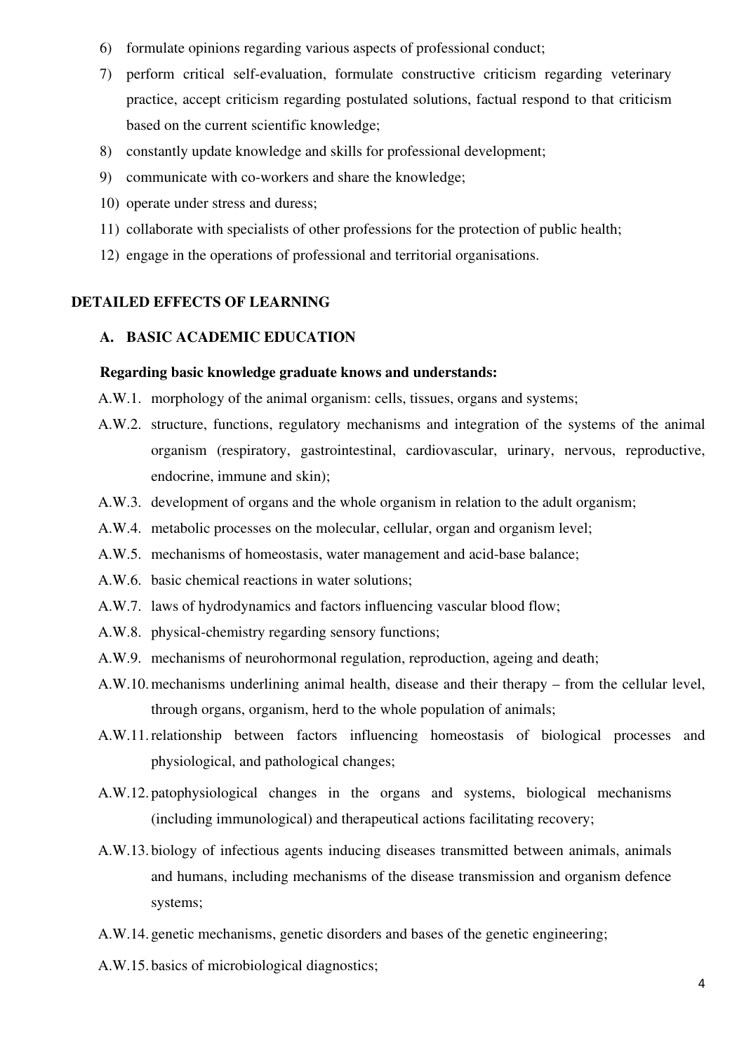6) formulate opinions regarding various aspects of professional conduct;
7) perform critical self-evaluation, formulate constructive criticism regarding veterinary practice, accept criticism regarding postulated solutions, factual respond to that criticism based on the current scientific knowledge;
8) constantly update knowledge and skills for professional development;
9) communicate with co-workers and share the knowledge;
10) operate under stress and duress;
11) collaborate with specialists of other professions for the protection of public health;
12) engage in the operations of professional and territorial organisations.

## DETAILED EFFECTS OF LEARNING

### A. BASIC ACADEMIC EDUCATION

**Regarding basic knowledge graduate knows and understands:**

A.W.1. morphology of the animal organism: cells, tissues, organs and systems;

A.W.2. structure, functions, regulatory mechanisms and integration of the systems of the animal organism (respiratory, gastrointestinal, cardiovascular, urinary, nervous, reproductive, endocrine, immune and skin);

A.W.3. development of organs and the whole organism in relation to the adult organism;

A.W.4. metabolic processes on the molecular, cellular, organ and organism level;

A.W.5. mechanisms of homeostasis, water management and acid-base balance;

A.W.6. basic chemical reactions in water solutions;

A.W.7. laws of hydrodynamics and factors influencing vascular blood flow;

A.W.8. physical-chemistry regarding sensory functions;

A.W.9. mechanisms of neurohormonal regulation, reproduction, ageing and death;

A.W.10. mechanisms underlining animal health, disease and their therapy – from the cellular level, through organs, organism, herd to the whole population of animals;

A.W.11. relationship between factors influencing homeostasis of biological processes and physiological, and pathological changes;

A.W.12. patophysiological changes in the organs and systems, biological mechanisms (including immunological) and therapeutical actions facilitating recovery;

A.W.13. biology of infectious agents inducing diseases transmitted between animals, animals and humans, including mechanisms of the disease transmission and organism defence systems;

A.W.14. genetic mechanisms, genetic disorders and bases of the genetic engineering;

A.W.15. basics of microbiological diagnostics;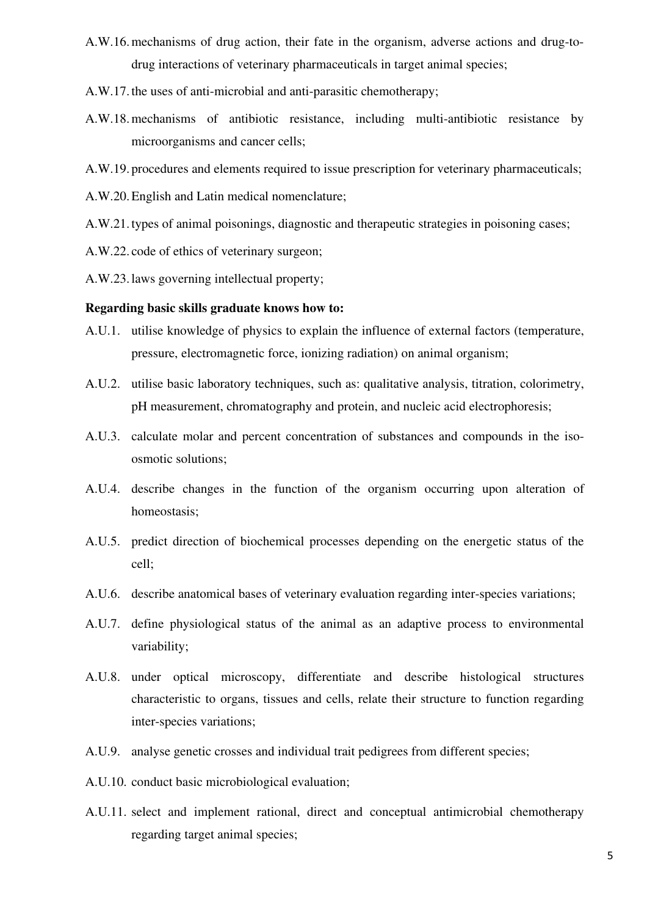- A.W.16. mechanisms of drug action, their fate in the organism, adverse actions and drug-to-drug interactions of veterinary pharmaceuticals in target animal species;
- A.W.17. the uses of anti-microbial and anti-parasitic chemotherapy;
- A.W.18. mechanisms of antibiotic resistance, including multi-antibiotic resistance by microorganisms and cancer cells;
- A.W.19. procedures and elements required to issue prescription for veterinary pharmaceuticals;
- A.W.20. English and Latin medical nomenclature;
- A.W.21. types of animal poisonings, diagnostic and therapeutic strategies in poisoning cases;
- A.W.22. code of ethics of veterinary surgeon;
- A.W.23. laws governing intellectual property;

**Regarding basic skills graduate knows how to:**

- A.U.1. utilise knowledge of physics to explain the influence of external factors (temperature, pressure, electromagnetic force, ionizing radiation) on animal organism;
- A.U.2. utilise basic laboratory techniques, such as: qualitative analysis, titration, colorimetry, pH measurement, chromatography and protein, and nucleic acid electrophoresis;
- A.U.3. calculate molar and percent concentration of substances and compounds in the iso-osmotic solutions;
- A.U.4. describe changes in the function of the organism occurring upon alteration of homeostasis;
- A.U.5. predict direction of biochemical processes depending on the energetic status of the cell;
- A.U.6. describe anatomical bases of veterinary evaluation regarding inter-species variations;
- A.U.7. define physiological status of the animal as an adaptive process to environmental variability;
- A.U.8. under optical microscopy, differentiate and describe histological structures characteristic to organs, tissues and cells, relate their structure to function regarding inter-species variations;
- A.U.9. analyse genetic crosses and individual trait pedigrees from different species;
- A.U.10. conduct basic microbiological evaluation;
- A.U.11. select and implement rational, direct and conceptual antimicrobial chemotherapy regarding target animal species;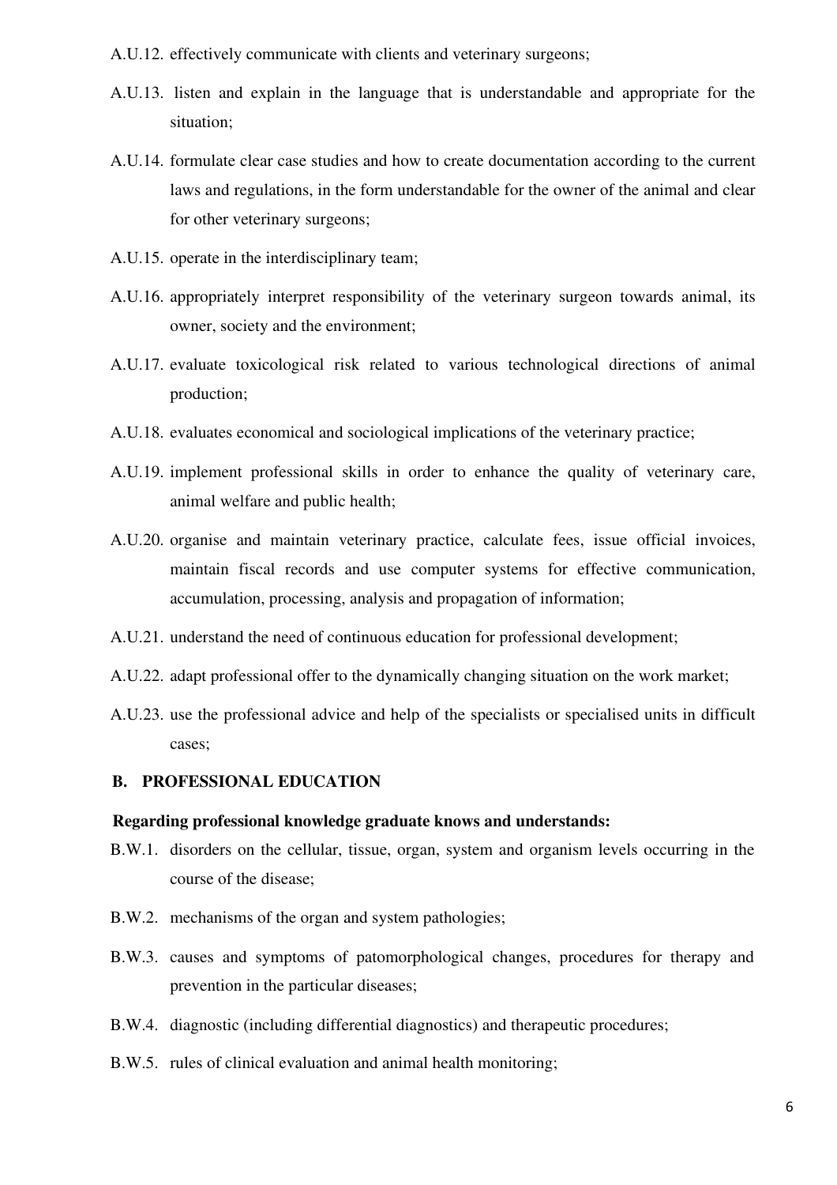A.U.12. effectively communicate with clients and veterinary surgeons;

A.U.13. listen and explain in the language that is understandable and appropriate for the situation;

A.U.14. formulate clear case studies and how to create documentation according to the current laws and regulations, in the form understandable for the owner of the animal and clear for other veterinary surgeons;

A.U.15. operate in the interdisciplinary team;

A.U.16. appropriately interpret responsibility of the veterinary surgeon towards animal, its owner, society and the environment;

A.U.17. evaluate toxicological risk related to various technological directions of animal production;

A.U.18. evaluates economical and sociological implications of the veterinary practice;

A.U.19. implement professional skills in order to enhance the quality of veterinary care, animal welfare and public health;

A.U.20. organise and maintain veterinary practice, calculate fees, issue official invoices, maintain fiscal records and use computer systems for effective communication, accumulation, processing, analysis and propagation of information;

A.U.21. understand the need of continuous education for professional development;

A.U.22. adapt professional offer to the dynamically changing situation on the work market;

A.U.23. use the professional advice and help of the specialists or specialised units in difficult cases;

## B. PROFESSIONAL EDUCATION

**Regarding professional knowledge graduate knows and understands:**

B.W.1. disorders on the cellular, tissue, organ, system and organism levels occurring in the course of the disease;

B.W.2. mechanisms of the organ and system pathologies;

B.W.3. causes and symptoms of patomorphological changes, procedures for therapy and prevention in the particular diseases;

B.W.4. diagnostic (including differential diagnostics) and therapeutic procedures;

B.W.5. rules of clinical evaluation and animal health monitoring;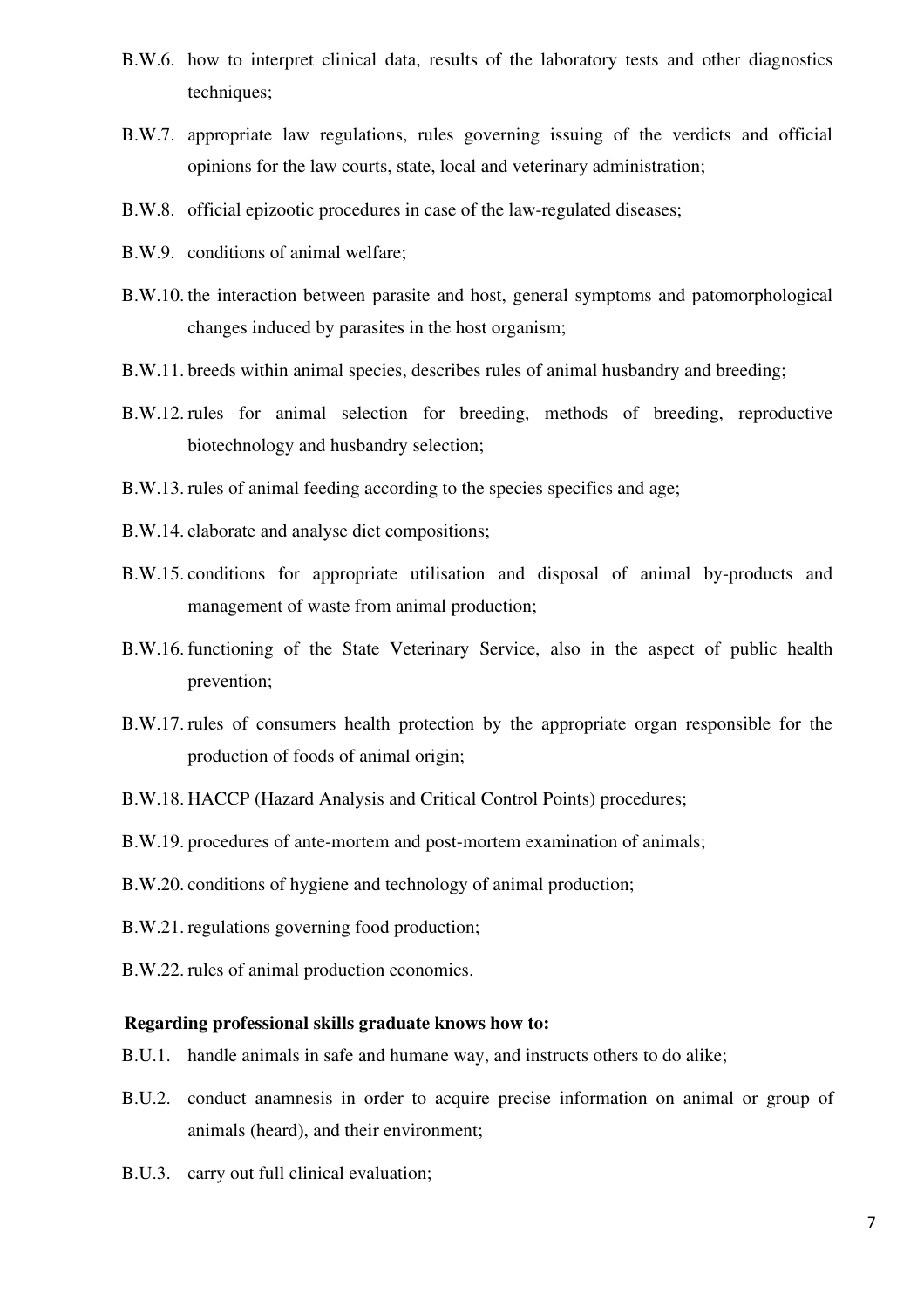- B.W.6. how to interpret clinical data, results of the laboratory tests and other diagnostics techniques;
- B.W.7. appropriate law regulations, rules governing issuing of the verdicts and official opinions for the law courts, state, local and veterinary administration;
- B.W.8. official epizootic procedures in case of the law-regulated diseases;
- B.W.9. conditions of animal welfare;
- B.W.10. the interaction between parasite and host, general symptoms and patomorphological changes induced by parasites in the host organism;
- B.W.11. breeds within animal species, describes rules of animal husbandry and breeding;
- B.W.12. rules for animal selection for breeding, methods of breeding, reproductive biotechnology and husbandry selection;
- B.W.13. rules of animal feeding according to the species specifics and age;
- B.W.14. elaborate and analyse diet compositions;
- B.W.15. conditions for appropriate utilisation and disposal of animal by-products and management of waste from animal production;
- B.W.16. functioning of the State Veterinary Service, also in the aspect of public health prevention;
- B.W.17. rules of consumers health protection by the appropriate organ responsible for the production of foods of animal origin;
- B.W.18. HACCP (Hazard Analysis and Critical Control Points) procedures;
- B.W.19. procedures of ante-mortem and post-mortem examination of animals;
- B.W.20. conditions of hygiene and technology of animal production;
- B.W.21. regulations governing food production;
- B.W.22. rules of animal production economics.

**Regarding professional skills graduate knows how to:**

- B.U.1. handle animals in safe and humane way, and instructs others to do alike;
- B.U.2. conduct anamnesis in order to acquire precise information on animal or group of animals (heard), and their environment;
- B.U.3. carry out full clinical evaluation;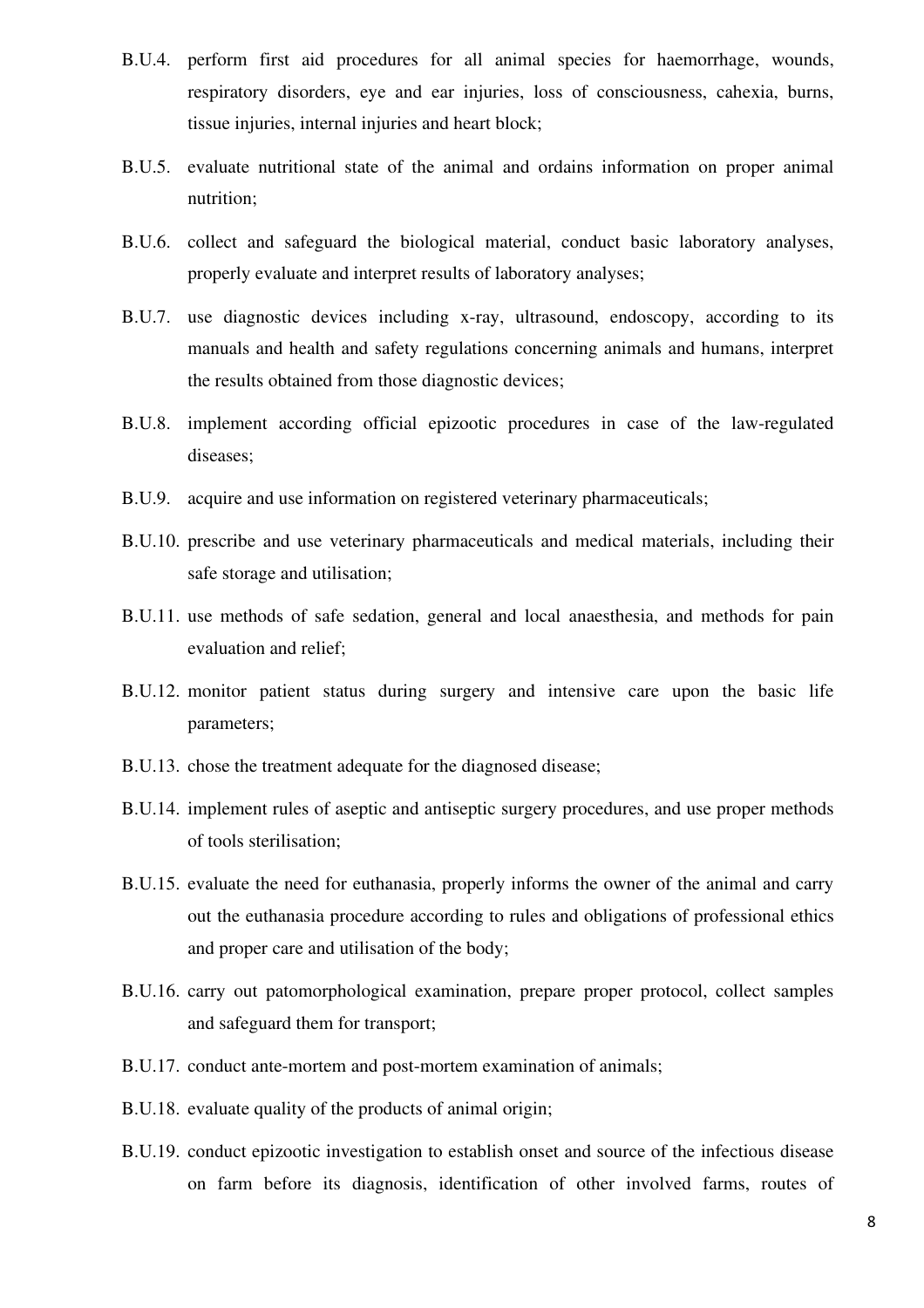B.U.4. perform first aid procedures for all animal species for haemorrhage, wounds, respiratory disorders, eye and ear injuries, loss of consciousness, cahexia, burns, tissue injuries, internal injuries and heart block;

B.U.5. evaluate nutritional state of the animal and ordains information on proper animal nutrition;

B.U.6. collect and safeguard the biological material, conduct basic laboratory analyses, properly evaluate and interpret results of laboratory analyses;

B.U.7. use diagnostic devices including x-ray, ultrasound, endoscopy, according to its manuals and health and safety regulations concerning animals and humans, interpret the results obtained from those diagnostic devices;

B.U.8. implement according official epizootic procedures in case of the law-regulated diseases;

B.U.9. acquire and use information on registered veterinary pharmaceuticals;

B.U.10. prescribe and use veterinary pharmaceuticals and medical materials, including their safe storage and utilisation;

B.U.11. use methods of safe sedation, general and local anaesthesia, and methods for pain evaluation and relief;

B.U.12. monitor patient status during surgery and intensive care upon the basic life parameters;

B.U.13. chose the treatment adequate for the diagnosed disease;

B.U.14. implement rules of aseptic and antiseptic surgery procedures, and use proper methods of tools sterilisation;

B.U.15. evaluate the need for euthanasia, properly informs the owner of the animal and carry out the euthanasia procedure according to rules and obligations of professional ethics and proper care and utilisation of the body;

B.U.16. carry out patomorphological examination, prepare proper protocol, collect samples and safeguard them for transport;

B.U.17. conduct ante-mortem and post-mortem examination of animals;

B.U.18. evaluate quality of the products of animal origin;

B.U.19. conduct epizootic investigation to establish onset and source of the infectious disease on farm before its diagnosis, identification of other involved farms, routes of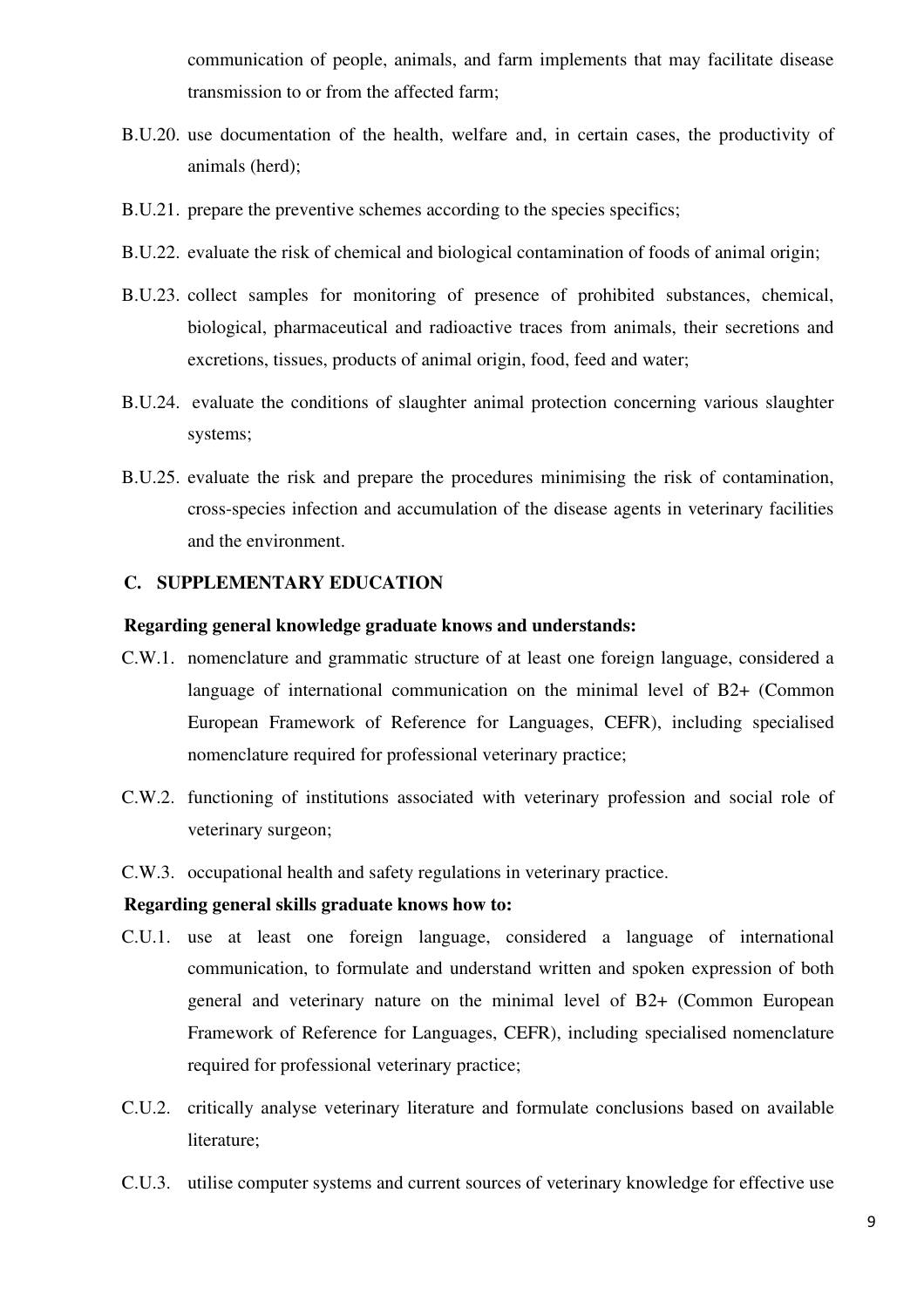communication of people, animals, and farm implements that may facilitate disease transmission to or from the affected farm;

B.U.20. use documentation of the health, welfare and, in certain cases, the productivity of animals (herd);

B.U.21. prepare the preventive schemes according to the species specifics;

B.U.22. evaluate the risk of chemical and biological contamination of foods of animal origin;

B.U.23. collect samples for monitoring of presence of prohibited substances, chemical, biological, pharmaceutical and radioactive traces from animals, their secretions and excretions, tissues, products of animal origin, food, feed and water;

B.U.24. evaluate the conditions of slaughter animal protection concerning various slaughter systems;

B.U.25. evaluate the risk and prepare the procedures minimising the risk of contamination, cross-species infection and accumulation of the disease agents in veterinary facilities and the environment.

## C. SUPPLEMENTARY EDUCATION

**Regarding general knowledge graduate knows and understands:**

C.W.1. nomenclature and grammatic structure of at least one foreign language, considered a language of international communication on the minimal level of B2+ (Common European Framework of Reference for Languages, CEFR), including specialised nomenclature required for professional veterinary practice;

C.W.2. functioning of institutions associated with veterinary profession and social role of veterinary surgeon;

C.W.3. occupational health and safety regulations in veterinary practice.

**Regarding general skills graduate knows how to:**

C.U.1. use at least one foreign language, considered a language of international communication, to formulate and understand written and spoken expression of both general and veterinary nature on the minimal level of B2+ (Common European Framework of Reference for Languages, CEFR), including specialised nomenclature required for professional veterinary practice;

C.U.2. critically analyse veterinary literature and formulate conclusions based on available literature;

C.U.3. utilise computer systems and current sources of veterinary knowledge for effective use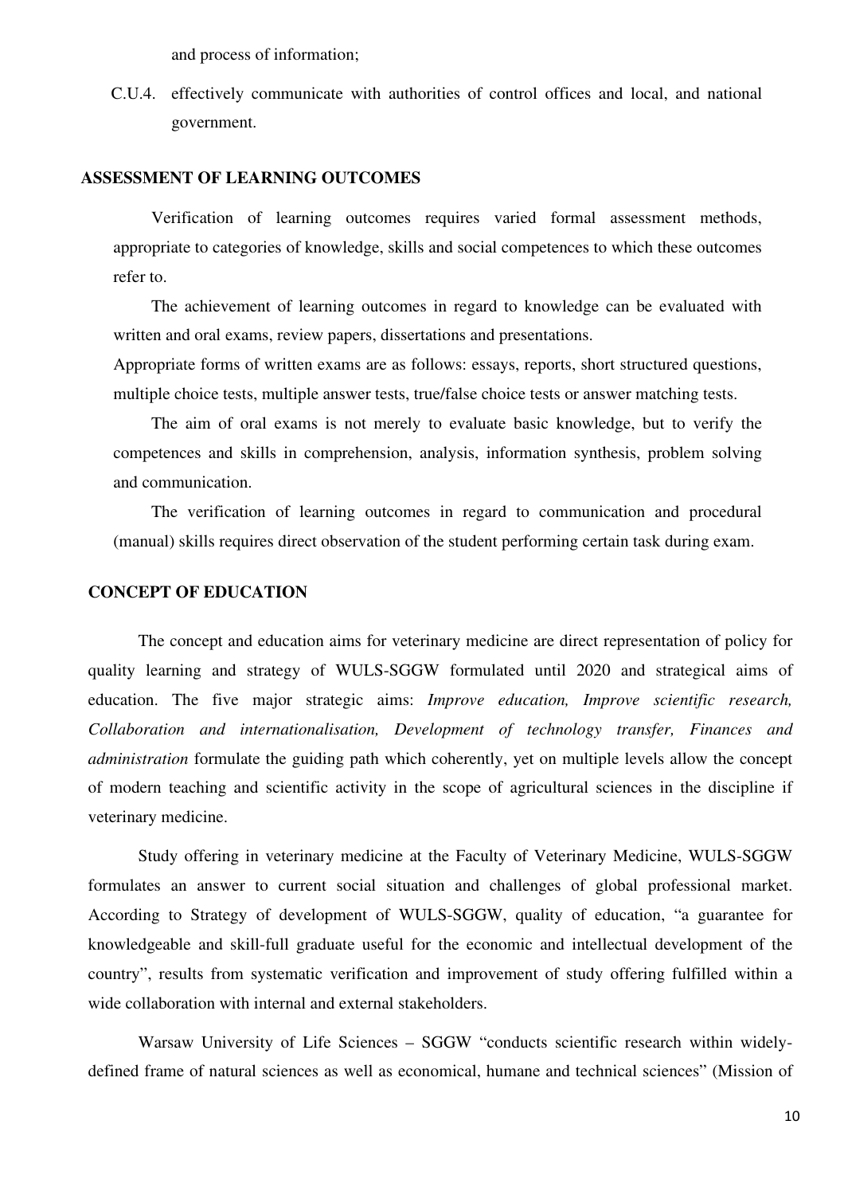and process of information;

C.U.4. effectively communicate with authorities of control offices and local, and national government.

## ASSESSMENT OF LEARNING OUTCOMES

Verification of learning outcomes requires varied formal assessment methods, appropriate to categories of knowledge, skills and social competences to which these outcomes refer to.

The achievement of learning outcomes in regard to knowledge can be evaluated with written and oral exams, review papers, dissertations and presentations.

Appropriate forms of written exams are as follows: essays, reports, short structured questions, multiple choice tests, multiple answer tests, true/false choice tests or answer matching tests.

The aim of oral exams is not merely to evaluate basic knowledge, but to verify the competences and skills in comprehension, analysis, information synthesis, problem solving and communication.

The verification of learning outcomes in regard to communication and procedural (manual) skills requires direct observation of the student performing certain task during exam.

## CONCEPT OF EDUCATION

The concept and education aims for veterinary medicine are direct representation of policy for quality learning and strategy of WULS-SGGW formulated until 2020 and strategical aims of education. The five major strategic aims: *Improve education, Improve scientific research, Collaboration and internationalisation, Development of technology transfer, Finances and administration* formulate the guiding path which coherently, yet on multiple levels allow the concept of modern teaching and scientific activity in the scope of agricultural sciences in the discipline if veterinary medicine.

Study offering in veterinary medicine at the Faculty of Veterinary Medicine, WULS-SGGW formulates an answer to current social situation and challenges of global professional market. According to Strategy of development of WULS-SGGW, quality of education, "a guarantee for knowledgeable and skill-full graduate useful for the economic and intellectual development of the country", results from systematic verification and improvement of study offering fulfilled within a wide collaboration with internal and external stakeholders.

Warsaw University of Life Sciences – SGGW "conducts scientific research within widely-defined frame of natural sciences as well as economical, humane and technical sciences" (Mission of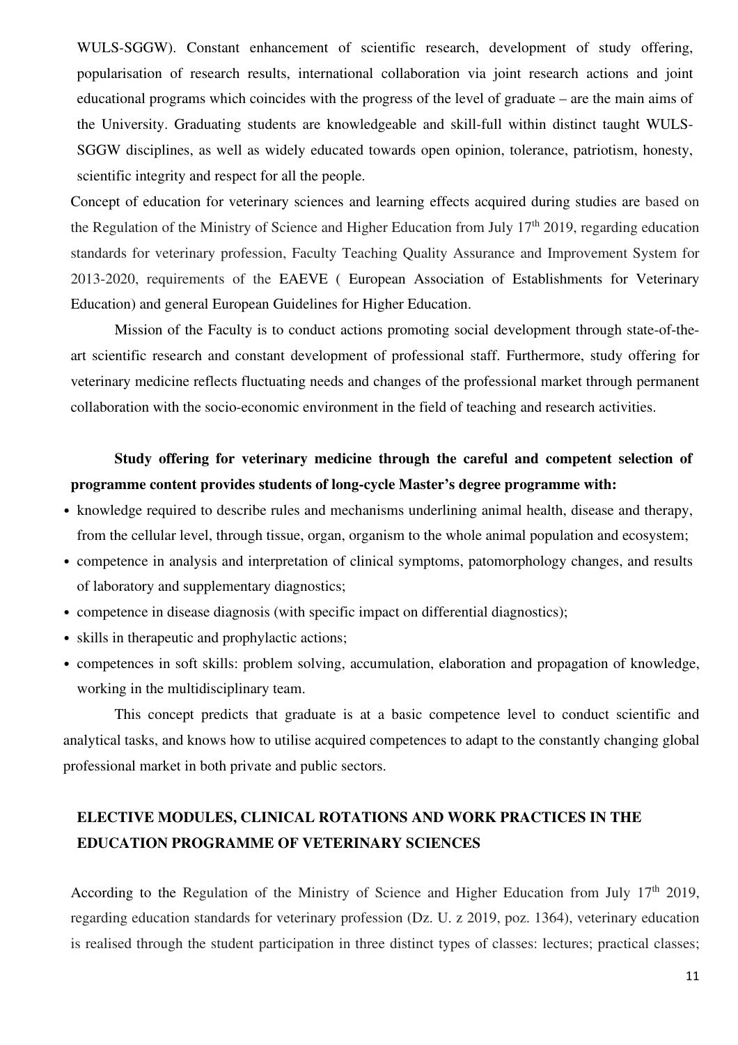WULS-SGGW). Constant enhancement of scientific research, development of study offering, popularisation of research results, international collaboration via joint research actions and joint educational programs which coincides with the progress of the level of graduate – are the main aims of the University. Graduating students are knowledgeable and skill-full within distinct taught WULS-SGGW disciplines, as well as widely educated towards open opinion, tolerance, patriotism, honesty, scientific integrity and respect for all the people.

Concept of education for veterinary sciences and learning effects acquired during studies are based on the Regulation of the Ministry of Science and Higher Education from July 17th 2019, regarding education standards for veterinary profession, Faculty Teaching Quality Assurance and Improvement System for 2013-2020, requirements of the EAEVE ( European Association of Establishments for Veterinary Education) and general European Guidelines for Higher Education.

Mission of the Faculty is to conduct actions promoting social development through state-of-the-art scientific research and constant development of professional staff. Furthermore, study offering for veterinary medicine reflects fluctuating needs and changes of the professional market through permanent collaboration with the socio-economic environment in the field of teaching and research activities.

**Study offering for veterinary medicine through the careful and competent selection of programme content provides students of long-cycle Master's degree programme with:**

- knowledge required to describe rules and mechanisms underlining animal health, disease and therapy, from the cellular level, through tissue, organ, organism to the whole animal population and ecosystem;
- competence in analysis and interpretation of clinical symptoms, patomorphology changes, and results of laboratory and supplementary diagnostics;
- competence in disease diagnosis (with specific impact on differential diagnostics);
- skills in therapeutic and prophylactic actions;
- competences in soft skills: problem solving, accumulation, elaboration and propagation of knowledge, working in the multidisciplinary team.

This concept predicts that graduate is at a basic competence level to conduct scientific and analytical tasks, and knows how to utilise acquired competences to adapt to the constantly changing global professional market in both private and public sectors.

## ELECTIVE MODULES, CLINICAL ROTATIONS AND WORK PRACTICES IN THE EDUCATION PROGRAMME OF VETERINARY SCIENCES

According to the Regulation of the Ministry of Science and Higher Education from July 17th 2019, regarding education standards for veterinary profession (Dz. U. z 2019, poz. 1364), veterinary education is realised through the student participation in three distinct types of classes: lectures; practical classes;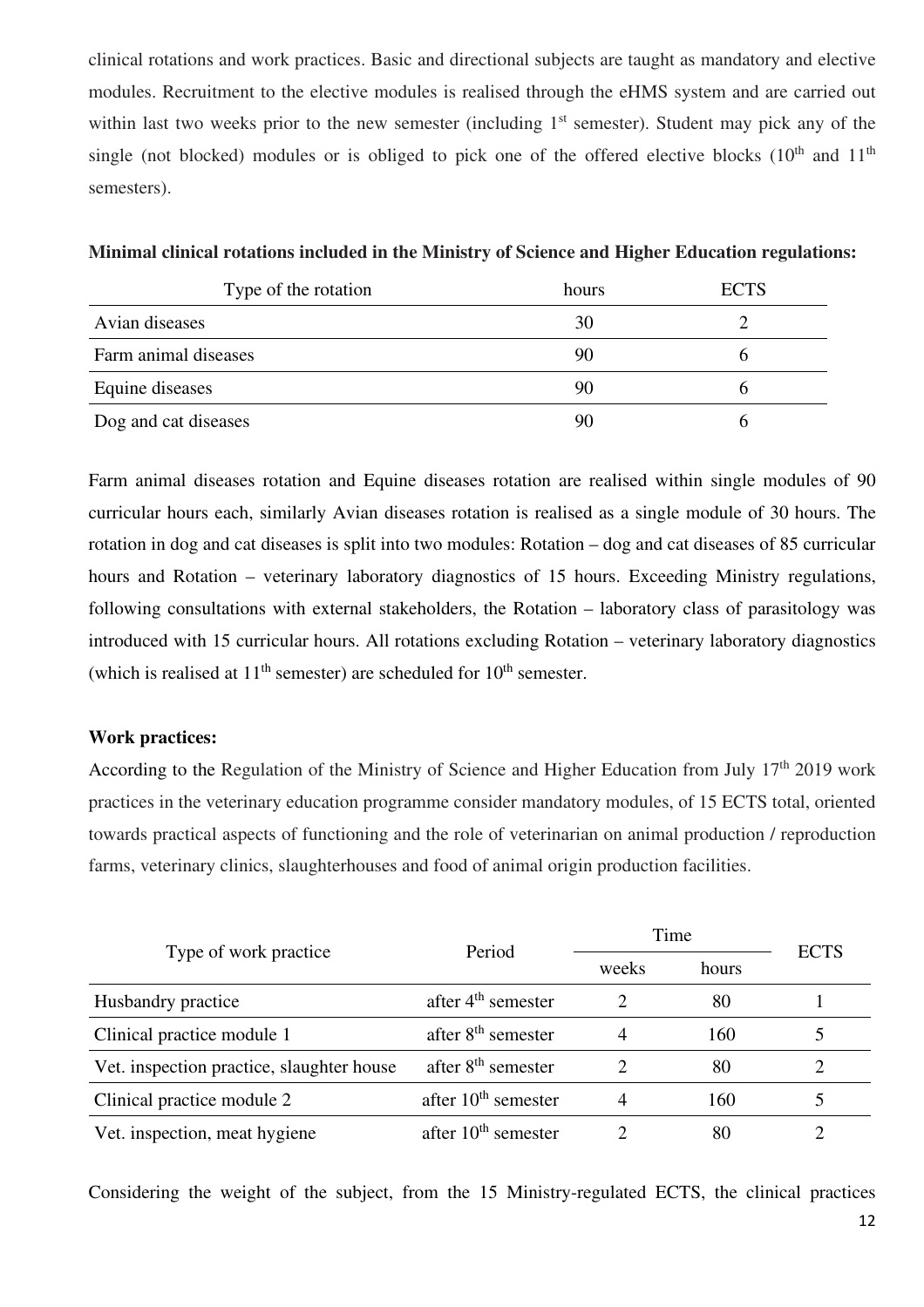clinical rotations and work practices. Basic and directional subjects are taught as mandatory and elective modules. Recruitment to the elective modules is realised through the eHMS system and are carried out within last two weeks prior to the new semester (including 1st semester). Student may pick any of the single (not blocked) modules or is obliged to pick one of the offered elective blocks (10th and 11th semesters).

**Minimal clinical rotations included in the Ministry of Science and Higher Education regulations:**

| Type of the rotation | hours | ECTS |
|---|---|---|
| Avian diseases | 30 | 2 |
| Farm animal diseases | 90 | 6 |
| Equine diseases | 90 | 6 |
| Dog and cat diseases | 90 | 6 |

Farm animal diseases rotation and Equine diseases rotation are realised within single modules of 90 curricular hours each, similarly Avian diseases rotation is realised as a single module of 30 hours. The rotation in dog and cat diseases is split into two modules: Rotation – dog and cat diseases of 85 curricular hours and Rotation – veterinary laboratory diagnostics of 15 hours. Exceeding Ministry regulations, following consultations with external stakeholders, the Rotation – laboratory class of parasitology was introduced with 15 curricular hours. All rotations excluding Rotation – veterinary laboratory diagnostics (which is realised at 11th semester) are scheduled for 10th semester.

**Work practices:**

According to the Regulation of the Ministry of Science and Higher Education from July 17th 2019 work practices in the veterinary education programme consider mandatory modules, of 15 ECTS total, oriented towards practical aspects of functioning and the role of veterinarian on animal production / reproduction farms, veterinary clinics, slaughterhouses and food of animal origin production facilities.

| Type of work practice | Period | Time | | ECTS |
|---|---|---|---|---|
| | | weeks | hours | |
| Husbandry practice | after 4th semester | 2 | 80 | 1 |
| Clinical practice module 1 | after 8th semester | 4 | 160 | 5 |
| Vet. inspection practice, slaughter house | after 8th semester | 2 | 80 | 2 |
| Clinical practice module 2 | after 10th semester | 4 | 160 | 5 |
| Vet. inspection, meat hygiene | after 10th semester | 2 | 80 | 2 |

Considering the weight of the subject, from the 15 Ministry-regulated ECTS, the clinical practices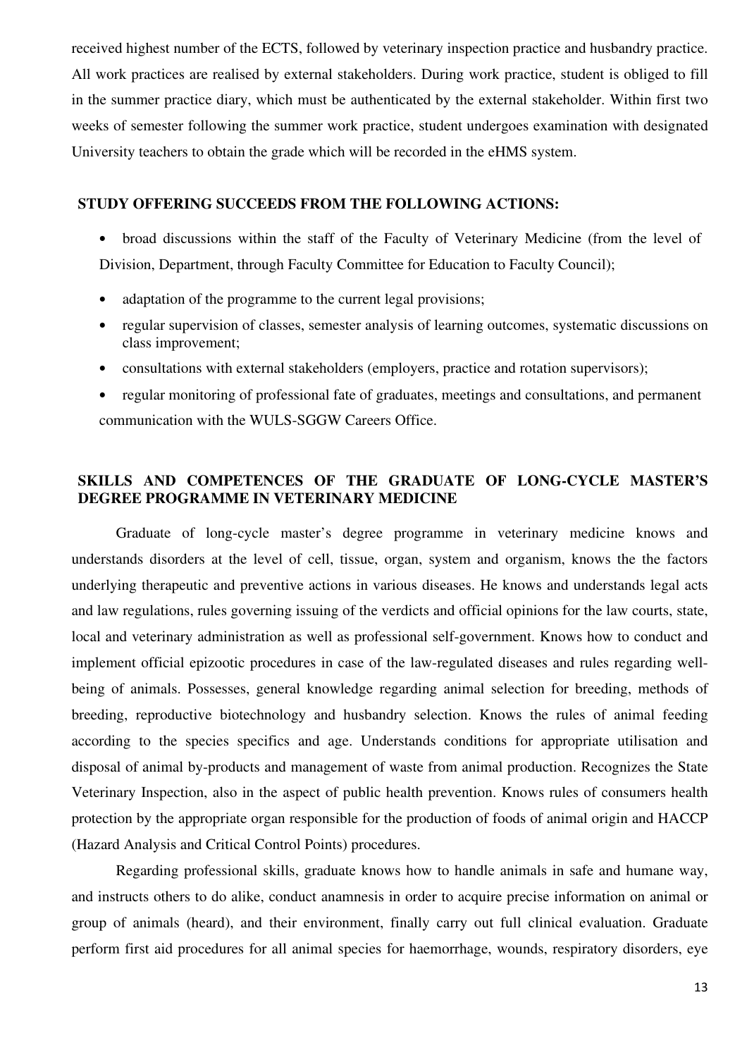received highest number of the ECTS, followed by veterinary inspection practice and husbandry practice. All work practices are realised by external stakeholders. During work practice, student is obliged to fill in the summer practice diary, which must be authenticated by the external stakeholder. Within first two weeks of semester following the summer work practice, student undergoes examination with designated University teachers to obtain the grade which will be recorded in the eHMS system.

## STUDY OFFERING SUCCEEDS FROM THE FOLLOWING ACTIONS:

- broad discussions within the staff of the Faculty of Veterinary Medicine (from the level of Division, Department, through Faculty Committee for Education to Faculty Council);
- adaptation of the programme to the current legal provisions;
- regular supervision of classes, semester analysis of learning outcomes, systematic discussions on class improvement;
- consultations with external stakeholders (employers, practice and rotation supervisors);
- regular monitoring of professional fate of graduates, meetings and consultations, and permanent communication with the WULS-SGGW Careers Office.

## SKILLS AND COMPETENCES OF THE GRADUATE OF LONG-CYCLE MASTER'S DEGREE PROGRAMME IN VETERINARY MEDICINE

Graduate of long-cycle master's degree programme in veterinary medicine knows and understands disorders at the level of cell, tissue, organ, system and organism, knows the the factors underlying therapeutic and preventive actions in various diseases. He knows and understands legal acts and law regulations, rules governing issuing of the verdicts and official opinions for the law courts, state, local and veterinary administration as well as professional self-government. Knows how to conduct and implement official epizootic procedures in case of the law-regulated diseases and rules regarding well-being of animals. Possesses, general knowledge regarding animal selection for breeding, methods of breeding, reproductive biotechnology and husbandry selection. Knows the rules of animal feeding according to the species specifics and age. Understands conditions for appropriate utilisation and disposal of animal by-products and management of waste from animal production. Recognizes the State Veterinary Inspection, also in the aspect of public health prevention. Knows rules of consumers health protection by the appropriate organ responsible for the production of foods of animal origin and HACCP (Hazard Analysis and Critical Control Points) procedures.

Regarding professional skills, graduate knows how to handle animals in safe and humane way, and instructs others to do alike, conduct anamnesis in order to acquire precise information on animal or group of animals (heard), and their environment, finally carry out full clinical evaluation. Graduate perform first aid procedures for all animal species for haemorrhage, wounds, respiratory disorders, eye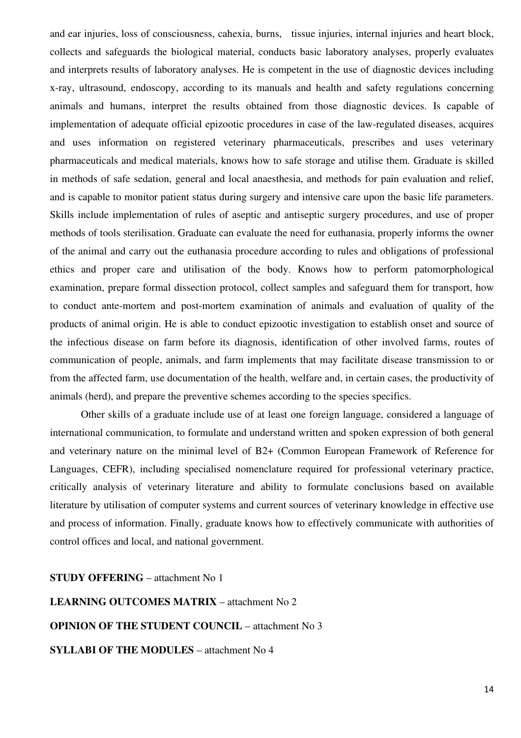and ear injuries, loss of consciousness, cahexia, burns,  tissue injuries, internal injuries and heart block, collects and safeguards the biological material, conducts basic laboratory analyses, properly evaluates and interprets results of laboratory analyses. He is competent in the use of diagnostic devices including x-ray, ultrasound, endoscopy, according to its manuals and health and safety regulations concerning animals and humans, interpret the results obtained from those diagnostic devices. Is capable of implementation of adequate official epizootic procedures in case of the law-regulated diseases, acquires and uses information on registered veterinary pharmaceuticals, prescribes and uses veterinary pharmaceuticals and medical materials, knows how to safe storage and utilise them. Graduate is skilled in methods of safe sedation, general and local anaesthesia, and methods for pain evaluation and relief, and is capable to monitor patient status during surgery and intensive care upon the basic life parameters. Skills include implementation of rules of aseptic and antiseptic surgery procedures, and use of proper methods of tools sterilisation. Graduate can evaluate the need for euthanasia, properly informs the owner of the animal and carry out the euthanasia procedure according to rules and obligations of professional ethics and proper care and utilisation of the body. Knows how to perform patomorphological examination, prepare formal dissection protocol, collect samples and safeguard them for transport, how to conduct ante-mortem and post-mortem examination of animals and evaluation of quality of the products of animal origin. He is able to conduct epizootic investigation to establish onset and source of the infectious disease on farm before its diagnosis, identification of other involved farms, routes of communication of people, animals, and farm implements that may facilitate disease transmission to or from the affected farm, use documentation of the health, welfare and, in certain cases, the productivity of animals (herd), and prepare the preventive schemes according to the species specifics.

Other skills of a graduate include use of at least one foreign language, considered a language of international communication, to formulate and understand written and spoken expression of both general and veterinary nature on the minimal level of B2+ (Common European Framework of Reference for Languages, CEFR), including specialised nomenclature required for professional veterinary practice, critically analysis of veterinary literature and ability to formulate conclusions based on available literature by utilisation of computer systems and current sources of veterinary knowledge in effective use and process of information. Finally, graduate knows how to effectively communicate with authorities of control offices and local, and national government.

**STUDY OFFERING** – attachment No 1

**LEARNING OUTCOMES MATRIX** – attachment No 2

**OPINION OF THE STUDENT COUNCIL** – attachment No 3

**SYLLABI OF THE MODULES** – attachment No 4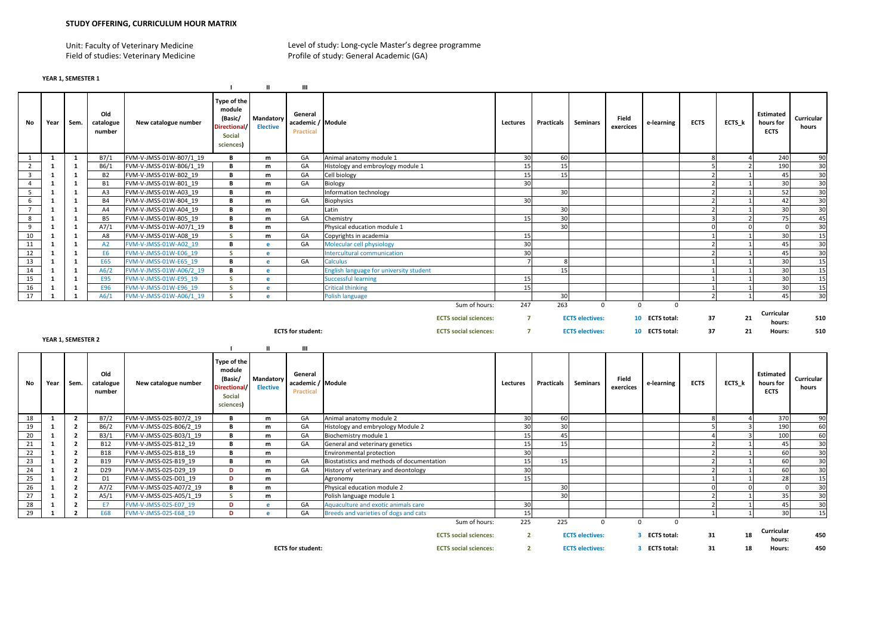## STUDY OFFERING, CURRICULUM HOUR MATRIX

Unit: Faculty of Veterinary Medicine
Field of studies: Veterinary Medicine

Level of study: Long-cycle Master's degree programme
Profile of study: General Academic (GA)

### YEAR 1, SEMESTER 1

| | | | | | I | II | III | | | | | | | | | | |
|---|---|---|---|---|---|---|---|---|---|---|---|---|---|---|---|---|---|
| No | Year | Sem. | Old catalogue number | New catalogue number | Type of the module (Basic/ Directional/ Social sciences) | Mandatory Elective | General academic / Practical | Module | Lectures | Practicals | Seminars | Field exercises | e-learning | ECTS | ECTS_k | Estimated hours for ECTS | Curricular hours |
| 1 | 1 | 1 | B7/1 | FVM-V-JMSS-01W-B07/1_19 | B | m | GA | Animal anatomy module 1 | 30 | 60 | | | | 8 | 4 | 240 | 90 |
| 2 | 1 | 1 | B6/1 | FVM-V-JMSS-01W-B06/1_19 | B | m | GA | Histology and embryology module 1 | 15 | 15 | | | | 5 | 2 | 190 | 30 |
| 3 | 1 | 1 | B2 | FVM-V-JMSS-01W-B02_19 | B | m | GA | Cell biology | 15 | 15 | | | | 2 | 1 | 45 | 30 |
| 4 | 1 | 1 | B1 | FVM-V-JMSS-01W-B01_19 | B | m | GA | Biology | 30 | | | | | 2 | 1 | 30 | 30 |
| 5 | 1 | 1 | A3 | FVM-V-JMSS-01W-A03_19 | B | m | | Information technology | | 30 | | | | 2 | 1 | 52 | 30 |
| 6 | 1 | 1 | B4 | FVM-V-JMSS-01W-B04_19 | B | m | GA | Biophysics | 30 | | | | | 2 | 1 | 42 | 30 |
| 7 | 1 | 1 | A4 | FVM-V-JMSS-01W-A04_19 | B | m | | Latin | | 30 | | | | 2 | 1 | 30 | 30 |
| 8 | 1 | 1 | B5 | FVM-V-JMSS-01W-B05_19 | B | m | GA | Chemistry | 15 | 30 | | | | 3 | 2 | 75 | 45 |
| 9 | 1 | 1 | A7/1 | FVM-V-JMSS-01W-A07/1_19 | B | m | | Physical education module 1 | | 30 | | | | 0 | 0 | 0 | 30 |
| 10 | 1 | 1 | A8 | FVM-V-JMSS-01W-A08_19 | S | m | GA | Copyrights in academia | 15 | | | | | 1 | 1 | 30 | 15 |
| 11 | 1 | 1 | A2 | FVM-V-JMSS-01W-A02_19 | B | e | GA | Molecular cell physiology | 30 | | | | | 2 | 1 | 45 | 30 |
| 12 | 1 | 1 | E6 | FVM-V-JMSS-01W-E06_19 | S | e | | Intercultural communication | 30 | | | | | 2 | 1 | 45 | 30 |
| 13 | 1 | 1 | E65 | FVM-V-JMSS-01W-E65_19 | B | e | GA | Calculus | 7 | 8 | | | | 1 | 1 | 30 | 15 |
| 14 | 1 | 1 | A6/2 | FVM-V-JMSS-01W-A06/2_19 | B | e | | English language for university student | | 15 | | | | 1 | 1 | 30 | 15 |
| 15 | 1 | 1 | E95 | FVM-V-JMSS-01W-E95_19 | S | e | | Successful learning | 15 | | | | | 1 | 1 | 30 | 15 |
| 16 | 1 | 1 | E96 | FVM-V-JMSS-01W-E96_19 | S | e | | Critical thinking | 15 | | | | | 1 | 1 | 30 | 15 |
| 17 | 1 | 1 | A6/1 | FVM-V-JMSS-01W-A06/1_19 | S | e | | Polish language | | 30 | | | | 2 | 1 | 45 | 30 |
| | | | | | | | | Sum of hours: | 247 | 263 | 0 | 0 | 0 | | | | |
| | | | | | | | | ECTS social sciences: | 7 | | ECTS electives: | | 10 ECTS total: | 37 | 21 | Curricular hours: | 510 |
| | | | | | | | ECTS for student: | ECTS social sciences: | 7 | | ECTS electives: | | 10 ECTS total: | 37 | 21 | Hours: | 510 |

### YEAR 1, SEMESTER 2

| | | | | | I | II | III | | | | | | | | | | |
|---|---|---|---|---|---|---|---|---|---|---|---|---|---|---|---|---|---|
| No | Year | Sem. | Old catalogue number | New catalogue number | Type of the module (Basic/ Directional/ Social sciences) | Mandatory Elective | General academic / Practical | Module | Lectures | Practicals | Seminars | Field exercises | e-learning | ECTS | ECTS_k | Estimated hours for ECTS | Curricular hours |
| 18 | 1 | 2 | B7/2 | FVM-V-JMSS-02S-B07/2_19 | B | m | GA | Animal anatomy module 2 | 30 | 60 | | | | 8 | 4 | 370 | 90 |
| 19 | 1 | 2 | B6/2 | FVM-V-JMSS-02S-B06/2_19 | B | m | GA | Histology and embryology Module 2 | 30 | 30 | | | | 5 | 3 | 190 | 60 |
| 20 | 1 | 2 | B3/1 | FVM-V-JMSS-02S-B03/1_19 | B | m | GA | Biochemistry module 1 | 15 | 45 | | | | 4 | 3 | 100 | 60 |
| 21 | 1 | 2 | B12 | FVM-V-JMSS-02S-B12_19 | B | m | GA | General and veterinary genetics | 15 | 15 | | | | 2 | 1 | 45 | 30 |
| 22 | 1 | 2 | B18 | FVM-V-JMSS-02S-B18_19 | B | m | | Environmental protection | 30 | | | | | 2 | 1 | 60 | 30 |
| 23 | 1 | 2 | B19 | FVM-V-JMSS-02S-B19_19 | B | m | GA | Biostatistics and methods of documentation | 15 | 15 | | | | 2 | 1 | 60 | 30 |
| 24 | 1 | 2 | D29 | FVM-V-JMSS-02S-D29_19 | D | m | GA | History of veterinary and deontology | 30 | | | | | 2 | 1 | 60 | 30 |
| 25 | 1 | 2 | D1 | FVM-V-JMSS-02S-D01_19 | D | m | | Agronomy | 15 | | | | | 1 | 1 | 28 | 15 |
| 26 | 1 | 2 | A7/2 | FVM-V-JMSS-02S-A07/2_19 | B | m | | Physical education module 2 | | 30 | | | | 0 | 0 | 0 | 30 |
| 27 | 1 | 2 | A5/1 | FVM-V-JMSS-02S-A05/1_19 | S | m | | Polish language module 1 | | 30 | | | | 2 | 1 | 35 | 30 |
| 28 | 1 | 2 | E7 | FVM-V-JMSS-02S-E07_19 | D | e | GA | Aquaculture and exotic animals care | 30 | | | | | 2 | 1 | 45 | 30 |
| 29 | 1 | 2 | E68 | FVM-V-JMSS-02S-E68_19 | D | e | GA | Breeds and varieties of dogs and cats | 15 | | | | | 1 | 1 | 30 | 15 |
| | | | | | | | | Sum of hours: | 225 | 225 | 0 | 0 | 0 | | | | |
| | | | | | | | | ECTS social sciences: | 2 | | ECTS electives: | | 3 ECTS total: | 31 | 18 | Curricular hours: | 450 |
| | | | | | | | ECTS for student: | ECTS social sciences: | 2 | | ECTS electives: | | 3 ECTS total: | 31 | 18 | Hours: | 450 |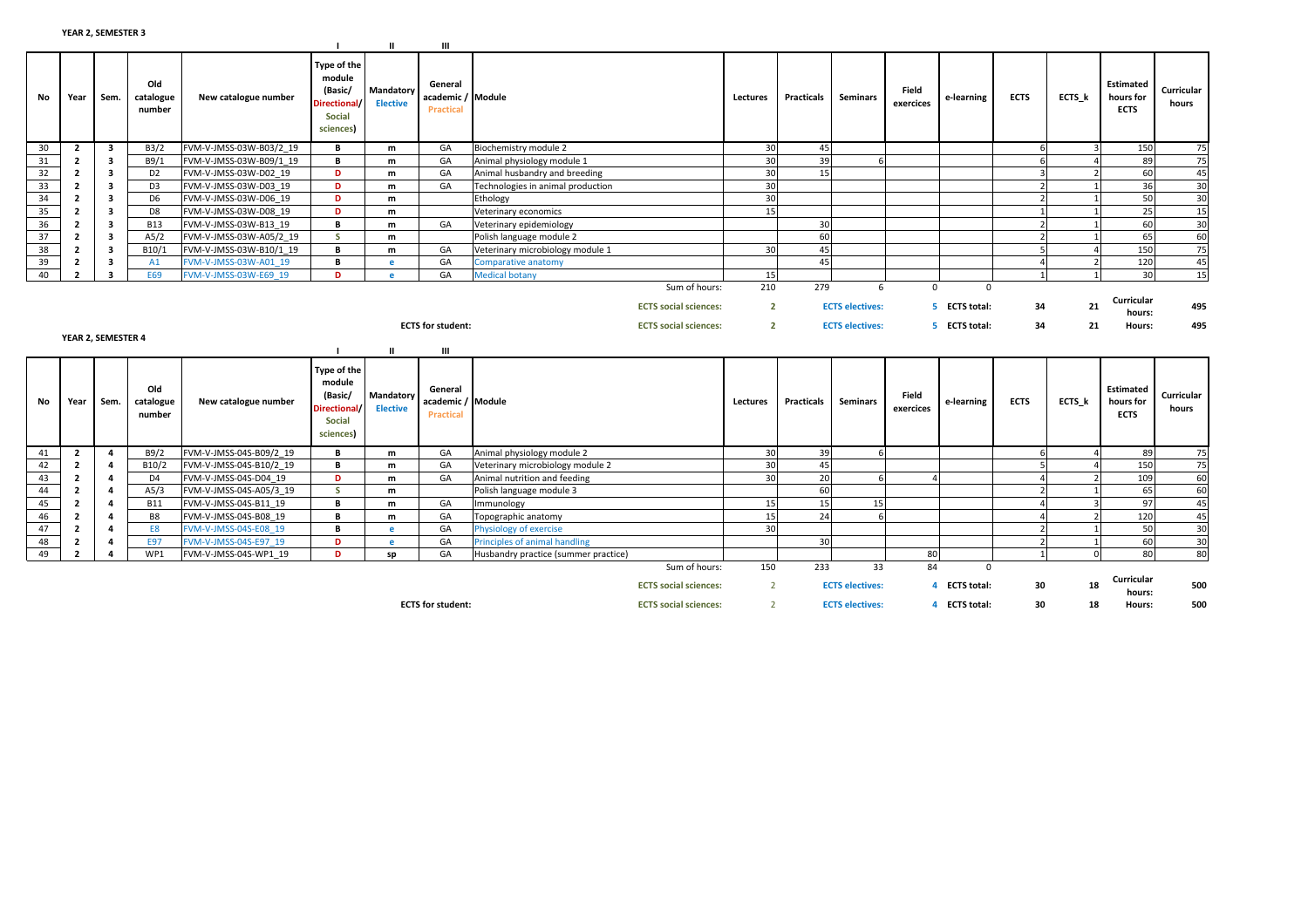**YEAR 2, SEMESTER 3**

| | | | | | I | II | III | | | | | | | | | | |
|---|---|---|---|---|---|---|---|---|---|---|---|---|---|---|---|---|---|
| No | Year | Sem. | Old catalogue number | New catalogue number | Type of the module (Basic/ Directional/ Social sciences) | Mandatory Elective | General academic / Practical | Module | Lectures | Practicals | Seminars | Field exercices | e-learning | ECTS | ECTS_k | Estimated hours for ECTS | Curricular hours |
| 30 | 2 | 3 | B3/2 | FVM-V-JMSS-03W-B03/2_19 | B | m | GA | Biochemistry module 2 | 30 | 45 | | | | 6 | 3 | 150 | 75 |
| 31 | 2 | 3 | B9/1 | FVM-V-JMSS-03W-B09/1_19 | B | m | GA | Animal physiology module 1 | 30 | 39 | 6 | | | 6 | 4 | 89 | 75 |
| 32 | 2 | 3 | D2 | FVM-V-JMSS-03W-D02_19 | D | m | GA | Animal husbandry and breeding | 30 | 15 | | | | 3 | 2 | 60 | 45 |
| 33 | 2 | 3 | D3 | FVM-V-JMSS-03W-D03_19 | D | m | GA | Technologies in animal production | 30 | | | | | 2 | 1 | 36 | 30 |
| 34 | 2 | 3 | D6 | FVM-V-JMSS-03W-D06_19 | D | m | | Ethology | 30 | | | | | 2 | 1 | 50 | 30 |
| 35 | 2 | 3 | D8 | FVM-V-JMSS-03W-D08_19 | D | m | | Veterinary economics | 15 | | | | | 1 | 1 | 25 | 15 |
| 36 | 2 | 3 | B13 | FVM-V-JMSS-03W-B13_19 | B | m | GA | Veterinary epidemiology | | 30 | | | | 2 | 1 | 60 | 30 |
| 37 | 2 | 3 | A5/2 | FVM-V-JMSS-03W-A05/2_19 | S | m | | Polish language module 2 | | 60 | | | | 2 | 1 | 65 | 60 |
| 38 | 2 | 3 | B10/1 | FVM-V-JMSS-03W-B10/1_19 | B | m | GA | Veterinary microbiology module 1 | 30 | 45 | | | | 5 | 4 | 150 | 75 |
| 39 | 2 | 3 | A1 | FVM-V-JMSS-03W-A01_19 | B | e | GA | Comparative anatomy | | 45 | | | | 4 | 2 | 120 | 45 |
| 40 | 2 | 3 | E69 | FVM-V-JMSS-03W-E69_19 | D | e | GA | Medical botany | 15 | | | | | 1 | 1 | 30 | 15 |
| | | | | | | | | Sum of hours: | 210 | 279 | 6 | 0 | 0 | | | | |
| | | | | | | | | ECTS social sciences: | 2 | | ECTS electives: | 5 | ECTS total: | 34 | 21 | Curricular hours: | 495 |
| | | | | | | | ECTS for student: | ECTS social sciences: | 2 | | ECTS electives: | 5 | ECTS total: | 34 | 21 | Hours: | 495 |

**YEAR 2, SEMESTER 4**

| | | | | | I | II | III | | | | | | | | | | |
|---|---|---|---|---|---|---|---|---|---|---|---|---|---|---|---|---|---|
| No | Year | Sem. | Old catalogue number | New catalogue number | Type of the module (Basic/ Directional/ Social sciences) | Mandatory Elective | General academic / Practical | Module | Lectures | Practicals | Seminars | Field exercices | e-learning | ECTS | ECTS_k | Estimated hours for ECTS | Curricular hours |
| 41 | 2 | 4 | B9/2 | FVM-V-JMSS-04S-B09/2_19 | B | m | GA | Animal physiology module 2 | 30 | 39 | 6 | | | 6 | 4 | 89 | 75 |
| 42 | 2 | 4 | B10/2 | FVM-V-JMSS-04S-B10/2_19 | B | m | GA | Veterinary microbiology module 2 | 30 | 45 | | | | 5 | 4 | 150 | 75 |
| 43 | 2 | 4 | D4 | FVM-V-JMSS-04S-D04_19 | D | m | GA | Animal nutrition and feeding | 30 | 20 | 6 | 4 | | 4 | 2 | 109 | 60 |
| 44 | 2 | 4 | A5/3 | FVM-V-JMSS-04S-A05/3_19 | S | m | | Polish language module 3 | | 60 | | | | 2 | 1 | 65 | 60 |
| 45 | 2 | 4 | B11 | FVM-V-JMSS-04S-B11_19 | B | m | GA | Immunology | 15 | 15 | 15 | | | 4 | 3 | 97 | 45 |
| 46 | 2 | 4 | B8 | FVM-V-JMSS-04S-B08_19 | B | m | GA | Topographic anatomy | 15 | 24 | 6 | | | 4 | 2 | 120 | 45 |
| 47 | 2 | 4 | E8 | FVM-V-JMSS-04S-E08_19 | B | e | GA | Physiology of exercise | 30 | | | | | 2 | 1 | 50 | 30 |
| 48 | 2 | 4 | E97 | FVM-V-JMSS-04S-E97_19 | D | e | GA | Principles of animal handling | | 30 | | | | 2 | 1 | 60 | 30 |
| 49 | 2 | 4 | WP1 | FVM-V-JMSS-04S-WP1_19 | D | sp | GA | Husbandry practice (summer practice) | | | | 80 | | 1 | 0 | 80 | 80 |
| | | | | | | | | Sum of hours: | 150 | 233 | 33 | 84 | 0 | | | | |
| | | | | | | | | ECTS social sciences: | 2 | | ECTS electives: | 4 | ECTS total: | 30 | 18 | Curricular hours: | 500 |
| | | | | | | | ECTS for student: | ECTS social sciences: | 2 | | ECTS electives: | 4 | ECTS total: | 30 | 18 | Hours: | 500 |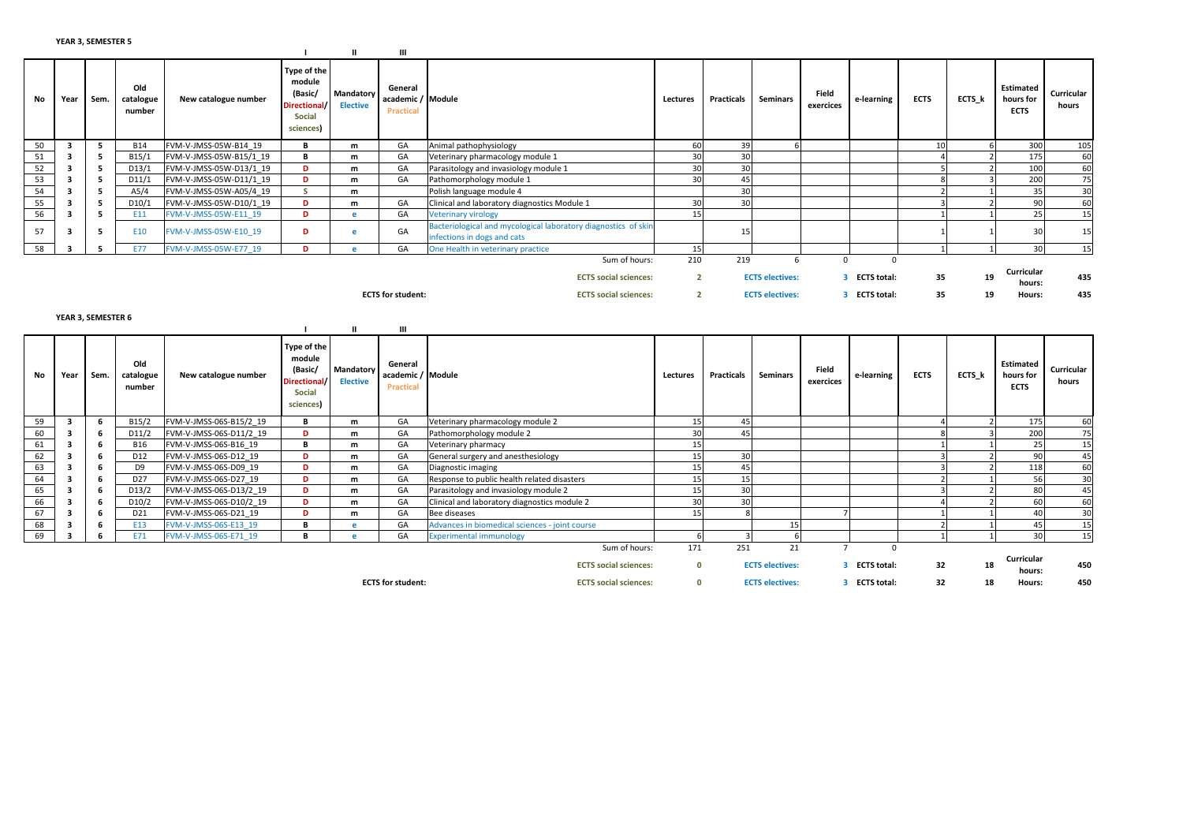**YEAR 3, SEMESTER 5**

| No | Year | Sem. | Old catalogue number | New catalogue number | I<br>Type of the module (Basic/ Directional/ Social sciences) | II<br>Mandatory Elective | III<br>General academic / Practical | Module | Lectures | Practicals | Seminars | Field exercices | e-learning | ECTS | ECTS_k | Estimated hours for ECTS | Curricular hours |
|---|---|---|---|---|---|---|---|---|---|---|---|---|---|---|---|---|---|
| 50 | 3 | 5 | B14 | FVM-V-JMSS-05W-B14_19 | B | m | GA | Animal pathophysiology | 60 | 39 | 6 | | | 10 | 6 | 300 | 105 |
| 51 | 3 | 5 | B15/1 | FVM-V-JMSS-05W-B15/1_19 | B | m | GA | Veterinary pharmacology module 1 | 30 | 30 | | | | 4 | 2 | 175 | 60 |
| 52 | 3 | 5 | D13/1 | FVM-V-JMSS-05W-D13/1_19 | D | m | GA | Parasitology and invasiology module 1 | 30 | 30 | | | | 5 | 2 | 100 | 60 |
| 53 | 3 | 5 | D11/1 | FVM-V-JMSS-05W-D11/1_19 | D | m | GA | Pathomorphology module 1 | 30 | 45 | | | | 8 | 3 | 200 | 75 |
| 54 | 3 | 5 | A5/4 | FVM-V-JMSS-05W-A05/4_19 | S | m | | Polish language module 4 | | 30 | | | | 2 | 1 | 35 | 30 |
| 55 | 3 | 5 | D10/1 | FVM-V-JMSS-05W-D10/1_19 | D | m | GA | Clinical and laboratory diagnostics Module 1 | 30 | 30 | | | | 3 | 2 | 90 | 60 |
| 56 | 3 | 5 | E11 | FVM-V-JMSS-05W-E11_19 | D | e | GA | Veterinary virology | 15 | | | | | 1 | 1 | 25 | 15 |
| 57 | 3 | 5 | E10 | FVM-V-JMSS-05W-E10_19 | D | e | GA | Bacteriological and mycological laboratory diagnostics of skin infections in dogs and cats | | 15 | | | | 1 | 1 | 30 | 15 |
| 58 | 3 | 5 | E77 | FVM-V-JMSS-05W-E77_19 | D | e | GA | One Health in veterinary practice | 15 | | | | | 1 | 1 | 30 | 15 |
| | | | | | | | | Sum of hours: | 210 | 219 | 6 | 0 | 0 | | | | |
| | | | | | | | | ECTS social sciences: | 2 | | ECTS electives: | 3 | ECTS total: | 35 | 19 | Curricular hours: | 435 |
| | | | | | | | ECTS for student: | ECTS social sciences: | 2 | | ECTS electives: | 3 | ECTS total: | 35 | 19 | Hours: | 435 |

**YEAR 3, SEMESTER 6**

| No | Year | Sem. | Old catalogue number | New catalogue number | I<br>Type of the module (Basic/ Directional/ Social sciences) | II<br>Mandatory Elective | III<br>General academic / Practical | Module | Lectures | Practicals | Seminars | Field exercices | e-learning | ECTS | ECTS_k | Estimated hours for ECTS | Curricular hours |
|---|---|---|---|---|---|---|---|---|---|---|---|---|---|---|---|---|---|
| 59 | 3 | 6 | B15/2 | FVM-V-JMSS-06S-B15/2_19 | B | m | GA | Veterinary pharmacology module 2 | 15 | 45 | | | | 4 | 2 | 175 | 60 |
| 60 | 3 | 6 | D11/2 | FVM-V-JMSS-06S-D11/2_19 | D | m | GA | Pathomorphology module 2 | 30 | 45 | | | | 8 | 3 | 200 | 75 |
| 61 | 3 | 6 | B16 | FVM-V-JMSS-06S-B16_19 | B | m | GA | Veterinary pharmacy | 15 | | | | | 1 | 1 | 25 | 15 |
| 62 | 3 | 6 | D12 | FVM-V-JMSS-06S-D12_19 | D | m | GA | General surgery and anesthesiology | 15 | 30 | | | | 3 | 2 | 90 | 45 |
| 63 | 3 | 6 | D9 | FVM-V-JMSS-06S-D09_19 | D | m | GA | Diagnostic imaging | 15 | 45 | | | | 3 | 2 | 118 | 60 |
| 64 | 3 | 6 | D27 | FVM-V-JMSS-06S-D27_19 | D | m | GA | Response to public health related disasters | 15 | 15 | | | | 2 | 1 | 56 | 30 |
| 65 | 3 | 6 | D13/2 | FVM-V-JMSS-06S-D13/2_19 | D | m | GA | Parasitology and invasiology module 2 | 15 | 30 | | | | 3 | 2 | 80 | 45 |
| 66 | 3 | 6 | D10/2 | FVM-V-JMSS-06S-D10/2_19 | D | m | GA | Clinical and laboratory diagnostics module 2 | 30 | 30 | | | | 4 | 2 | 60 | 60 |
| 67 | 3 | 6 | D21 | FVM-V-JMSS-06S-D21_19 | D | m | GA | Bee diseases | 15 | 8 | | 7 | | 1 | 1 | 40 | 30 |
| 68 | 3 | 6 | E13 | FVM-V-JMSS-06S-E13_19 | B | e | GA | Advances in biomedical sciences - joint course | | | 15 | | | 2 | 1 | 45 | 15 |
| 69 | 3 | 6 | E71 | FVM-V-JMSS-06S-E71_19 | B | e | GA | Experimental immunology | 6 | 3 | 6 | | | 1 | 1 | 30 | 15 |
| | | | | | | | | Sum of hours: | 171 | 251 | 21 | 7 | 0 | | | | |
| | | | | | | | | ECTS social sciences: | 0 | | ECTS electives: | 3 | ECTS total: | 32 | 18 | Curricular hours: | 450 |
| | | | | | | | ECTS for student: | ECTS social sciences: | 0 | | ECTS electives: | 3 | ECTS total: | 32 | 18 | Hours: | 450 |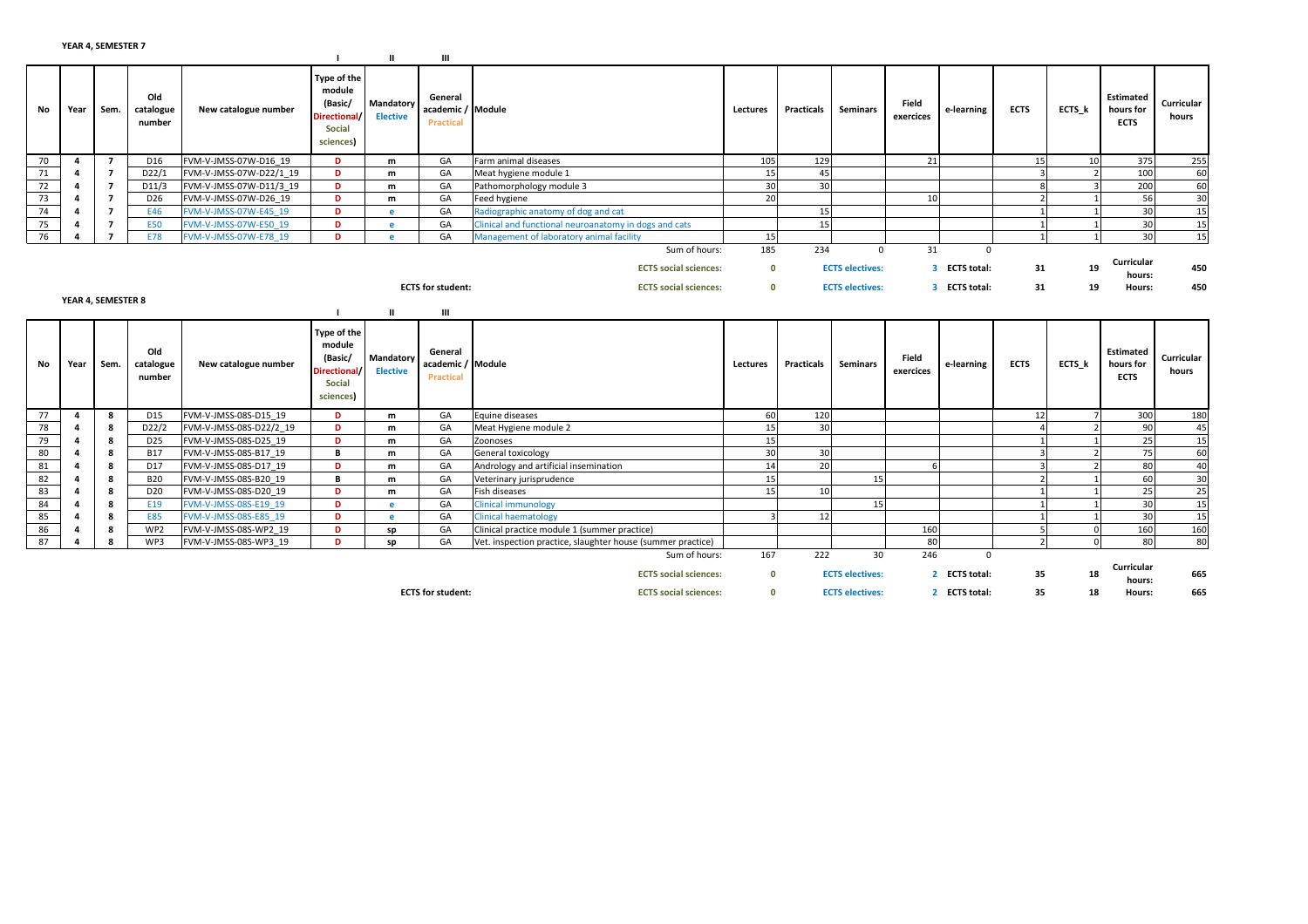**YEAR 4, SEMESTER 7**

| No | Year | Sem. | Old catalogue number | New catalogue number | I<br>Type of the module (Basic/ Directional/ Social sciences) | II<br>Mandatory Elective | III<br>General academic / Practical | Module | Lectures | Practicals | Seminars | Field exercices | e-learning | ECTS | ECTS_k | Estimated hours for ECTS | Curricular hours |
|---|---|---|---|---|---|---|---|---|---|---|---|---|---|---|---|---|---|
| 70 | 4 | 7 | D16 | FVM-V-JMSS-07W-D16_19 | D | m | GA | Farm animal diseases | 105 | 129 | | 21 | | 15 | 10 | 375 | 255 |
| 71 | 4 | 7 | D22/1 | FVM-V-JMSS-07W-D22/1_19 | D | m | GA | Meat hygiene module 1 | 15 | 45 | | | | 3 | 2 | 100 | 60 |
| 72 | 4 | 7 | D11/3 | FVM-V-JMSS-07W-D11/3_19 | D | m | GA | Pathomorphology module 3 | 30 | 30 | | | | 8 | 3 | 200 | 60 |
| 73 | 4 | 7 | D26 | FVM-V-JMSS-07W-D26_19 | D | m | GA | Feed hygiene | 20 | | | 10 | | 2 | 1 | 56 | 30 |
| 74 | 4 | 7 | E46 | FVM-V-JMSS-07W-E45_19 | D | e | GA | Radiographic anatomy of dog and cat | | 15 | | | | 1 | 1 | 30 | 15 |
| 75 | 4 | 7 | E50 | FVM-V-JMSS-07W-E50_19 | D | e | GA | Clinical and functional neuroanatomy in dogs and cats | | 15 | | | | 1 | 1 | 30 | 15 |
| 76 | 4 | 7 | E78 | FVM-V-JMSS-07W-E78_19 | D | e | GA | Management of laboratory animal facility | 15 | | | | | 1 | 1 | 30 | 15 |
| | | | | | | | | Sum of hours: | 185 | 234 | 0 | 31 | 0 | | | | |
| | | | | | | | | ECTS social sciences: | 0 | ECTS electives: | | 3 | ECTS total: | 31 | 19 | Curricular hours: | 450 |
| | | | | | | | ECTS for student: | ECTS social sciences: | 0 | ECTS electives: | | 3 | ECTS total: | 31 | 19 | Hours: | 450 |

**YEAR 4, SEMESTER 8**

| No | Year | Sem. | Old catalogue number | New catalogue number | I<br>Type of the module (Basic/ Directional/ Social sciences) | II<br>Mandatory Elective | III<br>General academic / Practical | Module | Lectures | Practicals | Seminars | Field exercices | e-learning | ECTS | ECTS_k | Estimated hours for ECTS | Curricular hours |
|---|---|---|---|---|---|---|---|---|---|---|---|---|---|---|---|---|---|
| 77 | 4 | 8 | D15 | FVM-V-JMSS-08S-D15_19 | D | m | GA | Equine diseases | 60 | 120 | | | | 12 | 7 | 300 | 180 |
| 78 | 4 | 8 | D22/2 | FVM-V-JMSS-08S-D22/2_19 | D | m | GA | Meat Hygiene module 2 | 15 | 30 | | | | 4 | 2 | 90 | 45 |
| 79 | 4 | 8 | D25 | FVM-V-JMSS-08S-D25_19 | D | m | GA | Zoonoses | 15 | | | | | 1 | 1 | 25 | 15 |
| 80 | 4 | 8 | B17 | FVM-V-JMSS-08S-B17_19 | B | m | GA | General toxicology | 30 | 30 | | | | 3 | 2 | 75 | 60 |
| 81 | 4 | 8 | D17 | FVM-V-JMSS-08S-D17_19 | D | m | GA | Andrology and artificial insemination | 14 | 20 | | 6 | | 3 | 2 | 80 | 40 |
| 82 | 4 | 8 | B20 | FVM-V-JMSS-08S-B20_19 | B | m | GA | Veterinary jurisprudence | 15 | | 15 | | | 2 | 1 | 60 | 30 |
| 83 | 4 | 8 | D20 | FVM-V-JMSS-08S-D20_19 | D | m | GA | Fish diseases | 15 | 10 | | | | 1 | 1 | 25 | 25 |
| 84 | 4 | 8 | E19 | FVM-V-JMSS-08S-E19_19 | D | e | GA | Clinical immunology | | | 15 | | | 1 | 1 | 30 | 15 |
| 85 | 4 | 8 | E85 | FVM-V-JMSS-08S-E85_19 | D | e | GA | Clinical haematology | 3 | 12 | | | | 1 | 1 | 30 | 15 |
| 86 | 4 | 8 | WP2 | FVM-V-JMSS-08S-WP2_19 | D | sp | GA | Clinical practice module 1 (summer practice) | | | | 160 | | 5 | 0 | 160 | 160 |
| 87 | 4 | 8 | WP3 | FVM-V-JMSS-08S-WP3_19 | D | sp | GA | Vet. inspection practice, slaughter house (summer practice) | | | | 80 | | 2 | 0 | 80 | 80 |
| | | | | | | | | Sum of hours: | 167 | 222 | 30 | 246 | 0 | | | | |
| | | | | | | | | ECTS social sciences: | 0 | ECTS electives: | | 2 | ECTS total: | 35 | 18 | Curricular hours: | 665 |
| | | | | | | | ECTS for student: | ECTS social sciences: | 0 | ECTS electives: | | 2 | ECTS total: | 35 | 18 | Hours: | 665 |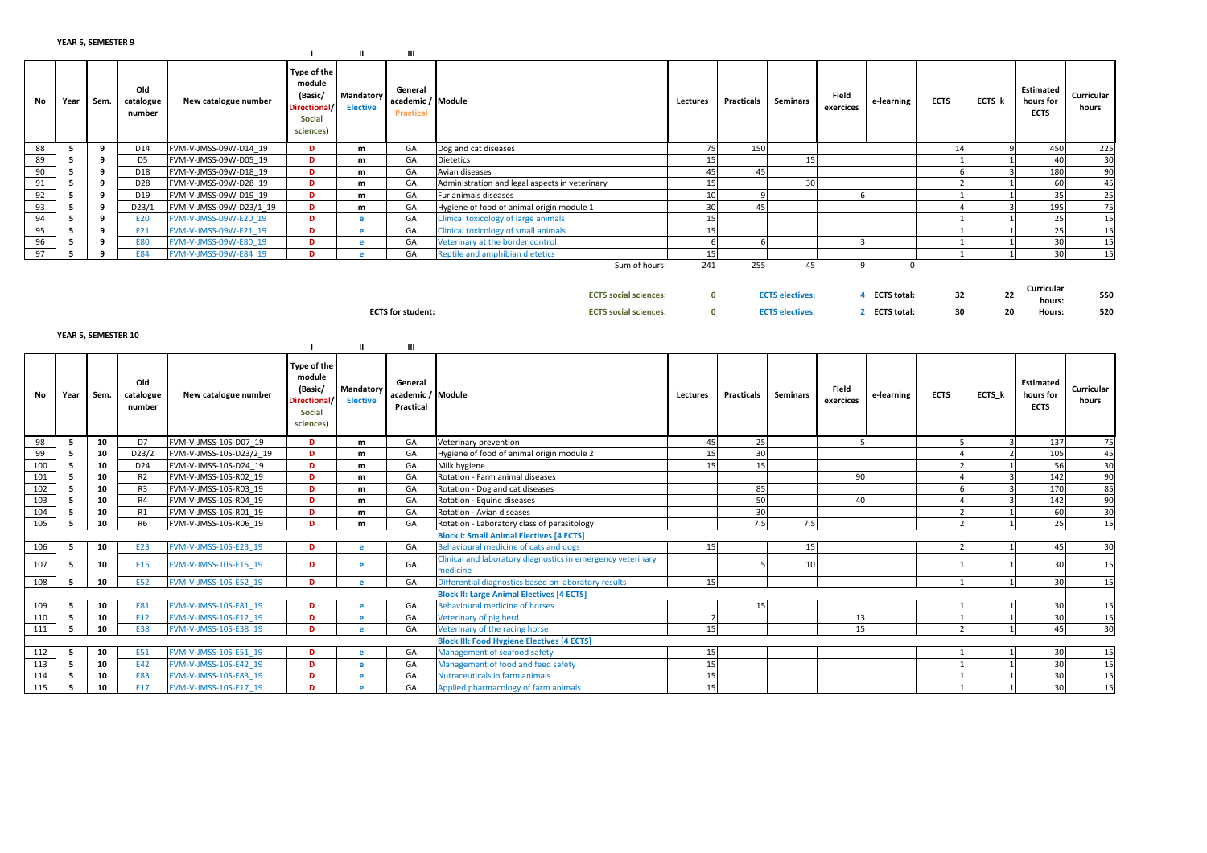**YEAR 5, SEMESTER 9**

| No | Year | Sem. | Old catalogue number | New catalogue number | I<br>Type of the module (Basic/ Directional/ Social sciences) | II<br>Mandatory Elective | III<br>General academic / Practical | Module | Lectures | Practicals | Seminars | Field exercices | e-learning | ECTS | ECTS_k | Estimated hours for ECTS | Curricular hours |
|---|---|---|---|---|---|---|---|---|---|---|---|---|---|---|---|---|---|
| 88 | 5 | 9 | D14 | FVM-V-JMSS-09W-D14_19 | D | m | GA | Dog and cat diseases | 75 | 150 | | | | 14 | 9 | 450 | 225 |
| 89 | 5 | 9 | D5 | FVM-V-JMSS-09W-D05_19 | D | m | GA | Dietetics | 15 | | 15 | | | 1 | 1 | 40 | 30 |
| 90 | 5 | 9 | D18 | FVM-V-JMSS-09W-D18_19 | D | m | GA | Avian diseases | 45 | 45 | | | | 6 | 3 | 180 | 90 |
| 91 | 5 | 9 | D28 | FVM-V-JMSS-09W-D28_19 | D | m | GA | Administration and legal aspects in veterinary | 15 | | 30 | | | 2 | 1 | 60 | 45 |
| 92 | 5 | 9 | D19 | FVM-V-JMSS-09W-D19_19 | D | m | GA | Fur animals diseases | 10 | 9 | | 6 | | 1 | 1 | 35 | 25 |
| 93 | 5 | 9 | D23/1 | FVM-V-JMSS-09W-D23/1_19 | D | m | GA | Hygiene of food of animal origin module 1 | 30 | 45 | | | | 4 | 3 | 195 | 75 |
| 94 | 5 | 9 | E20 | FVM-V-JMSS-09W-E20_19 | D | e | GA | Clinical toxicology of large animals | 15 | | | | | 1 | 1 | 25 | 15 |
| 95 | 5 | 9 | E21 | FVM-V-JMSS-09W-E21_19 | D | e | GA | Clinical toxicology of small animals | 15 | | | | | 1 | 1 | 25 | 15 |
| 96 | 5 | 9 | E80 | FVM-V-JMSS-09W-E80_19 | D | e | GA | Veterinary at the border control | 6 | 6 | | 3 | | 1 | 1 | 30 | 15 |
| 97 | 5 | 9 | E84 | FVM-V-JMSS-09W-E84_19 | D | e | GA | Reptile and amphibian dietetics | 15 | | | | | 1 | 1 | 30 | 15 |
| | | | | | | | | Sum of hours: | 241 | 255 | 45 | 9 | 0 | | | | |

| | | | | | | | | | |
|---|---|---|---|---|---|---|---|---|---|
| | ECTS social sciences: | 0 | ECTS electives: | 4 | ECTS total: | 32 | 22 | Curricular hours: | 550 |
| ECTS for student: | ECTS social sciences: | 0 | ECTS electives: | 2 | ECTS total: | 30 | 20 | Hours: | 520 |

**YEAR 5, SEMESTER 10**

| No | Year | Sem. | Old catalogue number | New catalogue number | I<br>Type of the module (Basic/ Directional/ Social sciences) | II<br>Mandatory Elective | III<br>General academic / Practical | Module | Lectures | Practicals | Seminars | Field exercices | e-learning | ECTS | ECTS_k | Estimated hours for ECTS | Curricular hours |
|---|---|---|---|---|---|---|---|---|---|---|---|---|---|---|---|---|---|
| 98 | 5 | 10 | D7 | FVM-V-JMSS-10S-D07_19 | D | m | GA | Veterinary prevention | 45 | 25 | | 5 | | 5 | 3 | 137 | 75 |
| 99 | 5 | 10 | D23/2 | FVM-V-JMSS-10S-D23/2_19 | D | m | GA | Hygiene of food of animal origin module 2 | 15 | 30 | | | | 4 | 2 | 105 | 45 |
| 100 | 5 | 10 | D24 | FVM-V-JMSS-10S-D24_19 | D | m | GA | Milk hygiene | 15 | 15 | | | | 2 | 1 | 56 | 30 |
| 101 | 5 | 10 | R2 | FVM-V-JMSS-10S-R02_19 | D | m | GA | Rotation - Farm animal diseases | | | | 90 | | 4 | 3 | 142 | 90 |
| 102 | 5 | 10 | R3 | FVM-V-JMSS-10S-R03_19 | D | m | GA | Rotation - Dog and cat diseases | | 85 | | | | 6 | 3 | 170 | 85 |
| 103 | 5 | 10 | R4 | FVM-V-JMSS-10S-R04_19 | D | m | GA | Rotation - Equine diseases | | 50 | | 40 | | 4 | 3 | 142 | 90 |
| 104 | 5 | 10 | R1 | FVM-V-JMSS-10S-R01_19 | D | m | GA | Rotation - Avian diseases | | 30 | | | | 2 | 1 | 60 | 30 |
| 105 | 5 | 10 | R6 | FVM-V-JMSS-10S-R06_19 | D | m | GA | Rotation - Laboratory class of parasitology | | 7.5 | 7.5 | | | 2 | 1 | 25 | 15 |
| | | | | | | | | **Block I: Small Animal Electives [4 ECTS]** | | | | | | | | | |
| 106 | 5 | 10 | E23 | FVM-V-JMSS-10S-E23_19 | D | e | GA | Behavioural medicine of cats and dogs | 15 | | 15 | | | 2 | 1 | 45 | 30 |
| 107 | 5 | 10 | E15 | FVM-V-JMSS-10S-E15_19 | D | e | GA | Clinical and laboratory diagnostics in emergency veterinary medicine | | 5 | 10 | | | 1 | 1 | 30 | 15 |
| 108 | 5 | 10 | E52 | FVM-V-JMSS-10S-E52_19 | D | e | GA | Differential diagnostics based on laboratory results | 15 | | | | | 1 | 1 | 30 | 15 |
| | | | | | | | | **Block II: Large Animal Electives [4 ECTS]** | | | | | | | | | |
| 109 | 5 | 10 | E81 | FVM-V-JMSS-10S-E81_19 | D | e | GA | Behavioural medicine of horses | | 15 | | | | 1 | 1 | 30 | 15 |
| 110 | 5 | 10 | E12 | FVM-V-JMSS-10S-E12_19 | D | e | GA | Veterinary of pig herd | 2 | | | 13 | | 1 | 1 | 30 | 15 |
| 111 | 5 | 10 | E38 | FVM-V-JMSS-10S-E38_19 | D | e | GA | Veterinary of the racing horse | 15 | | | 15 | | 2 | 1 | 45 | 30 |
| | | | | | | | | **Block III: Food Hygiene Electives [4 ECTS]** | | | | | | | | | |
| 112 | 5 | 10 | E51 | FVM-V-JMSS-10S-E51_19 | D | e | GA | Management of seafood safety | 15 | | | | | 1 | 1 | 30 | 15 |
| 113 | 5 | 10 | E42 | FVM-V-JMSS-10S-E42_19 | D | e | GA | Management of food and feed safety | 15 | | | | | 1 | 1 | 30 | 15 |
| 114 | 5 | 10 | E83 | FVM-V-JMSS-10S-E83_19 | D | e | GA | Nutraceuticals in farm animals | 15 | | | | | 1 | 1 | 30 | 15 |
| 115 | 5 | 10 | E17 | FVM-V-JMSS-10S-E17_19 | D | e | GA | Applied pharmacology of farm animals | 15 | | | | | 1 | 1 | 30 | 15 |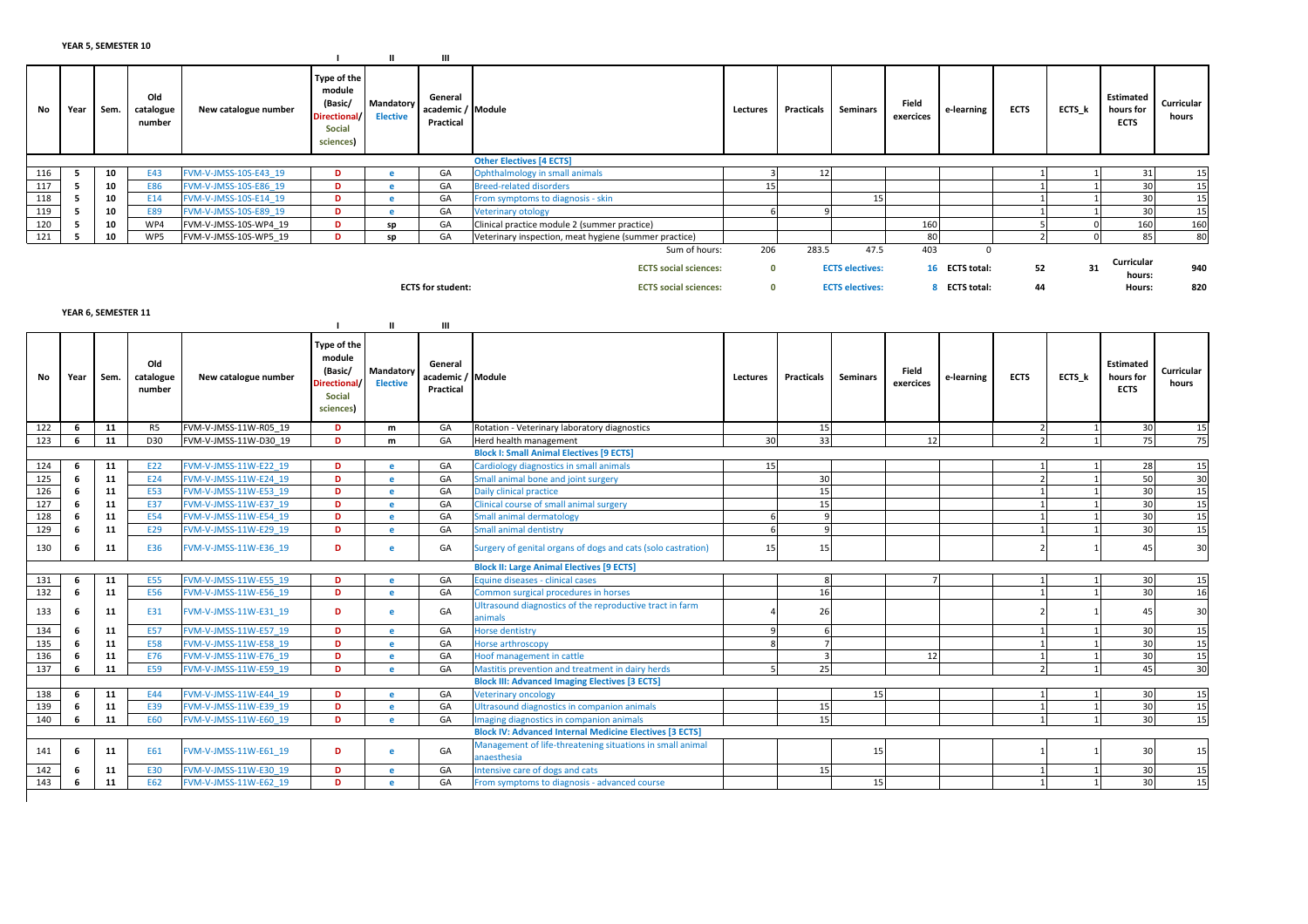**YEAR 5, SEMESTER 10**

| | | | | | I | II | III | | | | | | | | | | |
|---|---|---|---|---|---|---|---|---|---|---|---|---|---|---|---|---|---|
| **No** | **Year** | **Sem.** | **Old catalogue number** | **New catalogue number** | **Type of the module (Basic/ Directional/ Social sciences)** | **Mandatory Elective** | **General academic / Practical** | **Module** | **Lectures** | **Practicals** | **Seminars** | **Field exercises** | **e-learning** | **ECTS** | **ECTS_k** | **Estimated hours for ECTS** | **Curricular hours** |
| | | | | | | | | **Other Electives [4 ECTS]** | | | | | | | | | |
| 116 | 5 | 10 | E43 | FVM-V-JMSS-10S-E43_19 | D | e | GA | Ophthalmology in small animals | 3 | 12 | | | | 1 | 1 | 31 | 15 |
| 117 | 5 | 10 | E86 | FVM-V-JMSS-10S-E86_19 | D | e | GA | Breed-related disorders | 15 | | | | | 1 | 1 | 30 | 15 |
| 118 | 5 | 10 | E14 | FVM-V-JMSS-10S-E14_19 | D | e | GA | From symptoms to diagnosis - skin | | | 15 | | | 1 | 1 | 30 | 15 |
| 119 | 5 | 10 | E89 | FVM-V-JMSS-10S-E89_19 | D | e | GA | Veterinary otology | 6 | 9 | | | | 1 | 1 | 30 | 15 |
| 120 | 5 | 10 | WP4 | FVM-V-JMSS-10S-WP4_19 | D | sp | GA | Clinical practice module 2 (summer practice) | | | | 160 | | 5 | 0 | 160 | 160 |
| 121 | 5 | 10 | WP5 | FVM-V-JMSS-10S-WP5_19 | D | sp | GA | Veterinary inspection, meat hygiene (summer practice) | | | | 80 | | 2 | 0 | 85 | 80 |
| | | | | | | | | Sum of hours: | 206 | 283.5 | 47.5 | 403 | 0 | | | | |
| | | | | | | | | ECTS social sciences: | 0 | | ECTS electives: | 16 | ECTS total: | 52 | 31 | Curricular hours: | 940 |
| | | | | | | | ECTS for student: | ECTS social sciences: | 0 | | ECTS electives: | 8 | ECTS total: | 44 | | Hours: | 820 |

**YEAR 6, SEMESTER 11**

| | | | | | I | II | III | | | | | | | | | | |
|---|---|---|---|---|---|---|---|---|---|---|---|---|---|---|---|---|---|
| **No** | **Year** | **Sem.** | **Old catalogue number** | **New catalogue number** | **Type of the module (Basic/ Directional/ Social sciences)** | **Mandatory Elective** | **General academic / Practical** | **Module** | **Lectures** | **Practicals** | **Seminars** | **Field exercises** | **e-learning** | **ECTS** | **ECTS_k** | **Estimated hours for ECTS** | **Curricular hours** |
| 122 | 6 | 11 | R5 | FVM-V-JMSS-11W-R05_19 | D | m | GA | Rotation - Veterinary laboratory diagnostics | | 15 | | | | 2 | 1 | 30 | 15 |
| 123 | 6 | 11 | D30 | FVM-V-JMSS-11W-D30_19 | D | m | GA | Herd health management | 30 | 33 | | 12 | | 2 | 1 | 75 | 75 |
| | | | | | | | | **Block I: Small Animal Electives [9 ECTS]** | | | | | | | | | |
| 124 | 6 | 11 | E22 | FVM-V-JMSS-11W-E22_19 | D | e | GA | Cardiology diagnostics in small animals | 15 | | | | | 1 | 1 | 28 | 15 |
| 125 | 6 | 11 | E24 | FVM-V-JMSS-11W-E24_19 | D | e | GA | Small animal bone and joint surgery | | 30 | | | | 2 | 1 | 50 | 30 |
| 126 | 6 | 11 | E53 | FVM-V-JMSS-11W-E53_19 | D | e | GA | Daily clinical practice | | 15 | | | | 1 | 1 | 30 | 15 |
| 127 | 6 | 11 | E37 | FVM-V-JMSS-11W-E37_19 | D | e | GA | Clinical course of small animal surgery | | 15 | | | | 1 | 1 | 30 | 15 |
| 128 | 6 | 11 | E54 | FVM-V-JMSS-11W-E54_19 | D | e | GA | Small animal dermatology | 6 | 9 | | | | 1 | 1 | 30 | 15 |
| 129 | 6 | 11 | E29 | FVM-V-JMSS-11W-E29_19 | D | e | GA | Small animal dentistry | 6 | 9 | | | | 1 | 1 | 30 | 15 |
| 130 | 6 | 11 | E36 | FVM-V-JMSS-11W-E36_19 | D | e | GA | Surgery of genital organs of dogs and cats (solo castration) | 15 | 15 | | | | 2 | 1 | 45 | 30 |
| | | | | | | | | **Block II: Large Animal Electives [9 ECTS]** | | | | | | | | | |
| 131 | 6 | 11 | E55 | FVM-V-JMSS-11W-E55_19 | D | e | GA | Equine diseases - clinical cases | | 8 | | 7 | | 1 | 1 | 30 | 15 |
| 132 | 6 | 11 | E56 | FVM-V-JMSS-11W-E56_19 | D | e | GA | Common surgical procedures in horses | | 16 | | | | 1 | 1 | 30 | 16 |
| 133 | 6 | 11 | E31 | FVM-V-JMSS-11W-E31_19 | D | e | GA | Ultrasound diagnostics of the reproductive tract in farm animals | 4 | 26 | | | | 2 | 1 | 45 | 30 |
| 134 | 6 | 11 | E57 | FVM-V-JMSS-11W-E57_19 | D | e | GA | Horse dentistry | 9 | 6 | | | | 1 | 1 | 30 | 15 |
| 135 | 6 | 11 | E58 | FVM-V-JMSS-11W-E58_19 | D | e | GA | Horse arthroscopy | 8 | 7 | | | | 1 | 1 | 30 | 15 |
| 136 | 6 | 11 | E76 | FVM-V-JMSS-11W-E76_19 | D | e | GA | Hoof management in cattle | | 3 | | 12 | | 1 | 1 | 30 | 15 |
| 137 | 6 | 11 | E59 | FVM-V-JMSS-11W-E59_19 | D | e | GA | Mastitis prevention and treatment in dairy herds | 5 | 25 | | | | 2 | 1 | 45 | 30 |
| | | | | | | | | **Block III: Advanced Imaging Electives [3 ECTS]** | | | | | | | | | |
| 138 | 6 | 11 | E44 | FVM-V-JMSS-11W-E44_19 | D | e | GA | Veterinary oncology | | | 15 | | | 1 | 1 | 30 | 15 |
| 139 | 6 | 11 | E39 | FVM-V-JMSS-11W-E39_19 | D | e | GA | Ultrasound diagnostics in companion animals | | 15 | | | | 1 | 1 | 30 | 15 |
| 140 | 6 | 11 | E60 | FVM-V-JMSS-11W-E60_19 | D | e | GA | Imaging diagnostics in companion animals | | 15 | | | | 1 | 1 | 30 | 15 |
| | | | | | | | | **Block IV: Advanced Internal Medicine Electives [3 ECTS]** | | | | | | | | | |
| 141 | 6 | 11 | E61 | FVM-V-JMSS-11W-E61_19 | D | e | GA | Management of life-threatening situations in small animal anaesthesia | | | 15 | | | 1 | 1 | 30 | 15 |
| 142 | 6 | 11 | E30 | FVM-V-JMSS-11W-E30_19 | D | e | GA | Intensive care of dogs and cats | | 15 | | | | 1 | 1 | 30 | 15 |
| 143 | 6 | 11 | E62 | FVM-V-JMSS-11W-E62_19 | D | e | GA | From symptoms to diagnosis - advanced course | | | 15 | | | 1 | 1 | 30 | 15 |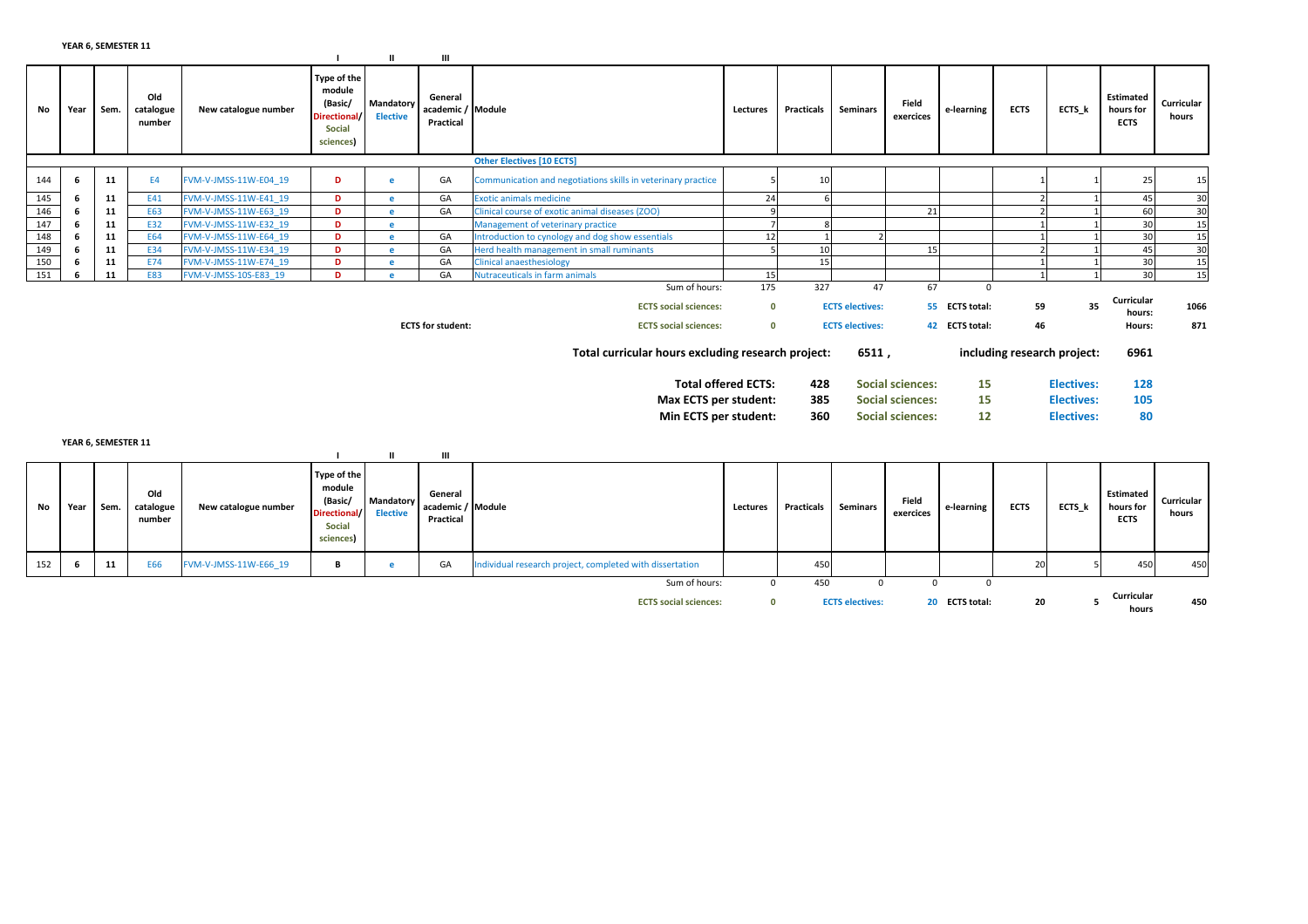**YEAR 6, SEMESTER 11**

| No | Year | Sem. | Old catalogue number | New catalogue number | I<br>Type of the module (Basic/ Directional/ Social sciences) | II<br>Mandatory Elective | III<br>General academic / Practical | Module | Lectures | Practicals | Seminars | Field exercices | e-learning | ECTS | ECTS_k | Estimated hours for ECTS | Curricular hours |
|---|---|---|---|---|---|---|---|---|---|---|---|---|---|---|---|---|---|
| | | | | | | | | **Other Electives [10 ECTS]** | | | | | | | | | |
| 144 | 6 | 11 | E4 | FVM-V-JMSS-11W-E04_19 | D | e | GA | Communication and negotiations skills in veterinary practice | 5 | 10 | | | | 1 | 1 | 25 | 15 |
| 145 | 6 | 11 | E41 | FVM-V-JMSS-11W-E41_19 | D | e | GA | Exotic animals medicine | 24 | 6 | | | | 2 | 1 | 45 | 30 |
| 146 | 6 | 11 | E63 | FVM-V-JMSS-11W-E63_19 | D | e | GA | Clinical course of exotic animal diseases (ZOO) | 9 | | | 21 | | 2 | 1 | 60 | 30 |
| 147 | 6 | 11 | E32 | FVM-V-JMSS-11W-E32_19 | D | e | | Management of veterinary practice | 7 | 8 | | | | 1 | 1 | 30 | 15 |
| 148 | 6 | 11 | E64 | FVM-V-JMSS-11W-E64_19 | D | e | GA | Introduction to cynology and dog show essentials | 12 | 1 | 2 | | | 1 | 1 | 30 | 15 |
| 149 | 6 | 11 | E34 | FVM-V-JMSS-11W-E34_19 | D | e | GA | Herd health management in small ruminants | 5 | 10 | | 15 | | 2 | 1 | 45 | 30 |
| 150 | 6 | 11 | E74 | FVM-V-JMSS-11W-E74_19 | D | e | GA | Clinical anaesthesiology | | 15 | | | | 1 | 1 | 30 | 15 |
| 151 | 6 | 11 | E83 | FVM-V-JMSS-10S-E83_19 | D | e | GA | Nutraceuticals in farm animals | 15 | | | | | 1 | 1 | 30 | 15 |
| | | | | | | | | Sum of hours: | 175 | 327 | 47 | 67 | 0 | | | | |
| | | | | | | | | **ECTS social sciences:** | **0** | | **ECTS electives:** | **55** | **ECTS total:** | **59** | **35** | **Curricular hours:** | **1066** |
| | | | | | | | **ECTS for student:** | **ECTS social sciences:** | **0** | | **ECTS electives:** | **42** | **ECTS total:** | **46** | | **Hours:** | **871** |

**Total curricular hours excluding research project: 6511 , including research project: 6961**

| | | | | | | |
|---|---|---|---|---|---|---|
| **Total offered ECTS:** | **428** | **Social sciences:** | **15** | **Electives:** | **128** |
| **Max ECTS per student:** | **385** | **Social sciences:** | **15** | **Electives:** | **105** |
| **Min ECTS per student:** | **360** | **Social sciences:** | **12** | **Electives:** | **80** |

**YEAR 6, SEMESTER 11**

| No | Year | Sem. | Old catalogue number | New catalogue number | I<br>Type of the module (Basic/ Directional/ Social sciences) | II<br>Mandatory Elective | III<br>General academic / Practical | Module | Lectures | Practicals | Seminars | Field exercices | e-learning | ECTS | ECTS_k | Estimated hours for ECTS | Curricular hours |
|---|---|---|---|---|---|---|---|---|---|---|---|---|---|---|---|---|---|
| 152 | 6 | 11 | E66 | FVM-V-JMSS-11W-E66_19 | B | e | GA | Individual research project, completed with dissertation | | 450 | | | | 20 | 5 | 450 | 450 |
| | | | | | | | | Sum of hours: | 0 | 450 | 0 | 0 | 0 | | | | |
| | | | | | | | | **ECTS social sciences:** | **0** | | **ECTS electives:** | **20** | **ECTS total:** | **20** | **5** | **Curricular hours** | **450** |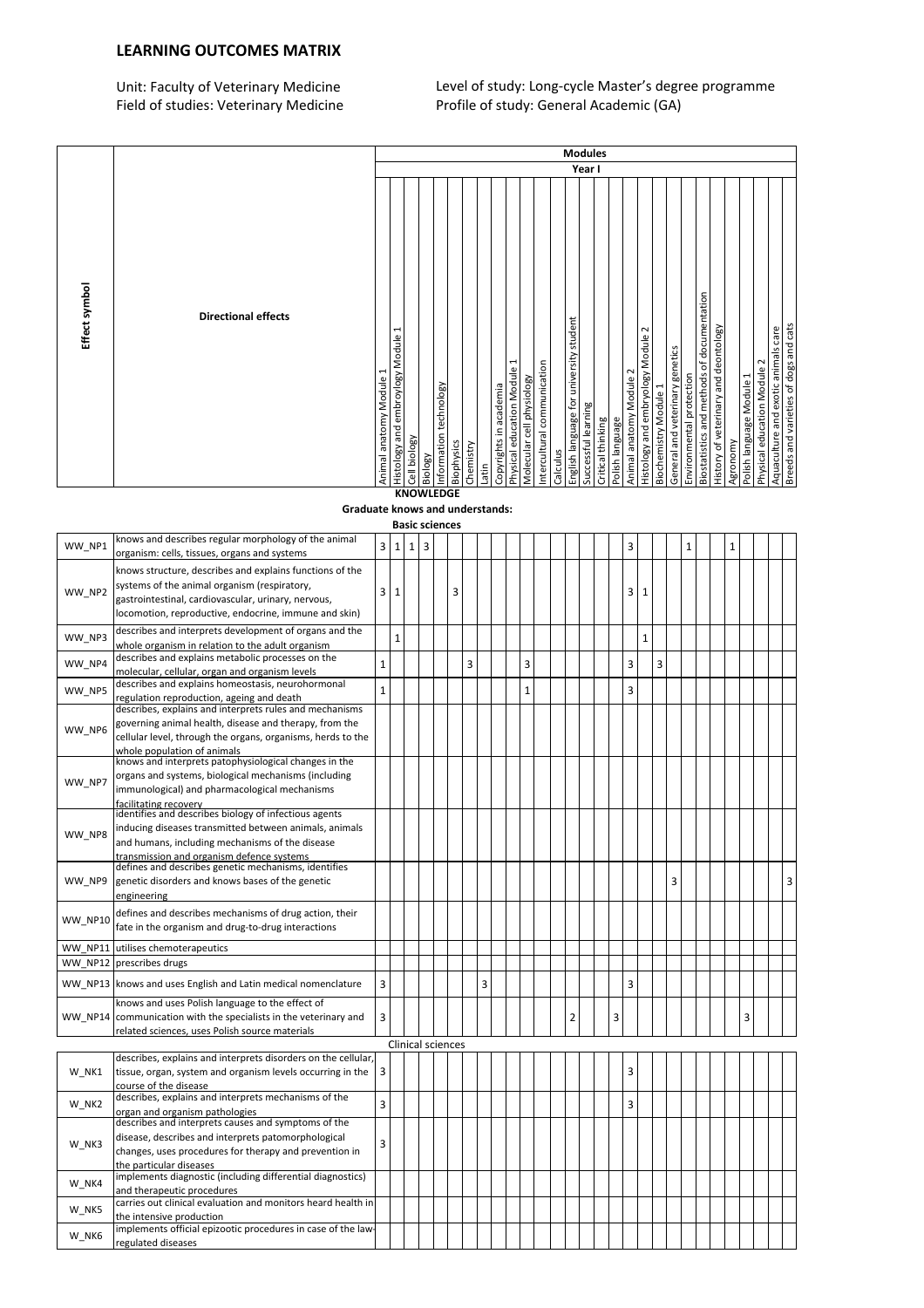# LEARNING OUTCOMES MATRIX

Unit: Faculty of Veterinary Medicine
Field of studies: Veterinary Medicine

Level of study: Long-cycle Master's degree programme
Profile of study: General Academic (GA)

| Effect symbol | Directional effects | Modules – Year I | | | | | | | | | | | | | | | | | | | | | | | | | | | | |
|---|---|---|---|---|---|---|---|---|---|---|---|---|---|---|---|---|---|---|---|---|---|---|---|---|---|---|---|---|---|---|
| | | Animal anatomy Module 1 | Histology and embryology Module 1 | Cell biology | Biology | Information technology | Biophysics | Chemistry | Latin | Copyrights in academia | Physical education Module 1 | Molecular cell physiology | Intercultural communication | Calculus | English language for university student | Successful learning | Critical thinking | Polish language | Animal anatomy Module 2 | Histology and embryology Module 2 | Biochemistry Module 1 | General and veterinary genetics | Environmental protection | Biostatistics and methods of documentation | History of veterinary and deontology | Agronomy | Polish language Module 1 | Physical education Module 2 | Aquaculture and exotic animals care | Breeds and varieties of dogs and cats |
| | **KNOWLEDGE** | | | | | | | | | | | | | | | | | | | | | | | | | | | | | |
| | **Graduate knows and understands:** | | | | | | | | | | | | | | | | | | | | | | | | | | | | | |
| | **Basic sciences** | | | | | | | | | | | | | | | | | | | | | | | | | | | | | |
| WW_NP1 | knows and describes regular morphology of the animal organism: cells, tissues, organs and systems | 3 | 1 | 1 | 3 | | | | | | | | | | | | | | 3 | | | | 1 | | | 1 | | | | |
| WW_NP2 | knows structure, describes and explains functions of the systems of the animal organism (respiratory, gastrointestinal, cardiovascular, urinary, nervous, locomotion, reproductive, endocrine, immune and skin) | 3 | 1 | | | | 3 | | | | | | | | | | | | 3 | 1 | | | | | | | | | | |
| WW_NP3 | describes and interprets development of organs and the whole organism in relation to the adult organism | | 1 | | | | | | | | | | | | | | | | | 1 | | | | | | | | | | |
| WW_NP4 | describes and explains metabolic processes on the molecular, cellular, organ and organism levels | 1 | | | | | | 3 | | | | 3 | | | | | | | 3 | | 3 | | | | | | | | | |
| WW_NP5 | describes and explains homeostasis, neurohormonal regulation reproduction, ageing and death | 1 | | | | | | | | | | 1 | | | | | | | 3 | | | | | | | | | | | |
| WW_NP6 | describes, explains and interprets rules and mechanisms governing animal health, disease and therapy, from the cellular level, through the organs, organisms, herds to the whole population of animals | | | | | | | | | | | | | | | | | | | | | | | | | | | | | |
| WW_NP7 | knows and interprets patophysiological changes in the organs and systems, biological mechanisms (including immunological) and pharmacological mechanisms facilitating recovery | | | | | | | | | | | | | | | | | | | | | | | | | | | | | |
| WW_NP8 | identifies and describes biology of infectious agents inducing diseases transmitted between animals, animals and humans, including mechanisms of the disease transmission and organism defence systems | | | | | | | | | | | | | | | | | | | | | | | | | | | | | |
| WW_NP9 | defines and describes genetic mechanisms, identifies genetic disorders and knows bases of the genetic engineering | | | | | | | | | | | | | | | | | | | | | 3 | | | | | | | | 3 |
| WW_NP10 | defines and describes mechanisms of drug action, their fate in the organism and drug-to-drug interactions | | | | | | | | | | | | | | | | | | | | | | | | | | | | | |
| WW_NP11 | utilises chemotherapeutics | | | | | | | | | | | | | | | | | | | | | | | | | | | | | |
| WW_NP12 | prescribes drugs | | | | | | | | | | | | | | | | | | | | | | | | | | | | | |
| WW_NP13 | knows and uses English and Latin medical nomenclature | 3 | | | | | | | 3 | | | | | | | | | | 3 | | | | | | | | | | | |
| WW_NP14 | knows and uses Polish language to the effect of communication with the specialists in the veterinary and related sciences, uses Polish source materials | 3 | | | | | | | | | | | | | 2 | | | 3 | | | | | | | | | 3 | | | |
| | **Clinical sciences** | | | | | | | | | | | | | | | | | | | | | | | | | | | | | |
| W_NK1 | describes, explains and interprets disorders on the cellular, tissue, organ, system and organism levels occurring in the course of the disease | 3 | | | | | | | | | | | | | | | | | 3 | | | | | | | | | | | |
| W_NK2 | describes, explains and interprets mechanisms of the organ and organism pathologies | 3 | | | | | | | | | | | | | | | | | 3 | | | | | | | | | | | |
| W_NK3 | describes and interprets causes and symptoms of the disease, describes and interprets patomorphological changes, uses procedures for therapy and prevention in the particular diseases | 3 | | | | | | | | | | | | | | | | | | | | | | | | | | | | |
| W_NK4 | implements diagnostic (including differential diagnostics) and therapeutic procedures | | | | | | | | | | | | | | | | | | | | | | | | | | | | | |
| W_NK5 | carries out clinical evaluation and monitors heard health in the intensive production | | | | | | | | | | | | | | | | | | | | | | | | | | | | | |
| W_NK6 | implements official epizootic procedures in case of the law-regulated diseases | | | | | | | | | | | | | | | | | | | | | | | | | | | | | |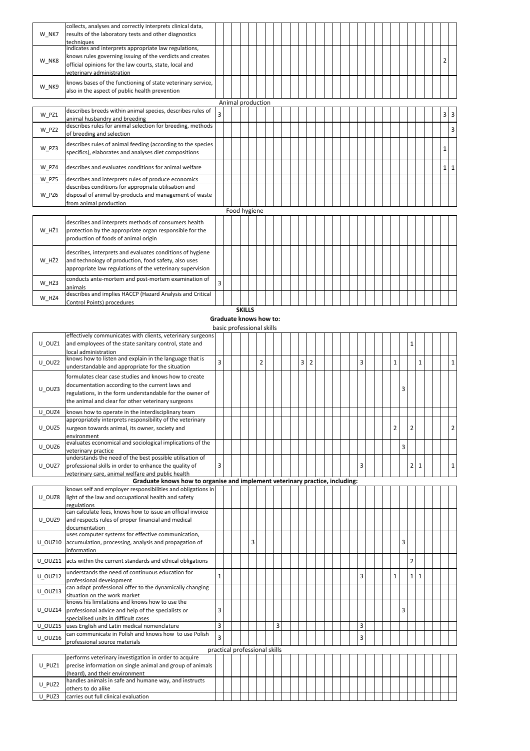| | | | | | | | | | | | | | | | | | | | | | | | | | | | | | | | | |
|---|---|---|---|---|---|---|---|---|---|---|---|---|---|---|---|---|---|---|---|---|---|---|---|---|---|---|---|---|---|---|---|---|
| W_NK7 | collects, analyses and correctly interprets clinical data, results of the laboratory tests and other diagnostics techniques | | | | | | | | | | | | | | | | | | | | | | | | | | | | | | | |
| W_NK8 | indicates and interprets appropriate law regulations, knows rules governing issuing of the verdicts and creates official opinions for the law courts, state, local and veterinary administration | | | | | | | | | | | | | | | | | | | | | | | | | | | | | | 2 | |
| W_NK9 | knows bases of the functioning of state veterinary service, also in the aspect of public health prevention | | | | | | | | | | | | | | | | | | | | | | | | | | | | | | | |
| | | Animal production | | | | | | | | | | | | | | | | | | | | | | | | | | | | | | |
| W_PZ1 | describes breeds within animal species, describes rules of animal husbandry and breeding | 3 | | | | | | | | | | | | | | | | | | | | | | | | | | | | | 3 | 3 |
| W_PZ2 | describes rules for animal selection for breeding, methods of breeding and selection | | | | | | | | | | | | | | | | | | | | | | | | | | | | | | | 3 |
| W_PZ3 | describes rules of animal feeding (according to the species specifics), elaborates and analyses diet compositions | | | | | | | | | | | | | | | | | | | | | | | | | | | | | | 1 | |
| W_PZ4 | describes and evaluates conditions for animal welfare | | | | | | | | | | | | | | | | | | | | | | | | | | | | | | 1 | 1 |
| W_PZ5 | describes and interprets rules of produce economics | | | | | | | | | | | | | | | | | | | | | | | | | | | | | | | |
| W_PZ6 | describes conditions for appropriate utilisation and disposal of animal by-products and management of waste from animal production | | | | | | | | | | | | | | | | | | | | | | | | | | | | | | | |
| | | Food hygiene | | | | | | | | | | | | | | | | | | | | | | | | | | | | | | |
| W_HŻ1 | describes and interprets methods of consumers health protection by the appropriate organ responsible for the production of foods of animal origin | | | | | | | | | | | | | | | | | | | | | | | | | | | | | | | |
| W_HŻ2 | describes, interprets and evaluates conditions of hygiene and technology of production, food safety, also uses appropriate law regulations of the veterinary supervision | | | | | | | | | | | | | | | | | | | | | | | | | | | | | | | |
| W_HŻ3 | conducts ante-mortem and post-mortem examination of animals | 3 | | | | | | | | | | | | | | | | | | | | | | | | | | | | | | |
| W_HŻ4 | describes and implies HACCP (Hazard Analysis and Critical Control Points) procedures | | | | | | | | | | | | | | | | | | | | | | | | | | | | | | | |
| | | **SKILLS** | | | | | | | | | | | | | | | | | | | | | | | | | | | | | | |
| | | **Graduate knows how to:** | | | | | | | | | | | | | | | | | | | | | | | | | | | | | | |
| | | basic professional skills | | | | | | | | | | | | | | | | | | | | | | | | | | | | | | |
| U_OUZ1 | effectively communicates with clients, veterinary surgeons and employees of the state sanitary control, state and local administration | | | | | | | | | | | | | | | | | | | | | | | | | | 1 | | | | | |
| U_OUZ2 | knows how to listen and explain in the language that is understandable and appropriate for the situation | 3 | | | | | 2 | | | | | 3 | 2 | | | | | | | 3 | | | | | 1 | | | 1 | | | | 1 |
| U_OUZ3 | formulates clear case studies and knows how to create documentation according to the current laws and regulations, in the form understandable for the owner of the animal and clear for other veterinary surgeons | | | | | | | | | | | | | | | | | | | | | | | | | 3 | | | | | | |
| U_OUZ4 | knows how to operate in the interdisciplinary team | | | | | | | | | | | | | | | | | | | | | | | | | | | | | | | |
| U_OUZ5 | appropriately interprets responsibility of the veterinary surgeon towards animal, its owner, society and environment | | | | | | | | | | | | | | | | | | | | | | | | 2 | | 2 | | | | | 2 |
| U_OUZ6 | evaluates economical and sociological implications of the veterinary practice | | | | | | | | | | | | | | | | | | | | | | | | | 3 | | | | | | |
| U_OUZ7 | understands the need of the best possible utilisation of professional skills in order to enhance the quality of veterinary care, animal welfare and public health | 3 | | | | | | | | | | | | | | | | | | 3 | | | | | | | 2 | 1 | | | | 1 |
| | | **Graduate knows how to organise and implement veterinary practice, including:** | | | | | | | | | | | | | | | | | | | | | | | | | | | | | | |
| U_OUZ8 | knows self and employer responsibilities and obligations in light of the law and occupational health and safety regulations | | | | | | | | | | | | | | | | | | | | | | | | | | | | | | | |
| U_OUZ9 | can calculate fees, knows how to issue an official invoice and respects rules of proper financial and medical documentation | | | | | | | | | | | | | | | | | | | | | | | | | | | | | | | |
| U_OUZ10 | uses computer systems for effective communication, accumulation, processing, analysis and propagation of information | | | | | 3 | | | | | | | | | | | | | | | | | | | | 3 | | | | | | |
| U_OUZ11 | acts within the current standards and ethical obligations | | | | | | | | | | | | | | | | | | | | | | | | | | 2 | | | | | |
| U_OUZ12 | understands the need of continuous education for professional development | 1 | | | | | | | | | | | | | | | | | | 3 | | | | | 1 | | 1 | 1 | | | | |
| U_OUZ13 | can adapt professional offer to the dynamically changing situation on the work market | | | | | | | | | | | | | | | | | | | | | | | | | | | | | | | |
| U_OUZ14 | knows his limitations and knows how to use the professional advice and help of the specialists or specialised units in difficult cases | 3 | | | | | | | | | | | | | | | | | | | | | | | | 3 | | | | | | |
| U_OUZ15 | uses English and Latin medical nomenclature | 3 | | | | | | | | 3 | | | | | | | | | | 3 | | | | | | | | | | | | |
| U_OUZ16 | can communicate in Polish and knows how to use Polish professional source materials | 3 | | | | | | | | | | | | | | | | | | 3 | | | | | | | | | | | | |
| | | practical professional skills | | | | | | | | | | | | | | | | | | | | | | | | | | | | | | |
| U_PUZ1 | performs veterinary investigation in order to acquire precise information on single animal and group of animals (heard), and their environment | | | | | | | | | | | | | | | | | | | | | | | | | | | | | | | |
| U_PUZ2 | handles animals in safe and humane way, and instructs others to do alike | | | | | | | | | | | | | | | | | | | | | | | | | | | | | | | |
| U_PUZ3 | carries out full clinical evaluation | | | | | | | | | | | | | | | | | | | | | | | | | | | | | | | |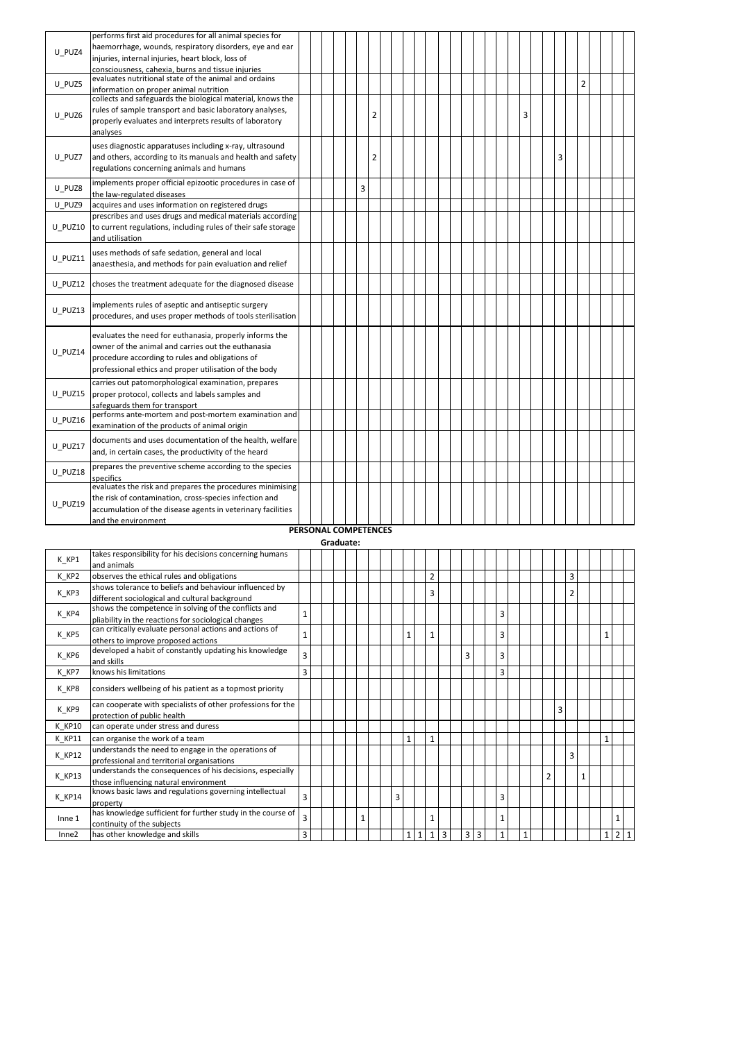| | | | | | | | | | | | | | | | | | | | | | | | | | | | | | | |
|---|---|---|---|---|---|---|---|---|---|---|---|---|---|---|---|---|---|---|---|---|---|---|---|---|---|---|---|---|---|---|
| U_PUZ4 | performs first aid procedures for all animal species for haemorrhage, wounds, respiratory disorders, eye and ear injuries, internal injuries, heart block, loss of consciousness, cahexia, burns and tissue injuries | | | | | | | | | | | | | | | | | | | | | | | | | | | | | |
| U_PUZ5 | evaluates nutritional state of the animal and ordains information on proper animal nutrition | | | | | | | | | | | | | | | | | | | | | | | | | 2 | | | | |
| U_PUZ6 | collects and safeguards the biological material, knows the rules of sample transport and basic laboratory analyses, properly evaluates and interprets results of laboratory analyses | | | | | | | 2 | | | | | | | | | | | | | 3 | | | | | | | | | |
| U_PUZ7 | uses diagnostic apparatuses including x-ray, ultrasound and others, according to its manuals and health and safety regulations concerning animals and humans | | | | | | | 2 | | | | | | | | | | | | | | | | 3 | | | | | | |
| U_PUZ8 | implements proper official epizootic procedures in case of the law-regulated diseases | | | | | | 3 | | | | | | | | | | | | | | | | | | | | | | | |
| U_PUZ9 | acquires and uses information on registered drugs | | | | | | | | | | | | | | | | | | | | | | | | | | | | | |
| U_PUZ10 | prescribes and uses drugs and medical materials according to current regulations, including rules of their safe storage and utilisation | | | | | | | | | | | | | | | | | | | | | | | | | | | | | |
| U_PUZ11 | uses methods of safe sedation, general and local anaesthesia, and methods for pain evaluation and relief | | | | | | | | | | | | | | | | | | | | | | | | | | | | | |
| U_PUZ12 | choses the treatment adequate for the diagnosed disease | | | | | | | | | | | | | | | | | | | | | | | | | | | | | |
| U_PUZ13 | implements rules of aseptic and antiseptic surgery procedures, and uses proper methods of tools sterilisation | | | | | | | | | | | | | | | | | | | | | | | | | | | | | |
| U_PUZ14 | evaluates the need for euthanasia, properly informs the owner of the animal and carries out the euthanasia procedure according to rules and obligations of professional ethics and proper utilisation of the body | | | | | | | | | | | | | | | | | | | | | | | | | | | | | |
| U_PUZ15 | carries out patomorphological examination, prepares proper protocol, collects and labels samples and safeguards them for transport | | | | | | | | | | | | | | | | | | | | | | | | | | | | | |
| U_PUZ16 | performs ante-mortem and post-mortem examination and examination of the products of animal origin | | | | | | | | | | | | | | | | | | | | | | | | | | | | | |
| U_PUZ17 | documents and uses documentation of the health, welfare and, in certain cases, the productivity of the heard | | | | | | | | | | | | | | | | | | | | | | | | | | | | | |
| U_PUZ18 | prepares the preventive scheme according to the species specifics | | | | | | | | | | | | | | | | | | | | | | | | | | | | | |
| U_PUZ19 | evaluates the risk and prepares the procedures minimising the risk of contamination, cross-species infection and accumulation of the disease agents in veterinary facilities and the environment | | | | | | | | | | | | | | | | | | | | | | | | | | | | | |

**PERSONAL COMPETENCES**

**Graduate:**

| | | | | | | | | | | | | | | | | | | | | | | | | | | | | | | |
|---|---|---|---|---|---|---|---|---|---|---|---|---|---|---|---|---|---|---|---|---|---|---|---|---|---|---|---|---|---|---|
| K_KP1 | takes responsibility for his decisions concerning humans and animals | | | | | | | | | | | | | | | | | | | | | | | | | | | | | |
| K_KP2 | observes the ethical rules and obligations | | | | | | | | | | | | 2 | | | | | | | | | | | | 3 | | | | | |
| K_KP3 | shows tolerance to beliefs and behaviour influenced by different sociological and cultural background | | | | | | | | | | | | 3 | | | | | | | | | | | | 2 | | | | | |
| K_KP4 | shows the competence in solving of the conflicts and pliability in the reactions for sociological changes | 1 | | | | | | | | | | | | | | | | | 3 | | | | | | | | | | | |
| K_KP5 | can critically evaluate personal actions and actions of others to improve proposed actions | 1 | | | | | | | | | 1 | | 1 | | | | | | 3 | | | | | | | | | 1 | | |
| K_KP6 | developed a habit of constantly updating his knowledge and skills | 3 | | | | | | | | | | | | | | 3 | | | 3 | | | | | | | | | | | |
| K_KP7 | knows his limitations | 3 | | | | | | | | | | | | | | | | | 3 | | | | | | | | | | | |
| K_KP8 | considers wellbeing of his patient as a topmost priority | | | | | | | | | | | | | | | | | | | | | | | | | | | | | |
| K_KP9 | can cooperate with specialists of other professions for the protection of public health | | | | | | | | | | | | | | | | | | | | | | | 3 | | | | | | |
| K_KP10 | can operate under stress and duress | | | | | | | | | | | | | | | | | | | | | | | | | | | | | |
| K_KP11 | can organise the work of a team | | | | | | | | | | 1 | | 1 | | | | | | | | | | | | | | | 1 | | |
| K_KP12 | understands the need to engage in the operations of professional and territorial organisations | | | | | | | | | | | | | | | | | | | | | | | | 3 | | | | | |
| K_KP13 | understands the consequences of his decisions, especially those influencing natural environment | | | | | | | | | | | | | | | | | | | | | | 2 | | | 1 | | | | |
| K_KP14 | knows basic laws and regulations governing intellectual property | 3 | | | | | | | | 3 | | | | | | | | | 3 | | | | | | | | | | | |
| Inne 1 | has knowledge sufficient for further study in the course of continuity of the subjects | 3 | | | | | 1 | | | | | | 1 | | | | | | 1 | | | | | | | | | | 1 | |
| Inne2 | has other knowledge and skills | 3 | | | | | | | | | 1 | 1 | 1 | 3 | | 3 | 3 | | 1 | | 1 | | | | | | | 1 | 2 | 1 |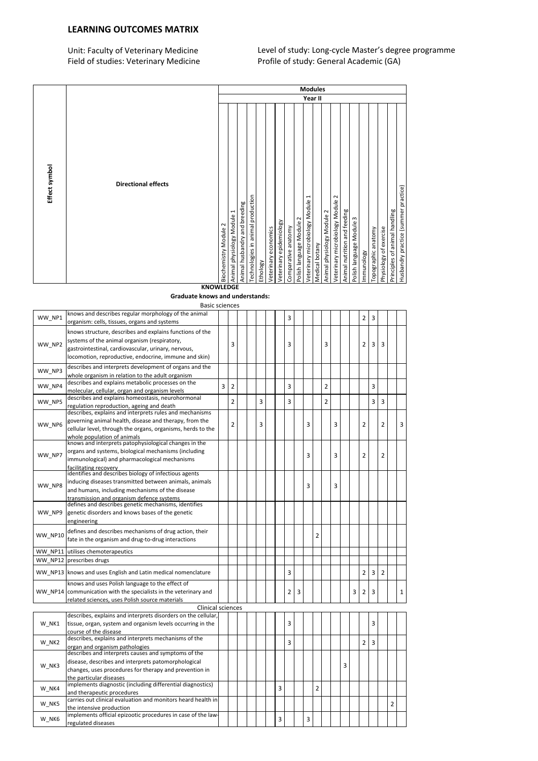# LEARNING OUTCOMES MATRIX

Unit: Faculty of Veterinary Medicine
Field of studies: Veterinary Medicine

Level of study: Long-cycle Master's degree programme
Profile of study: General Academic (GA)

| Effect symbol | Directional effects | Modules | | | | | | | | | | | | | | | | | | | |
|---|---|---|---|---|---|---|---|---|---|---|---|---|---|---|---|---|---|---|---|---|---|
| | | Year II | | | | | | | | | | | | | | | | | | | |
| | | Biochemistry Module 2 | Animal physiology Module 1 | Animal husbandry and breeding | Technologies in animal production | Ethology | Veterinary economics | Veterinary epidemiology | Comparative anatomy | Polish language Module 2 | Veterinary microbiology Module 1 | Medical botany | Animal physiology Module 2 | Veterinary microbiology Module 2 | Animal nutrition and feeding | Polish language Module 3 | Immunology | Topographic anatomy | Physiology of exercise | Principles of animal handling | Husbandry practice (summer practice) |
| **KNOWLEDGE** | | | | | | | | | | | | | | | | | | | | | |
| **Graduate knows and understands:** | | | | | | | | | | | | | | | | | | | | | |
| Basic sciences | | | | | | | | | | | | | | | | | | | | | |
| WW_NP1 | knows and describes regular morphology of the animal organism: cells, tissues, organs and systems | | | | | | | | 3 | | | | | | | | 2 | 3 | | | |
| WW_NP2 | knows structure, describes and explains functions of the systems of the animal organism (respiratory, gastrointestinal, cardiovascular, urinary, nervous, locomotion, reproductive, endocrine, immune and skin) | | 3 | | | | | | 3 | | | | 3 | | | | 2 | 3 | 3 | | |
| WW_NP3 | describes and interprets development of organs and the whole organism in relation to the adult organism | | | | | | | | | | | | | | | | | | | | |
| WW_NP4 | describes and explains metabolic processes on the molecular, cellular, organ and organism levels | 3 | 2 | | | | | | 3 | | | | 2 | | | | | 3 | | | |
| WW_NP5 | describes and explains homeostasis, neurohormonal regulation reproduction, ageing and death | | 2 | | | 3 | | | 3 | | | | 2 | | | | | 3 | 3 | | |
| WW_NP6 | describes, explains and interprets rules and mechanisms governing animal health, disease and therapy, from the cellular level, through the organs, organisms, herds to the whole population of animals | | 2 | | | 3 | | | | | 3 | | | 3 | | | 2 | | 2 | | 3 |
| WW_NP7 | knows and interprets patophysiological changes in the organs and systems, biological mechanisms (including immunological) and pharmacological mechanisms facilitating recovery | | | | | | | | | | 3 | | | 3 | | | 2 | | 2 | | |
| WW_NP8 | identifies and describes biology of infectious agents inducing diseases transmitted between animals, animals and humans, including mechanisms of the disease transmission and organism defence systems | | | | | | | | | | 3 | | | 3 | | | | | | | |
| WW_NP9 | defines and describes genetic mechanisms, identifies genetic disorders and knows bases of the genetic engineering | | | | | | | | | | | | | | | | | | | | |
| WW_NP10 | defines and describes mechanisms of drug action, their fate in the organism and drug-to-drug interactions | | | | | | | | | | | 2 | | | | | | | | | |
| WW_NP11 | utilises chemoterapeutics | | | | | | | | | | | | | | | | | | | | |
| WW_NP12 | prescribes drugs | | | | | | | | | | | | | | | | | | | | |
| WW_NP13 | knows and uses English and Latin medical nomenclature | | | | | | | | 3 | | | | | | | | 2 | 3 | 2 | | |
| WW_NP14 | knows and uses Polish language to the effect of communication with the specialists in the veterinary and related sciences, uses Polish source materials | | | | | | | | 2 | 3 | | | | | | 3 | 2 | 3 | | | 1 |
| Clinical sciences | | | | | | | | | | | | | | | | | | | | | |
| W_NK1 | describes, explains and interprets disorders on the cellular, tissue, organ, system and organism levels occurring in the course of the disease | | | | | | | | 3 | | | | | | | | | 3 | | | |
| W_NK2 | describes, explains and interprets mechanisms of the organ and organism pathologies | | | | | | | | 3 | | | | | | | | 2 | 3 | | | |
| W_NK3 | describes and interprets causes and symptoms of the disease, describes and interprets patomorphological changes, uses procedures for therapy and prevention in the particular diseases | | | | | | | | | | | | | | 3 | | | | | | |
| W_NK4 | implements diagnostic (including differential diagnostics) and therapeutic procedures | | | | | | | 3 | | | | 2 | | | | | | | | | |
| W_NK5 | carries out clinical evaluation and monitors heard health in the intensive production | | | | | | | | | | | | | | | | | | | 2 | |
| W_NK6 | implements official epizootic procedures in case of the law-regulated diseases | | | | | | | 3 | | | 3 | | | | | | | | | | |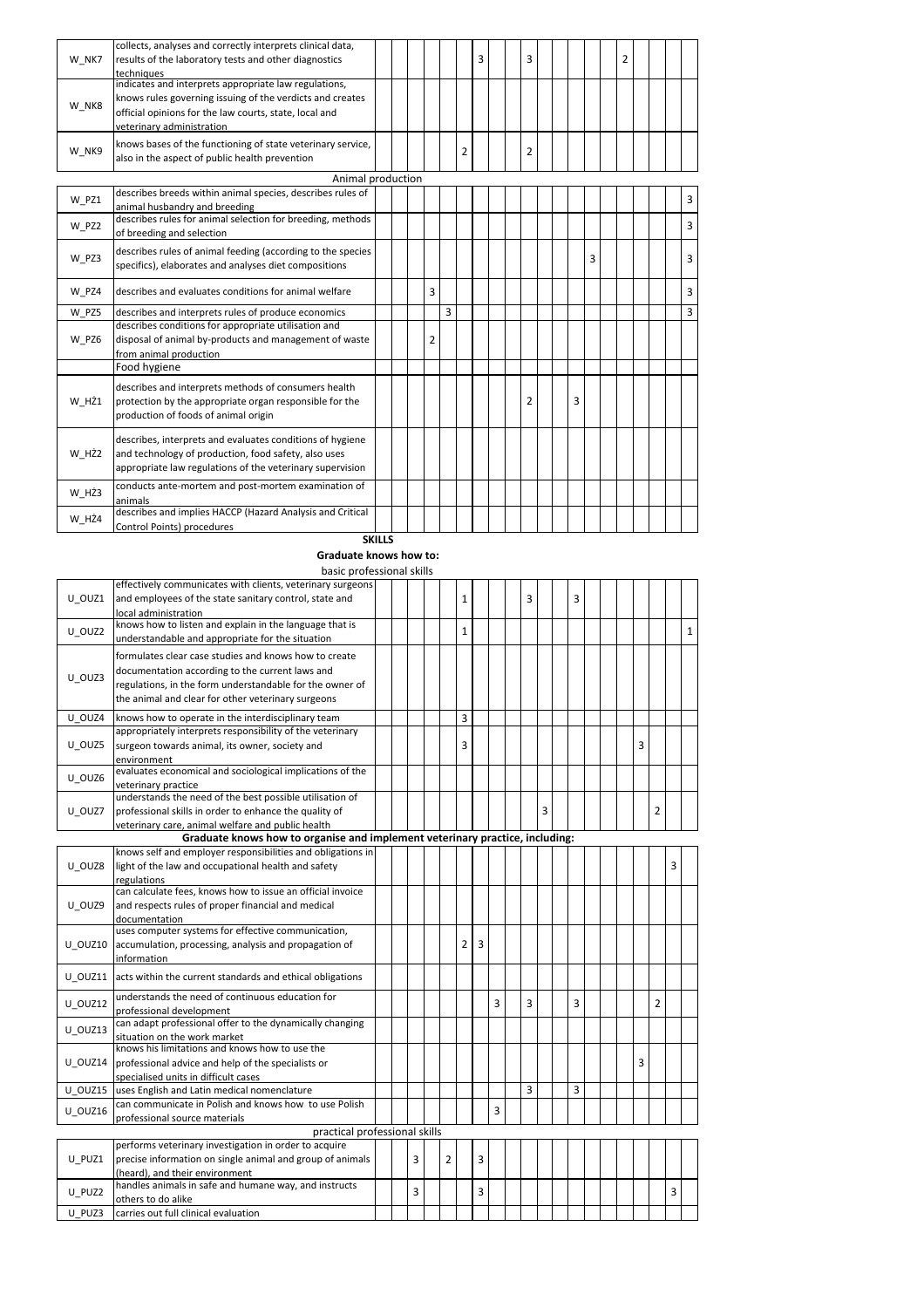| | | | | | | | | | | | | | | | | | | | | | |
|---|---|---|---|---|---|---|---|---|---|---|---|---|---|---|---|---|---|---|---|---|---|
| W_NK7 | collects, analyses and correctly interprets clinical data, results of the laboratory tests and other diagnostics techniques | | | | | | | 3 | | | 3 | | | | | | 2 | | | | |
| W_NK8 | indicates and interprets appropriate law regulations, knows rules governing issuing of the verdicts and creates official opinions for the law courts, state, local and veterinary administration | | | | | | | | | | | | | | | | | | | | |
| W_NK9 | knows bases of the functioning of state veterinary service, also in the aspect of public health prevention | | | | | | 2 | | | | 2 | | | | | | | | | | |
| | Animal production | | | | | | | | | | | | | | | | | | | | |
| W_PZ1 | describes breeds within animal species, describes rules of animal husbandry and breeding | | | | | | | | | | | | | | | | | | | | 3 |
| W_PZ2 | describes rules for animal selection for breeding, methods of breeding and selection | | | | | | | | | | | | | | | | | | | | 3 |
| W_PZ3 | describes rules of animal feeding (according to the species specifics), elaborates and analyses diet compositions | | | | | | | | | | | | | | 3 | | | | | | 3 |
| W_PZ4 | describes and evaluates conditions for animal welfare | | | | 3 | | | | | | | | | | | | | | | | 3 |
| W_PZ5 | describes and interprets rules of produce economics | | | | | 3 | | | | | | | | | | | | | | | 3 |
| W_PZ6 | describes conditions for appropriate utilisation and disposal of animal by-products and management of waste from animal production | | | 2 | | | | | | | | | | | | | | | | | |
| | Food hygiene | | | | | | | | | | | | | | | | | | | | |
| W_HŻ1 | describes and interprets methods of consumers health protection by the appropriate organ responsible for the production of foods of animal origin | | | | | | | | | | 2 | | | 3 | | | | | | | |
| W_HŻ2 | describes, interprets and evaluates conditions of hygiene and technology of production, food safety, also uses appropriate law regulations of the veterinary supervision | | | | | | | | | | | | | | | | | | | | |
| W_HŻ3 | conducts ante-mortem and post-mortem examination of animals | | | | | | | | | | | | | | | | | | | | |
| W_HŻ4 | describes and implies HACCP (Hazard Analysis and Critical Control Points) procedures | | | | | | | | | | | | | | | | | | | | |
| | **SKILLS** | | | | | | | | | | | | | | | | | | | | |
| | **Graduate knows how to:** | | | | | | | | | | | | | | | | | | | | |
| | basic professional skills | | | | | | | | | | | | | | | | | | | | |
| U_OUZ1 | effectively communicates with clients, veterinary surgeons and employees of the state sanitary control, state and local administration | | | | | | 1 | | | | 3 | | | 3 | | | | | | | |
| U_OUZ2 | knows how to listen and explain in the language that is understandable and appropriate for the situation | | | | | | 1 | | | | | | | | | | | | | | 1 |
| U_OUZ3 | formulates clear case studies and knows how to create documentation according to the current laws and regulations, in the form understandable for the owner of the animal and clear for other veterinary surgeons | | | | | | | | | | | | | | | | | | | | |
| U_OUZ4 | knows how to operate in the interdisciplinary team | | | | | | 3 | | | | | | | | | | | | | | |
| U_OUZ5 | appropriately interprets responsibility of the veterinary surgeon towards animal, its owner, society and environment | | | | | | 3 | | | | | | | | | | | 3 | | | |
| U_OUZ6 | evaluates economical and sociological implications of the veterinary practice | | | | | | | | | | | | | | | | | | | | |
| U_OUZ7 | understands the need of the best possible utilisation of professional skills in order to enhance the quality of veterinary care, animal welfare and public health | | | | | | | | | | | 3 | | | | | | | 2 | | |
| | **Graduate knows how to organise and implement veterinary practice, including:** | | | | | | | | | | | | | | | | | | | | |
| U_OUZ8 | knows self and employer responsibilities and obligations in light of the law and occupational health and safety regulations | | | | | | | | | | | | | | | | | | | 3 | |
| U_OUZ9 | can calculate fees, knows how to issue an official invoice and respects rules of proper financial and medical documentation | | | | | | | | | | | | | | | | | | | | |
| U_OUZ10 | uses computer systems for effective communication, accumulation, processing, analysis and propagation of information | | | | | | 2 | 3 | | | | | | | | | | | | | |
| U_OUZ11 | acts within the current standards and ethical obligations | | | | | | | | | | | | | | | | | | | | |
| U_OUZ12 | understands the need of continuous education for professional development | | | | | | | | 3 | | 3 | | | 3 | | | | | 2 | | |
| U_OUZ13 | can adapt professional offer to the dynamically changing situation on the work market | | | | | | | | | | | | | | | | | | | | |
| U_OUZ14 | knows his limitations and knows how to use the professional advice and help of the specialists or specialised units in difficult cases | | | | | | | | | | | | | | | | | 3 | | | |
| U_OUZ15 | uses English and Latin medical nomenclature | | | | | | | | | | 3 | | | 3 | | | | | | | |
| U_OUZ16 | can communicate in Polish and knows how to use Polish professional source materials | | | | | | | | 3 | | | | | | | | | | | | |
| | practical professional skills | | | | | | | | | | | | | | | | | | | | |
| U_PUZ1 | performs veterinary investigation in order to acquire precise information on single animal and group of animals (herd), and their environment | | | 3 | | 2 | | 3 | | | | | | | | | | | | | |
| U_PUZ2 | handles animals in safe and humane way, and instructs others to do alike | | | 3 | | | | 3 | | | | | | | | | | | | 3 | |
| U_PUZ3 | carries out full clinical evaluation | | | | | | | | | | | | | | | | | | | | |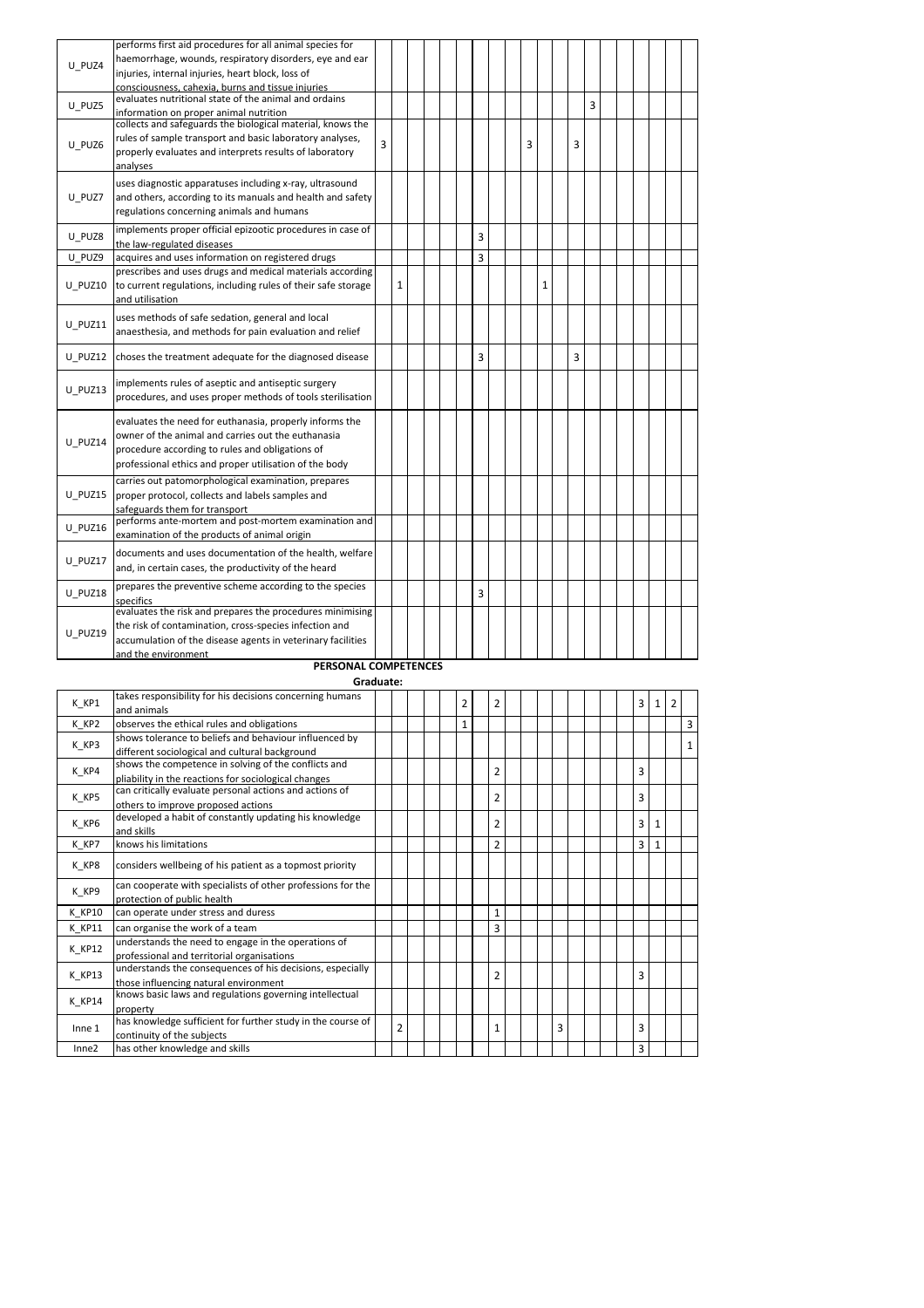| Code | Description | | | | | | | | | | | | | | | | | | | | | | | | |
|---|---|---|---|---|---|---|---|---|---|---|---|---|---|---|---|---|---|---|---|---|---|---|---|---|---|
| U_PUZ4 | performs first aid procedures for all animal species for haemorrhage, wounds, respiratory disorders, eye and ear injuries, internal injuries, heart block, loss of consciousness, cahexia, burns and tissue injuries | | | | | | | | | | | | | | | | | | | | | | | | |
| U_PUZ5 | evaluates nutritional state of the animal and ordains information on proper animal nutrition | | | | | | | | | | | | | | | | 3 | | | | | | | | |
| U_PUZ6 | collects and safeguards the biological material, knows the rules of sample transport and basic laboratory analyses, properly evaluates and interprets results of laboratory analyses | 3 | | | | | | | | | | 3 | | | | 3 | | | | | | | | | |
| U_PUZ7 | uses diagnostic apparatuses including x-ray, ultrasound and others, according to its manuals and health and safety regulations concerning animals and humans | | | | | | | | | | | | | | | | | | | | | | | | |
| U_PUZ8 | implements proper official epizootic procedures in case of the law-regulated diseases | | | | | | | | 3 | | | | | | | | | | | | | | | | |
| U_PUZ9 | acquires and uses information on registered drugs | | | | | | | | 3 | | | | | | | | | | | | | | | | |
| U_PUZ10 | prescribes and uses drugs and medical materials according to current regulations, including rules of their safe storage and utilisation | | 1 | | | | | | | | | | | 1 | | | | | | | | | | | |
| U_PUZ11 | uses methods of safe sedation, general and local anaesthesia, and methods for pain evaluation and relief | | | | | | | | | | | | | | | | | | | | | | | | |
| U_PUZ12 | choses the treatment adequate for the diagnosed disease | | | | | | | | 3 | | | | | | | 3 | | | | | | | | | |
| U_PUZ13 | implements rules of aseptic and antiseptic surgery procedures, and uses proper methods of tools sterilisation | | | | | | | | | | | | | | | | | | | | | | | | |
| U_PUZ14 | evaluates the need for euthanasia, properly informs the owner of the animal and carries out the euthanasia procedure according to rules and obligations of professional ethics and proper utilisation of the body | | | | | | | | | | | | | | | | | | | | | | | | |
| U_PUZ15 | carries out patomorphological examination, prepares proper protocol, collects and labels samples and safeguards them for transport | | | | | | | | | | | | | | | | | | | | | | | | |
| U_PUZ16 | performs ante-mortem and post-mortem examination and examination of the products of animal origin | | | | | | | | | | | | | | | | | | | | | | | | |
| U_PUZ17 | documents and uses documentation of the health, welfare and, in certain cases, the productivity of the heard | | | | | | | | | | | | | | | | | | | | | | | | |
| U_PUZ18 | prepares the preventive scheme according to the species specifics | | | | | | | | 3 | | | | | | | | | | | | | | | | |
| U_PUZ19 | evaluates the risk and prepares the procedures minimising the risk of contamination, cross-species infection and accumulation of the disease agents in veterinary facilities and the environment | | | | | | | | | | | | | | | | | | | | | | | | |

**PERSONAL COMPETENCES**

**Graduate:**

| Code | Description | | | | | | | | | | | | | | | | | | | | | | | | |
|---|---|---|---|---|---|---|---|---|---|---|---|---|---|---|---|---|---|---|---|---|---|---|---|---|---|
| K_KP1 | takes responsibility for his decisions concerning humans and animals | | | | | | | 2 | | 2 | | | | | | | | | | | 3 | 1 | 2 | | |
| K_KP2 | observes the ethical rules and obligations | | | | | | | 1 | | | | | | | | | | | | | | | | | 3 |
| K_KP3 | shows tolerance to beliefs and behaviour influenced by different sociological and cultural background | | | | | | | | | | | | | | | | | | | | | | | | 1 |
| K_KP4 | shows the competence in solving of the conflicts and pliability in the reactions for sociological changes | | | | | | | | | 2 | | | | | | | | | | | 3 | | | | |
| K_KP5 | can critically evaluate personal actions and actions of others to improve proposed actions | | | | | | | | | 2 | | | | | | | | | | | 3 | | | | |
| K_KP6 | developed a habit of constantly updating his knowledge and skills | | | | | | | | | 2 | | | | | | | | | | | 3 | 1 | | | |
| K_KP7 | knows his limitations | | | | | | | | | 2 | | | | | | | | | | | 3 | 1 | | | |
| K_KP8 | considers wellbeing of his patient as a topmost priority | | | | | | | | | | | | | | | | | | | | | | | | |
| K_KP9 | can cooperate with specialists of other professions for the protection of public health | | | | | | | | | | | | | | | | | | | | | | | | |
| K_KP10 | can operate under stress and duress | | | | | | | | | 1 | | | | | | | | | | | | | | | |
| K_KP11 | can organise the work of a team | | | | | | | | | 3 | | | | | | | | | | | | | | | |
| K_KP12 | understands the need to engage in the operations of professional and territorial organisations | | | | | | | | | | | | | | | | | | | | | | | | |
| K_KP13 | understands the consequences of his decisions, especially those influencing natural environment | | | | | | | | | 2 | | | | | | | | | | | 3 | | | | |
| K_KP14 | knows basic laws and regulations governing intellectual property | | | | | | | | | | | | | | | | | | | | | | | | |
| Inne 1 | has knowledge sufficient for further study in the course of continuity of the subjects | | 2 | | | | | | | 1 | | | | | 3 | | | | | | 3 | | | | |
| Inne2 | has other knowledge and skills | | | | | | | | | | | | | | | | | | | | 3 | | | | |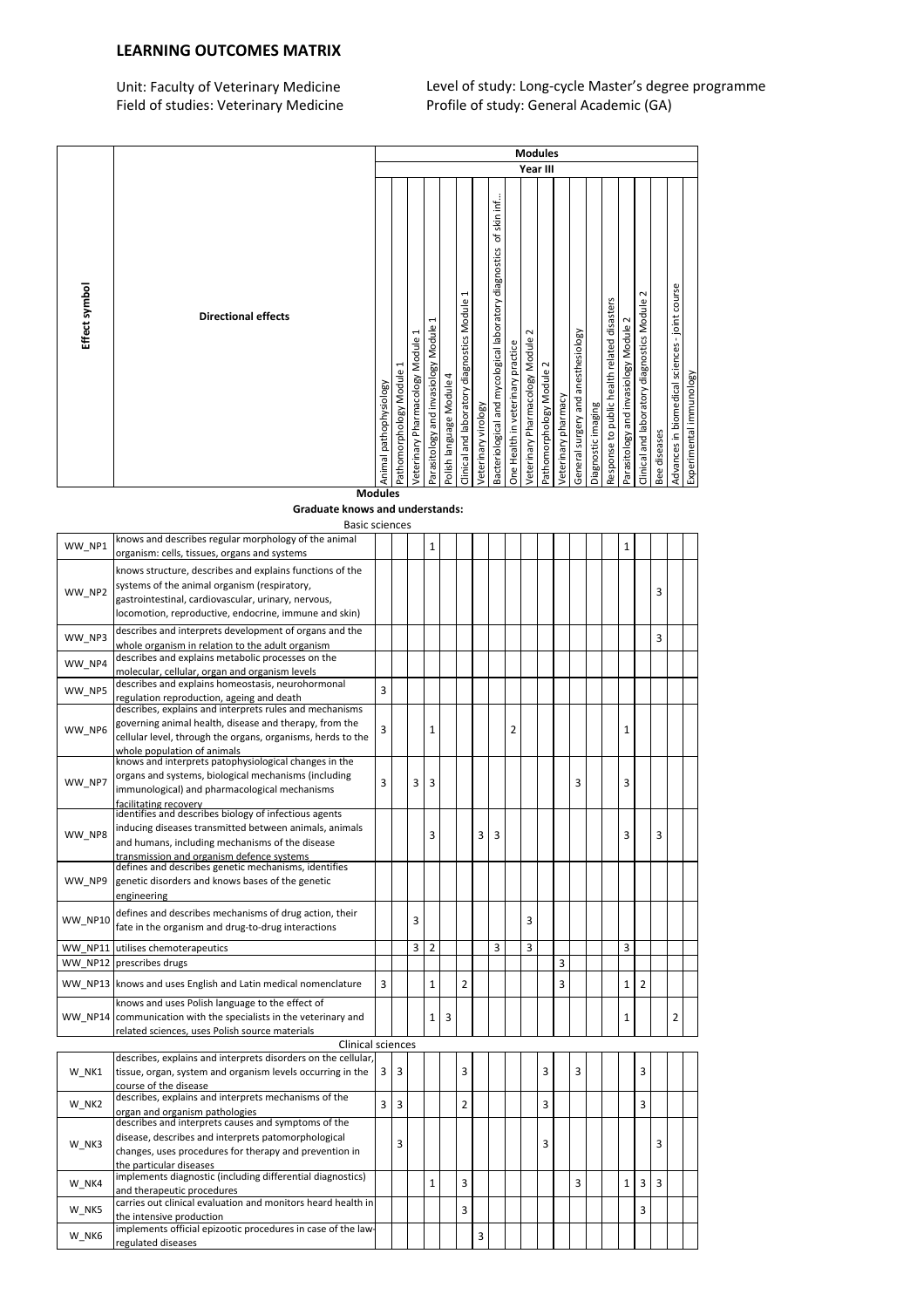# LEARNING OUTCOMES MATRIX

Unit: Faculty of Veterinary Medicine
Field of studies: Veterinary Medicine

Level of study: Long-cycle Master's degree programme
Profile of study: General Academic (GA)

| Effect symbol | Directional effects | Modules | | | | | | | | | | | | | | | | | | | |
|---|---|---|---|---|---|---|---|---|---|---|---|---|---|---|---|---|---|---|---|---|---|
| | | Year III | | | | | | | | | | | | | | | | | | | |
| | | Animal pathophysiology | Pathomorphology Module 1 | Veterinary Pharmacology Module 1 | Parasitology and invasiology Module 1 | Polish language Module 4 | Clinical and laboratory diagnostics Module 1 | Veterinary virology | Bacteriological and mycological laboratory diagnostics of skin inf... | One Health in veterinary practice | Veterinary Pharmacology Module 2 | Pathomorphology Module 2 | Veterinary pharmacy | General surgery and anesthesiology | Diagnostic imaging | Response to public health related disasters | Parasitology and invasiology Module 2 | Clinical and laboratory diagnostics Module 2 | Bee diseases | Advances in biomedical sciences - joint course | Experimental immunology |
| | **Graduate knows and understands:** | | | | | | | | | | | | | | | | | | | | |
| | Basic sciences | | | | | | | | | | | | | | | | | | | | |
| WW_NP1 | knows and describes regular morphology of the animal organism: cells, tissues, organs and systems | | | | 1 | | | | | | | | | | | | 1 | | | | |
| WW_NP2 | knows structure, describes and explains functions of the systems of the animal organism (respiratory, gastrointestinal, cardiovascular, urinary, nervous, locomotion, reproductive, endocrine, immune and skin) | | | | | | | | | | | | | | | | | | 3 | | |
| WW_NP3 | describes and interprets development of organs and the whole organism in relation to the adult organism | | | | | | | | | | | | | | | | | | 3 | | |
| WW_NP4 | describes and explains metabolic processes on the molecular, cellular, organ and organism levels | | | | | | | | | | | | | | | | | | | | |
| WW_NP5 | describes and explains homeostasis, neurohormonal regulation reproduction, ageing and death | 3 | | | | | | | | | | | | | | | | | | | |
| WW_NP6 | describes, explains and interprets rules and mechanisms governing animal health, disease and therapy, from the cellular level, through the organs, organisms, herds to the whole population of animals | 3 | | | 1 | | | | | 2 | | | | | | | 1 | | | | |
| WW_NP7 | knows and interprets patophysiological changes in the organs and systems, biological mechanisms (including immunological) and pharmacological mechanisms facilitating recovery | 3 | | 3 | 3 | | | | | | | | | 3 | | | 3 | | | | |
| WW_NP8 | identifies and describes biology of infectious agents inducing diseases transmitted between animals, animals and humans, including mechanisms of the disease transmission and organism defence systems | | | | 3 | | | 3 | 3 | | | | | | | | 3 | | 3 | | |
| WW_NP9 | defines and describes genetic mechanisms, identifies genetic disorders and knows bases of the genetic engineering | | | | | | | | | | | | | | | | | | | | |
| WW_NP10 | defines and describes mechanisms of drug action, their fate in the organism and drug-to-drug interactions | | | 3 | | | | | | | 3 | | | | | | | | | | |
| WW_NP11 | utilises chemotherapeutics | | | 3 | 2 | | | | 3 | | 3 | | | | | | 3 | | | | |
| WW_NP12 | prescribes drugs | | | | | | | | | | | | 3 | | | | | | | | |
| WW_NP13 | knows and uses English and Latin medical nomenclature | 3 | | | 1 | | 2 | | | | | | 3 | | | | 1 | 2 | | | |
| WW_NP14 | knows and uses Polish language to the effect of communication with the specialists in the veterinary and related sciences, uses Polish source materials | | | | 1 | 3 | | | | | | | | | | | 1 | | | 2 | |
| | Clinical sciences | | | | | | | | | | | | | | | | | | | | |
| W_NK1 | describes, explains and interprets disorders on the cellular, tissue, organ, system and organism levels occurring in the course of the disease | 3 | 3 | | | | 3 | | | | | 3 | | 3 | | | | 3 | | | |
| W_NK2 | describes, explains and interprets mechanisms of the organ and organism pathologies | 3 | 3 | | | | 2 | | | | | 3 | | | | | | 3 | | | |
| W_NK3 | describes and interprets causes and symptoms of the disease, describes and interprets patomorphological changes, uses procedures for therapy and prevention in the particular diseases | | 3 | | | | | | | | | 3 | | | | | | | 3 | | |
| W_NK4 | implements diagnostic (including differential diagnostics) and therapeutic procedures | | | | 1 | | 3 | | | | | | | 3 | | | 1 | 3 | 3 | | |
| W_NK5 | carries out clinical evaluation and monitors heard health in the intensive production | | | | | | 3 | | | | | | | | | | | 3 | | | |
| W_NK6 | implements official epizootic procedures in case of the law-regulated diseases | | | | | | | 3 | | | | | | | | | | | | | |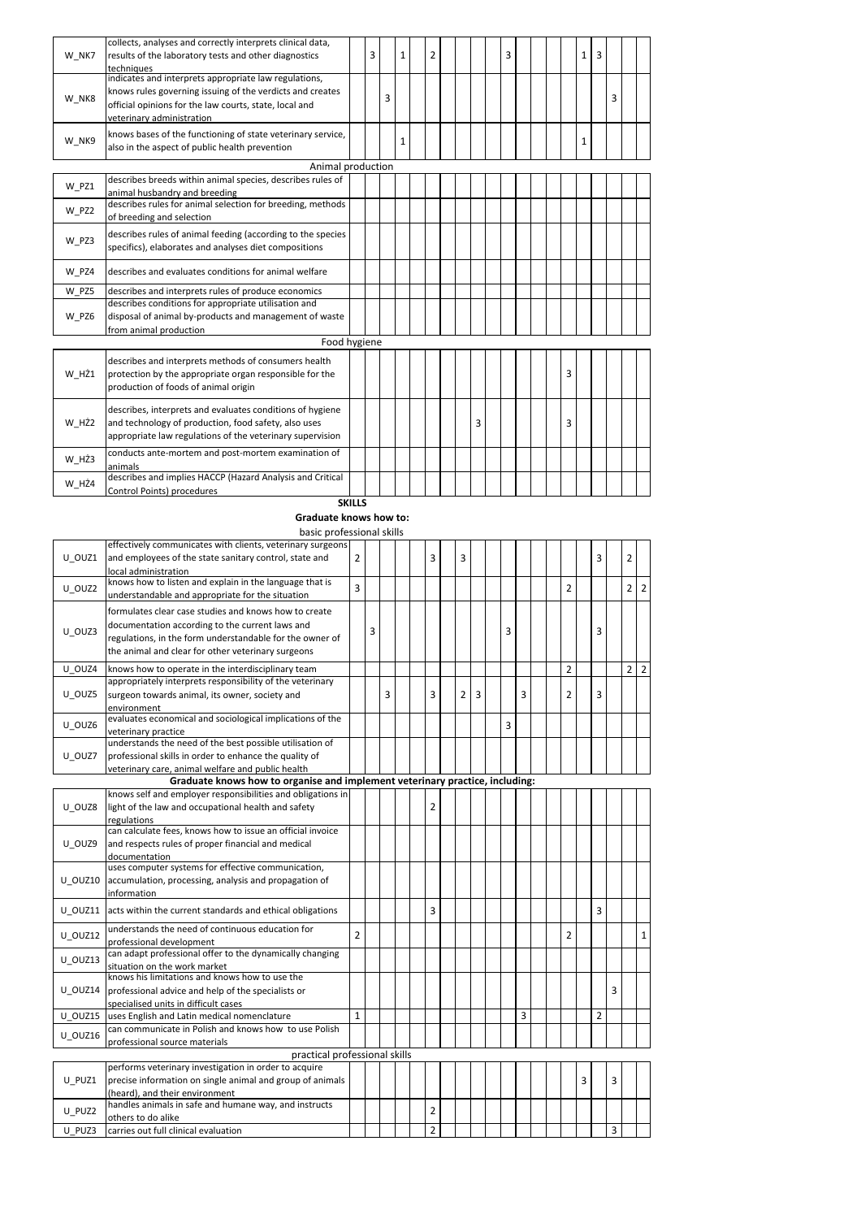| | | | | | | | | | | | | | | | | | | | | | | | | | |
|---|---|---|---|---|---|---|---|---|---|---|---|---|---|---|---|---|---|---|---|---|---|---|---|---|---|
| W_NK7 | collects, analyses and correctly interprets clinical data, results of the laboratory tests and other diagnostics techniques | | | 3 | | 1 | | | 2 | | | | | 3 | | | | | 1 | 3 | | | |
| W_NK8 | indicates and interprets appropriate law regulations, knows rules governing issuing of the verdicts and creates official opinions for the law courts, state, local and veterinary administration | | | | 3 | | | | | | | | | | | | | | | | | 3 | | |
| W_NK9 | knows bases of the functioning of state veterinary service, also in the aspect of public health prevention | | | | | 1 | | | | | | | | | | | | | | 1 | | | | |
| | **Animal production** | | | | | | | | | | | | | | | | | | | | | | | | |
| W_PZ1 | describes breeds within animal species, describes rules of animal husbandry and breeding | | | | | | | | | | | | | | | | | | | | | | | | |
| W_PZ2 | describes rules for animal selection for breeding, methods of breeding and selection | | | | | | | | | | | | | | | | | | | | | | | | |
| W_PZ3 | describes rules of animal feeding (according to the species specifics), elaborates and analyses diet compositions | | | | | | | | | | | | | | | | | | | | | | | | |
| W_PZ4 | describes and evaluates conditions for animal welfare | | | | | | | | | | | | | | | | | | | | | | | | |
| W_PZ5 | describes and interprets rules of produce economics | | | | | | | | | | | | | | | | | | | | | | | | |
| W_PZ6 | describes conditions for appropriate utilisation and disposal of animal by-products and management of waste from animal production | | | | | | | | | | | | | | | | | | | | | | | | |
| | **Food hygiene** | | | | | | | | | | | | | | | | | | | | | | | | |
| W_HŻ1 | describes and interprets methods of consumers health protection by the appropriate organ responsible for the production of foods of animal origin | | | | | | | | | | | | | | | | | 3 | | | | | | |
| W_HŻ2 | describes, interprets and evaluates conditions of hygiene and technology of production, food safety, also uses appropriate law regulations of the veterinary supervision | | | | | | | | | | | 3 | | | | | | 3 | | | | | | |
| W_HŻ3 | conducts ante-mortem and post-mortem examination of animals | | | | | | | | | | | | | | | | | | | | | | | | |
| W_HŻ4 | describes and implies HACCP (Hazard Analysis and Critical Control Points) procedures | | | | | | | | | | | | | | | | | | | | | | | | |

**SKILLS**

**Graduate knows how to:**

| | | | | | | | | | | | | | | | | | | | | | | | | | |
|---|---|---|---|---|---|---|---|---|---|---|---|---|---|---|---|---|---|---|---|---|---|---|---|---|---|
| | basic professional skills | | | | | | | | | | | | | | | | | | | | | | | | |
| U_OUZ1 | effectively communicates with clients, veterinary surgeons and employees of the state sanitary control, state and local administration | 2 | | | | | | | 3 | | 3 | | | | | | | | | 3 | | | 2 | |
| U_OUZ2 | knows how to listen and explain in the language that is understandable and appropriate for the situation | 3 | | | | | | | | | | | | | | | | 2 | | | | | 2 | 2 |
| U_OUZ3 | formulates clear case studies and knows how to create documentation according to the current laws and regulations, in the form understandable for the owner of the animal and clear for other veterinary surgeons | | | 3 | | | | | | | | | | 3 | | | | | | 3 | | | | |
| U_OUZ4 | knows how to operate in the interdisciplinary team | | | | | | | | | | | | | | | | | 2 | | | | | 2 | 2 |
| U_OUZ5 | appropriately interprets responsibility of the veterinary surgeon towards animal, its owner, society and environment | | | | 3 | | | | 3 | | 2 | 3 | | | | 3 | | 2 | | 3 | | | | |
| U_OUZ6 | evaluates economical and sociological implications of the veterinary practice | | | | | | | | | | | | | 3 | | | | | | | | | | |
| U_OUZ7 | understands the need of the best possible utilisation of professional skills in order to enhance the quality of veterinary care, animal welfare and public health | | | | | | | | | | | | | | | | | | | | | | | |
| | **Graduate knows how to organise and implement veterinary practice, including:** | | | | | | | | | | | | | | | | | | | | | | | | |
| U_OUZ8 | knows self and employer responsibilities and obligations in light of the law and occupational health and safety regulations | | | | | | | | 2 | | | | | | | | | | | | | | | |
| U_OUZ9 | can calculate fees, knows how to issue an official invoice and respects rules of proper financial and medical documentation | | | | | | | | | | | | | | | | | | | | | | | |
| U_OUZ10 | uses computer systems for effective communication, accumulation, processing, analysis and propagation of information | | | | | | | | | | | | | | | | | | | | | | | |
| U_OUZ11 | acts within the current standards and ethical obligations | | | | | | | | 3 | | | | | | | | | | | 3 | | | | |
| U_OUZ12 | understands the need of continuous education for professional development | 2 | | | | | | | | | | | | | | | | 2 | | | | | | 1 |
| U_OUZ13 | can adapt professional offer to the dynamically changing situation on the work market | | | | | | | | | | | | | | | | | | | | | | | |
| U_OUZ14 | knows his limitations and knows how to use the professional advice and help of the specialists or specialised units in difficult cases | | | | | | | | | | | | | | | | | | | | | 3 | | |
| U_OUZ15 | uses English and Latin medical nomenclature | 1 | | | | | | | | | | | | | 3 | | | | | 2 | | | | |
| U_OUZ16 | can communicate in Polish and knows how to use Polish professional source materials | | | | | | | | | | | | | | | | | | | | | | | |
| | practical professional skills | | | | | | | | | | | | | | | | | | | | | | | | |
| U_PUZ1 | performs veterinary investigation in order to acquire precise information on single animal and group of animals (heard), and their environment | | | | | | | | | | | | | | | | | | 3 | | 3 | | | |
| U_PUZ2 | handles animals in safe and humane way, and instructs others to do alike | | | | | | | | 2 | | | | | | | | | | | | | | | |
| U_PUZ3 | carries out full clinical evaluation | | | | | | | | 2 | | | | | | | | | | | | 3 | | | |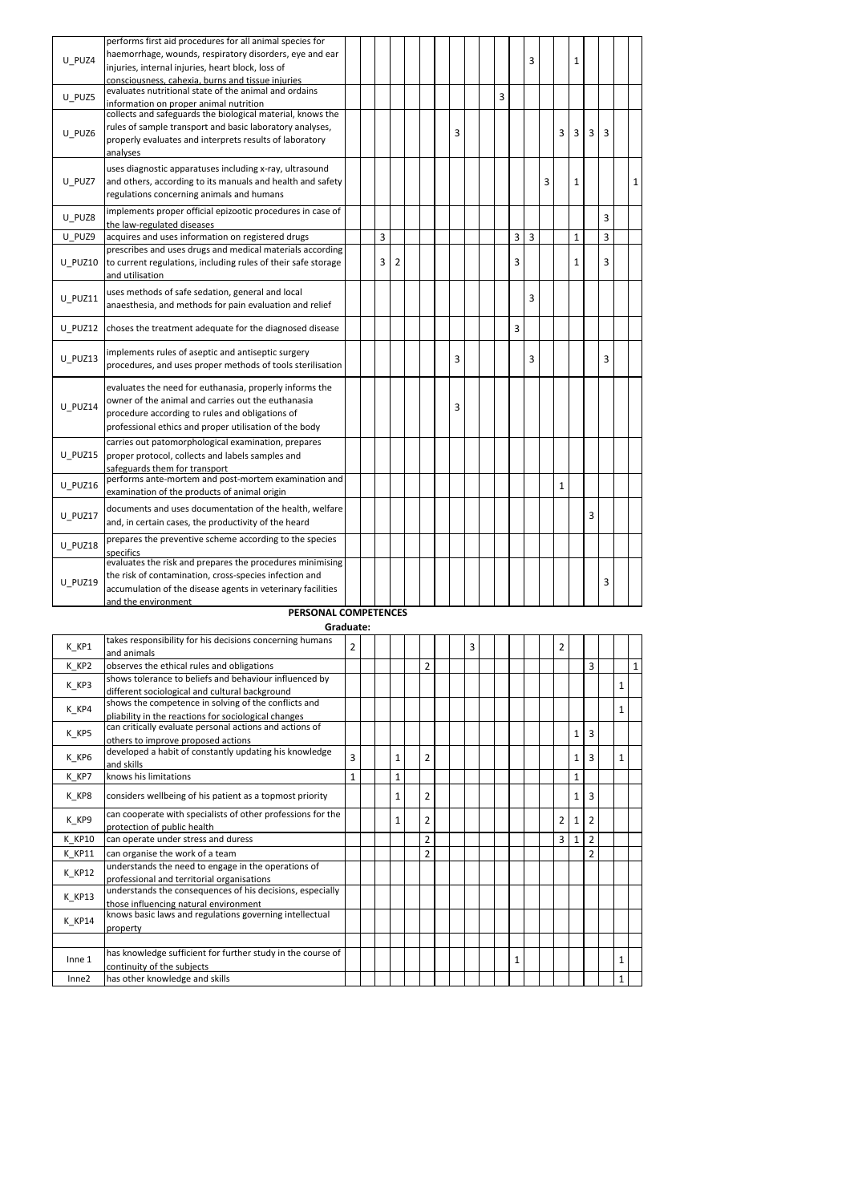| | | | | | | | | | | | | | | | | | | | | | |
|---|---|---|---|---|---|---|---|---|---|---|---|---|---|---|---|---|---|---|---|---|---|
| U_PUZ4 | performs first aid procedures for all animal species for haemorrhage, wounds, respiratory disorders, eye and ear injuries, internal injuries, heart block, loss of consciousness, cahexia, burns and tissue injuries | | | | | | | | | | | | | 3 | | | 1 | | | | |
| U_PUZ5 | evaluates nutritional state of the animal and ordains information on proper animal nutrition | | | | | | | | | | | 3 | | | | | | | | | |
| U_PUZ6 | collects and safeguards the biological material, knows the rules of sample transport and basic laboratory analyses, properly evaluates and interprets results of laboratory analyses | | | | | | | | 3 | | | | | | | 3 | 3 | 3 | 3 | | |
| U_PUZ7 | uses diagnostic apparatuses including x-ray, ultrasound and others, according to its manuals and health and safety regulations concerning animals and humans | | | | | | | | | | | | | | 3 | | 1 | | | | 1 |
| U_PUZ8 | implements proper official epizootic procedures in case of the law-regulated diseases | | | | | | | | | | | | | | | | | | 3 | | |
| U_PUZ9 | acquires and uses information on registered drugs | | | 3 | | | | | | | | | 3 | 3 | | | 1 | | 3 | | |
| U_PUZ10 | prescribes and uses drugs and medical materials according to current regulations, including rules of their safe storage and utilisation | | | 3 | 2 | | | | | | | | 3 | | | | 1 | | 3 | | |
| U_PUZ11 | uses methods of safe sedation, general and local anaesthesia, and methods for pain evaluation and relief | | | | | | | | | | | | | 3 | | | | | | | |
| U_PUZ12 | choses the treatment adequate for the diagnosed disease | | | | | | | | | | | | 3 | | | | | | | | |
| U_PUZ13 | implements rules of aseptic and antiseptic surgery procedures, and uses proper methods of tools sterilisation | | | | | | | | 3 | | | | | 3 | | | | | 3 | | |
| U_PUZ14 | evaluates the need for euthanasia, properly informs the owner of the animal and carries out the euthanasia procedure according to rules and obligations of professional ethics and proper utilisation of the body | | | | | | | | 3 | | | | | | | | | | | | |
| U_PUZ15 | carries out patomorphological examination, prepares proper protocol, collects and labels samples and safeguards them for transport | | | | | | | | | | | | | | | | | | | | |
| U_PUZ16 | performs ante-mortem and post-mortem examination and examination of the products of animal origin | | | | | | | | | | | | | | | 1 | | | | | |
| U_PUZ17 | documents and uses documentation of the health, welfare and, in certain cases, the productivity of the heard | | | | | | | | | | | | | | | | | 3 | | | |
| U_PUZ18 | prepares the preventive scheme according to the species specifics | | | | | | | | | | | | | | | | | | | | |
| U_PUZ19 | evaluates the risk and prepares the procedures minimising the risk of contamination, cross-species infection and accumulation of the disease agents in veterinary facilities and the environment | | | | | | | | | | | | | | | | | | 3 | | |

**PERSONAL COMPETENCES**

**Graduate:**

| | | | | | | | | | | | | | | | | | | | | | |
|---|---|---|---|---|---|---|---|---|---|---|---|---|---|---|---|---|---|---|---|---|---|
| K_KP1 | takes responsibility for his decisions concerning humans and animals | 2 | | | | | | | | 3 | | | | | | 2 | | | | | |
| K_KP2 | observes the ethical rules and obligations | | | | | | 2 | | | | | | | | | | | 3 | | | 1 |
| K_KP3 | shows tolerance to beliefs and behaviour influenced by different sociological and cultural background | | | | | | | | | | | | | | | | | | | 1 | |
| K_KP4 | shows the competence in solving of the conflicts and pliability in the reactions for sociological changes | | | | | | | | | | | | | | | | | | | 1 | |
| K_KP5 | can critically evaluate personal actions and actions of others to improve proposed actions | | | | | | | | | | | | | | | | 1 | 3 | | | |
| K_KP6 | developed a habit of constantly updating his knowledge and skills | 3 | | | 1 | | 2 | | | | | | | | | | 1 | 3 | | 1 | |
| K_KP7 | knows his limitations | 1 | | | 1 | | | | | | | | | | | | 1 | | | | |
| K_KP8 | considers wellbeing of his patient as a topmost priority | | | | 1 | | 2 | | | | | | | | | | 1 | 3 | | | |
| K_KP9 | can cooperate with specialists of other professions for the protection of public health | | | | 1 | | 2 | | | | | | | | | 2 | 1 | 2 | | | |
| K_KP10 | can operate under stress and duress | | | | | | 2 | | | | | | | | | 3 | 1 | 2 | | | |
| K_KP11 | can organise the work of a team | | | | | | 2 | | | | | | | | | | | 2 | | | |
| K_KP12 | understands the need to engage in the operations of professional and territorial organisations | | | | | | | | | | | | | | | | | | | | |
| K_KP13 | understands the consequences of his decisions, especially those influencing natural environment | | | | | | | | | | | | | | | | | | | | |
| K_KP14 | knows basic laws and regulations governing intellectual property | | | | | | | | | | | | | | | | | | | | |
| | | | | | | | | | | | | | | | | | | | | | |
| Inne 1 | has knowledge sufficient for further study in the course of continuity of the subjects | | | | | | | | | | | | 1 | | | | | | | 1 | |
| Inne2 | has other knowledge and skills | | | | | | | | | | | | | | | | | | | 1 | |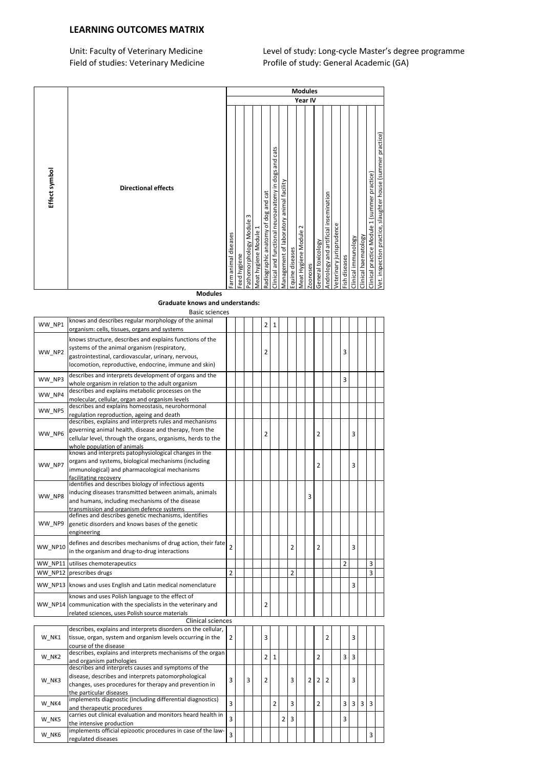# LEARNING OUTCOMES MATRIX

Unit: Faculty of Veterinary Medicine
Field of studies: Veterinary Medicine

Level of study: Long-cycle Master's degree programme
Profile of study: General Academic (GA)

| Effect symbol | Directional effects | Modules | | | | | | | | | | | | | | | | | |
|---|---|---|---|---|---|---|---|---|---|---|---|---|---|---|---|---|---|---|---|
| | | Year IV | | | | | | | | | | | | | | | | | |
| | | Farm animal diseases | Feed hygiene | Pathomorphology Module 3 | Meat hygiene Module 1 | Radiographic anatomy of dog and cat | Clinical and functional neuroanatomy in dogs and cats | Management of laboratory animal facility | Equine diseases | Meat Hygiene Module 2 | Zoonoses | General toxicology | Andrology and artificial insemination | Veterinary jurisprudence | Fish diseases | Clinical immunology | Clinical haematology | Clinical practice Module 1 (summer practice) | Vet. inspection practice, slaughter house (summer practice) |
| | **Modules** | | | | | | | | | | | | | | | | | | |
| | **Graduate knows and understands:** | | | | | | | | | | | | | | | | | | |
| | Basic sciences | | | | | | | | | | | | | | | | | | |
| WW_NP1 | knows and describes regular morphology of the animal organism: cells, tissues, organs and systems | | | | | 2 | 1 | | | | | | | | | | | | |
| WW_NP2 | knows structure, describes and explains functions of the systems of the animal organism (respiratory, gastrointestinal, cardiovascular, urinary, nervous, locomotion, reproductive, endocrine, immune and skin) | | | | | 2 | | | | | | | | | 3 | | | | |
| WW_NP3 | describes and interprets development of organs and the whole organism in relation to the adult organism | | | | | | | | | | | | | | 3 | | | | |
| WW_NP4 | describes and explains metabolic processes on the molecular, cellular, organ and organism levels | | | | | | | | | | | | | | | | | | |
| WW_NP5 | describes and explains homeostasis, neurohormonal regulation reproduction, ageing and death | | | | | | | | | | | | | | | | | | |
| WW_NP6 | describes, explains and interprets rules and mechanisms governing animal health, disease and therapy, from the cellular level, through the organs, organisms, herds to the whole population of animals | | | | | 2 | | | | | | 2 | | | | 3 | | | |
| WW_NP7 | knows and interprets patophysiological changes in the organs and systems, biological mechanisms (including immunological) and pharmacological mechanisms facilitating recovery | | | | | | | | | | | 2 | | | | 3 | | | |
| WW_NP8 | identifies and describes biology of infectious agents inducing diseases transmitted between animals, animals and humans, including mechanisms of the disease transmission and organism defence systems | | | | | | | | | | 3 | | | | | | | | |
| WW_NP9 | defines and describes genetic mechanisms, identifies genetic disorders and knows bases of the genetic engineering | | | | | | | | | | | | | | | | | | |
| WW_NP10 | defines and describes mechanisms of drug action, their fate in the organism and drug-to-drug interactions | 2 | | | | | | | 2 | | | 2 | | | | 3 | | | |
| WW_NP11 | utilises chemoterapeutics | | | | | | | | | | | | | | 2 | | | 3 | |
| WW_NP12 | prescribes drugs | 2 | | | | | | | 2 | | | | | | | | | 3 | |
| WW_NP13 | knows and uses English and Latin medical nomenclature | | | | | | | | | | | | | | | 3 | | | |
| WW_NP14 | knows and uses Polish language to the effect of communication with the specialists in the veterinary and related sciences, uses Polish source materials | | | | | 2 | | | | | | | | | | | | | |
| | Clinical sciences | | | | | | | | | | | | | | | | | | |
| W_NK1 | describes, explains and interprets disorders on the cellular, tissue, organ, system and organism levels occurring in the course of the disease | 2 | | | | 3 | | | | | | | 2 | | | 3 | | | |
| W_NK2 | describes, explains and interprets mechanisms of the organ and organism pathologies | | | | | 2 | 1 | | | | | 2 | | | 3 | 3 | | | |
| W_NK3 | describes and interprets causes and symptoms of the disease, describes and interprets patomorphological changes, uses procedures for therapy and prevention in the particular diseases | 3 | | 3 | | 2 | | | 3 | | 2 | 2 | 2 | | | 3 | | | |
| W_NK4 | implements diagnostic (including differential diagnostics) and therapeutic procedures | 3 | | | | | 2 | | 3 | | | 2 | | | 3 | 3 | 3 | 3 | |
| W_NK5 | carries out clinical evaluation and monitors heard health in the intensive production | 3 | | | | | | 2 | 3 | | | | | | 3 | | | | |
| W_NK6 | implements official epizootic procedures in case of the law-regulated diseases | 3 | | | | | | | | | | | | | | | | 3 | |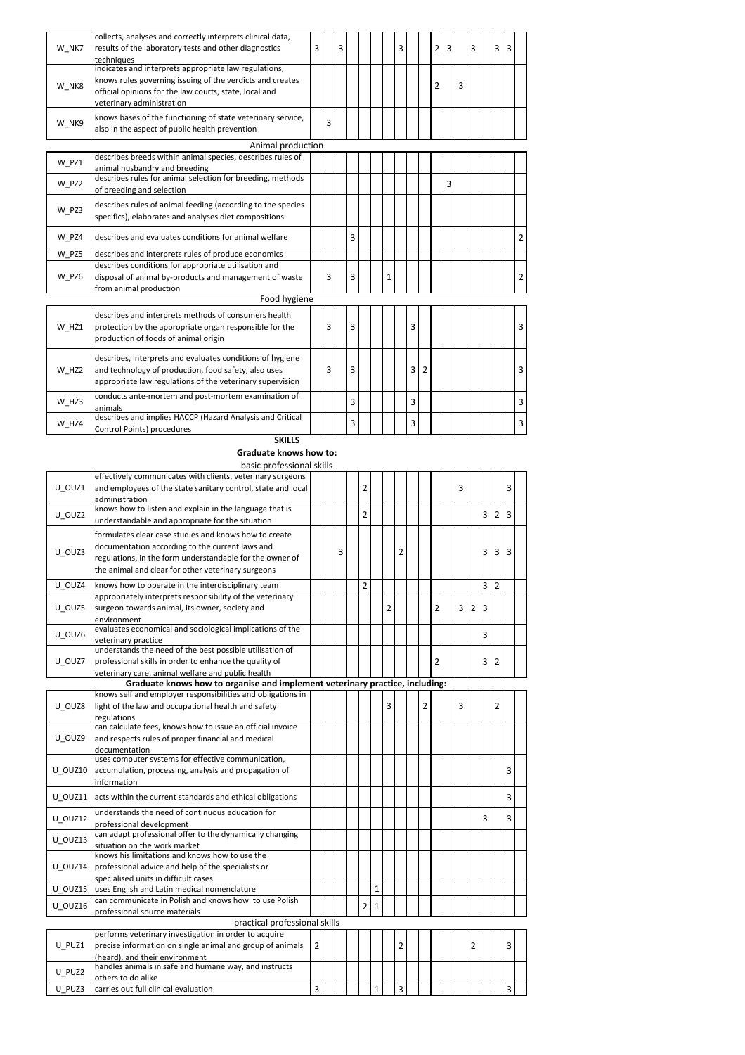| | | | | | | | | | | | | | | | | | | | |
|---|---|---|---|---|---|---|---|---|---|---|---|---|---|---|---|---|---|---|---|
| W_NK7 | collects, analyses and correctly interprets clinical data, results of the laboratory tests and other diagnostics techniques | 3 | | 3 | | | | | 3 | | | 2 | 3 | | 3 | | 3 | 3 | |
| W_NK8 | indicates and interprets appropriate law regulations, knows rules governing issuing of the verdicts and creates official opinions for the law courts, state, local and veterinary administration | | | | | | | | | | | 2 | | 3 | | | | | |
| W_NK9 | knows bases of the functioning of state veterinary service, also in the aspect of public health prevention | | 3 | | | | | | | | | | | | | | | | |
| | Animal production | | | | | | | | | | | | | | | | | | |
| W_PZ1 | describes breeds within animal species, describes rules of animal husbandry and breeding | | | | | | | | | | | | | | | | | | |
| W_PZ2 | describes rules for animal selection for breeding, methods of breeding and selection | | | | | | | | | | | | 3 | | | | | | |
| W_PZ3 | describes rules of animal feeding (according to the species specifics), elaborates and analyses diet compositions | | | | | | | | | | | | | | | | | | |
| W_PZ4 | describes and evaluates conditions for animal welfare | | | | 3 | | | | | | | | | | | | | | 2 |
| W_PZ5 | describes and interprets rules of produce economics | | | | | | | | | | | | | | | | | | |
| W_PZ6 | describes conditions for appropriate utilisation and disposal of animal by-products and management of waste from animal production | | 3 | | 3 | | | 1 | | | | | | | | | | | 2 |
| | Food hygiene | | | | | | | | | | | | | | | | | | |
| W_HŻ1 | describes and interprets methods of consumers health protection by the appropriate organ responsible for the production of foods of animal origin | | 3 | | 3 | | | | | 3 | | | | | | | | | 3 |
| W_HŻ2 | describes, interprets and evaluates conditions of hygiene and technology of production, food safety, also uses appropriate law regulations of the veterinary supervision | | 3 | | 3 | | | | | 3 | 2 | | | | | | | | 3 |
| W_HŻ3 | conducts ante-mortem and post-mortem examination of animals | | | | 3 | | | | | 3 | | | | | | | | | 3 |
| W_HŻ4 | describes and implies HACCP (Hazard Analysis and Critical Control Points) procedures | | | | 3 | | | | | 3 | | | | | | | | | 3 |

**SKILLS**

**Graduate knows how to:**

| | | | | | | | | | | | | | | | | | | | |
|---|---|---|---|---|---|---|---|---|---|---|---|---|---|---|---|---|---|---|---|
| | basic professional skills | | | | | | | | | | | | | | | | | | |
| U_OUZ1 | effectively communicates with clients, veterinary surgeons and employees of the state sanitary control, state and local administration | | | | | 2 | | | | | | | | 3 | | | | 3 | |
| U_OUZ2 | knows how to listen and explain in the language that is understandable and appropriate for the situation | | | | | 2 | | | | | | | | | | 3 | 2 | 3 | |
| U_OUZ3 | formulates clear case studies and knows how to create documentation according to the current laws and regulations, in the form understandable for the owner of the animal and clear for other veterinary surgeons | | | 3 | | | | | 2 | | | | | | | 3 | 3 | 3 | |
| U_OUZ4 | knows how to operate in the interdisciplinary team | | | | | 2 | | | | | | | | | | 3 | 2 | | |
| U_OUZ5 | appropriately interprets responsibility of the veterinary surgeon towards animal, its owner, society and environment | | | | | | | 2 | | | | 2 | | 3 | 2 | 3 | | | |
| U_OUZ6 | evaluates economical and sociological implications of the veterinary practice | | | | | | | | | | | | | | | 3 | | | |
| U_OUZ7 | understands the need of the best possible utilisation of professional skills in order to enhance the quality of veterinary care, animal welfare and public health | | | | | | | | | | | 2 | | | | 3 | 2 | | |
| | **Graduate knows how to organise and implement veterinary practice, including:** | | | | | | | | | | | | | | | | | | |
| U_OUZ8 | knows self and employer responsibilities and obligations in light of the law and occupational health and safety regulations | | | | | | | 3 | | | 2 | | | 3 | | | 2 | | |
| U_OUZ9 | can calculate fees, knows how to issue an official invoice and respects rules of proper financial and medical documentation | | | | | | | | | | | | | | | | | | |
| U_OUZ10 | uses computer systems for effective communication, accumulation, processing, analysis and propagation of information | | | | | | | | | | | | | | | | | 3 | |
| U_OUZ11 | acts within the current standards and ethical obligations | | | | | | | | | | | | | | | | | 3 | |
| U_OUZ12 | understands the need of continuous education for professional development | | | | | | | | | | | | | | | 3 | | 3 | |
| U_OUZ13 | can adapt professional offer to the dynamically changing situation on the work market | | | | | | | | | | | | | | | | | | |
| U_OUZ14 | knows his limitations and knows how to use the professional advice and help of the specialists or specialised units in difficult cases | | | | | | | | | | | | | | | | | | |
| U_OUZ15 | uses English and Latin medical nomenclature | | | | | | 1 | | | | | | | | | | | | |
| U_OUZ16 | can communicate in Polish and knows how to use Polish professional source materials | | | | | 2 | 1 | | | | | | | | | | | | |
| | practical professional skills | | | | | | | | | | | | | | | | | | |
| U_PUZ1 | performs veterinary investigation in order to acquire precise information on single animal and group of animals (heard), and their environment | 2 | | | | | | | 2 | | | | | | 2 | | | 3 | |
| U_PUZ2 | handles animals in safe and humane way, and instructs others to do alike | | | | | | | | | | | | | | | | | | |
| U_PUZ3 | carries out full clinical evaluation | 3 | | | | | 1 | | 3 | | | | | | | | | 3 | |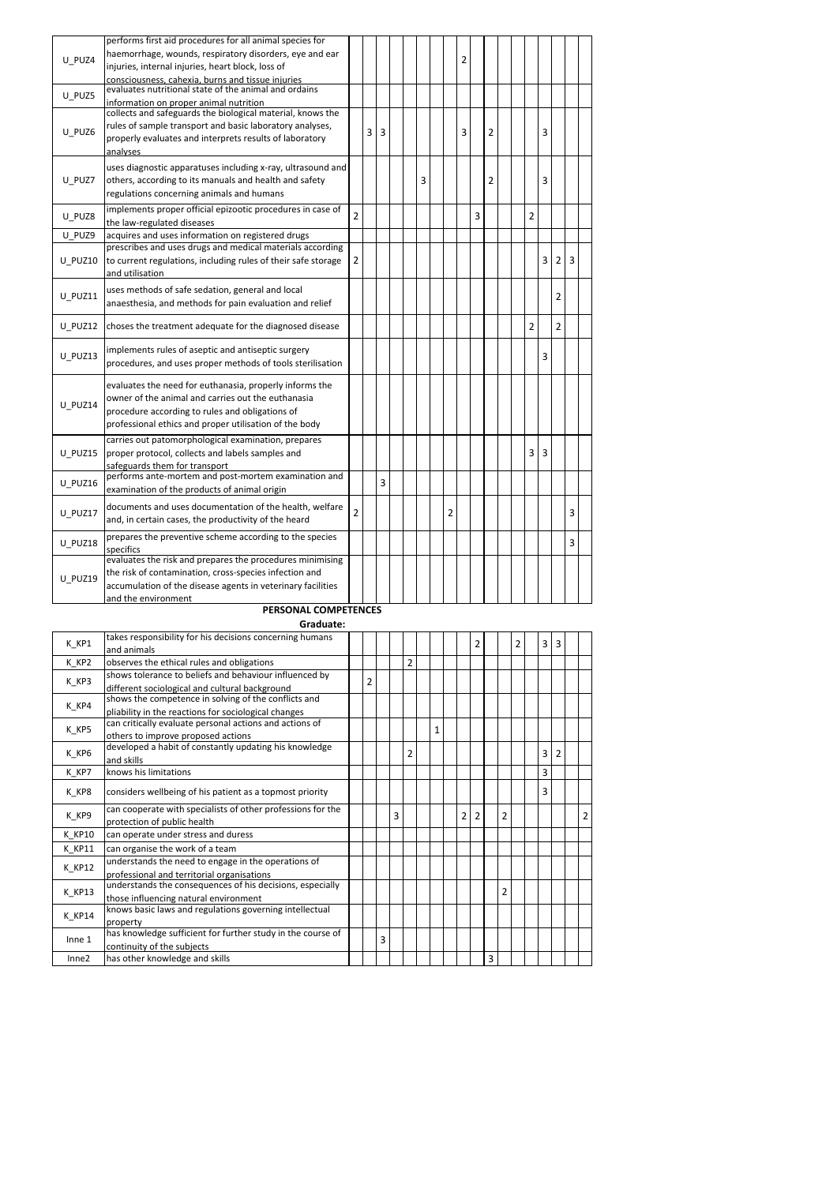| | | | | | | | | | | | | | | | | | | | |
|---|---|---|---|---|---|---|---|---|---|---|---|---|---|---|---|---|---|---|---|
| U_PUZ4 | performs first aid procedures for all animal species for haemorrhage, wounds, respiratory disorders, eye and ear injuries, internal injuries, heart block, loss of consciousness, cahexia, burns and tissue injuries | | | | | | | | | 2 | | | | | | | | | |
| U_PUZ5 | evaluates nutritional state of the animal and ordains information on proper animal nutrition | | | | | | | | | | | | | | | | | | |
| U_PUZ6 | collects and safeguards the biological material, knows the rules of sample transport and basic laboratory analyses, properly evaluates and interprets results of laboratory analyses | | 3 | 3 | | | | | | 3 | | 2 | | | | 3 | | | |
| U_PUZ7 | uses diagnostic apparatuses including x-ray, ultrasound and others, according to its manuals and health and safety regulations concerning animals and humans | | | | | | 3 | | | | | 2 | | | | 3 | | | |
| U_PUZ8 | implements proper official epizootic procedures in case of the law-regulated diseases | 2 | | | | | | | | | 3 | | | | 2 | | | | |
| U_PUZ9 | acquires and uses information on registered drugs | | | | | | | | | | | | | | | | | | |
| U_PUZ10 | prescribes and uses drugs and medical materials according to current regulations, including rules of their safe storage and utilisation | 2 | | | | | | | | | | | | | | 3 | 2 | 3 | |
| U_PUZ11 | uses methods of safe sedation, general and local anaesthesia, and methods for pain evaluation and relief | | | | | | | | | | | | | | | | 2 | | |
| U_PUZ12 | choses the treatment adequate for the diagnosed disease | | | | | | | | | | | | | | 2 | | 2 | | |
| U_PUZ13 | implements rules of aseptic and antiseptic surgery procedures, and uses proper methods of tools sterilisation | | | | | | | | | | | | | | | 3 | | | |
| U_PUZ14 | evaluates the need for euthanasia, properly informs the owner of the animal and carries out the euthanasia procedure according to rules and obligations of professional ethics and proper utilisation of the body | | | | | | | | | | | | | | | | | | |
| U_PUZ15 | carries out patomorphological examination, prepares proper protocol, collects and labels samples and safeguards them for transport | | | | | | | | | | | | | | 3 | 3 | | | |
| U_PUZ16 | performs ante-mortem and post-mortem examination and examination of the products of animal origin | | | 3 | | | | | | | | | | | | | | | |
| U_PUZ17 | documents and uses documentation of the health, welfare and, in certain cases, the productivity of the heard | 2 | | | | | | | 2 | | | | | | | | | 3 | |
| U_PUZ18 | prepares the preventive scheme according to the species specifics | | | | | | | | | | | | | | | | | 3 | |
| U_PUZ19 | evaluates the risk and prepares the procedures minimising the risk of contamination, cross-species infection and accumulation of the disease agents in veterinary facilities and the environment | | | | | | | | | | | | | | | | | | |

**PERSONAL COMPETENCES**

**Graduate:**

| | | | | | | | | | | | | | | | | | | | |
|---|---|---|---|---|---|---|---|---|---|---|---|---|---|---|---|---|---|---|---|
| K_KP1 | takes responsibility for his decisions concerning humans and animals | | | | | | | | | | 2 | | | 2 | | 3 | 3 | | |
| K_KP2 | observes the ethical rules and obligations | | | | | 2 | | | | | | | | | | | | | |
| K_KP3 | shows tolerance to beliefs and behaviour influenced by different sociological and cultural background | | 2 | | | | | | | | | | | | | | | | |
| K_KP4 | shows the competence in solving of the conflicts and pliability in the reactions for sociological changes | | | | | | | | | | | | | | | | | | |
| K_KP5 | can critically evaluate personal actions and actions of others to improve proposed actions | | | | | | | 1 | | | | | | | | | | | |
| K_KP6 | developed a habit of constantly updating his knowledge and skills | | | | | 2 | | | | | | | | | | 3 | 2 | | |
| K_KP7 | knows his limitations | | | | | | | | | | | | | | | 3 | | | |
| K_KP8 | considers wellbeing of his patient as a topmost priority | | | | | | | | | | | | | | | 3 | | | |
| K_KP9 | can cooperate with specialists of other professions for the protection of public health | | | | 3 | | | | | 2 | 2 | | 2 | | | | | | 2 |
| K_KP10 | can operate under stress and duress | | | | | | | | | | | | | | | | | | |
| K_KP11 | can organise the work of a team | | | | | | | | | | | | | | | | | | |
| K_KP12 | understands the need to engage in the operations of professional and territorial organisations | | | | | | | | | | | | | | | | | | |
| K_KP13 | understands the consequences of his decisions, especially those influencing natural environment | | | | | | | | | | | | 2 | | | | | | |
| K_KP14 | knows basic laws and regulations governing intellectual property | | | | | | | | | | | | | | | | | | |
| Inne 1 | has knowledge sufficient for further study in the course of continuity of the subjects | | | 3 | | | | | | | | | | | | | | | |
| Inne2 | has other knowledge and skills | | | | | | | | | | | 3 | | | | | | | |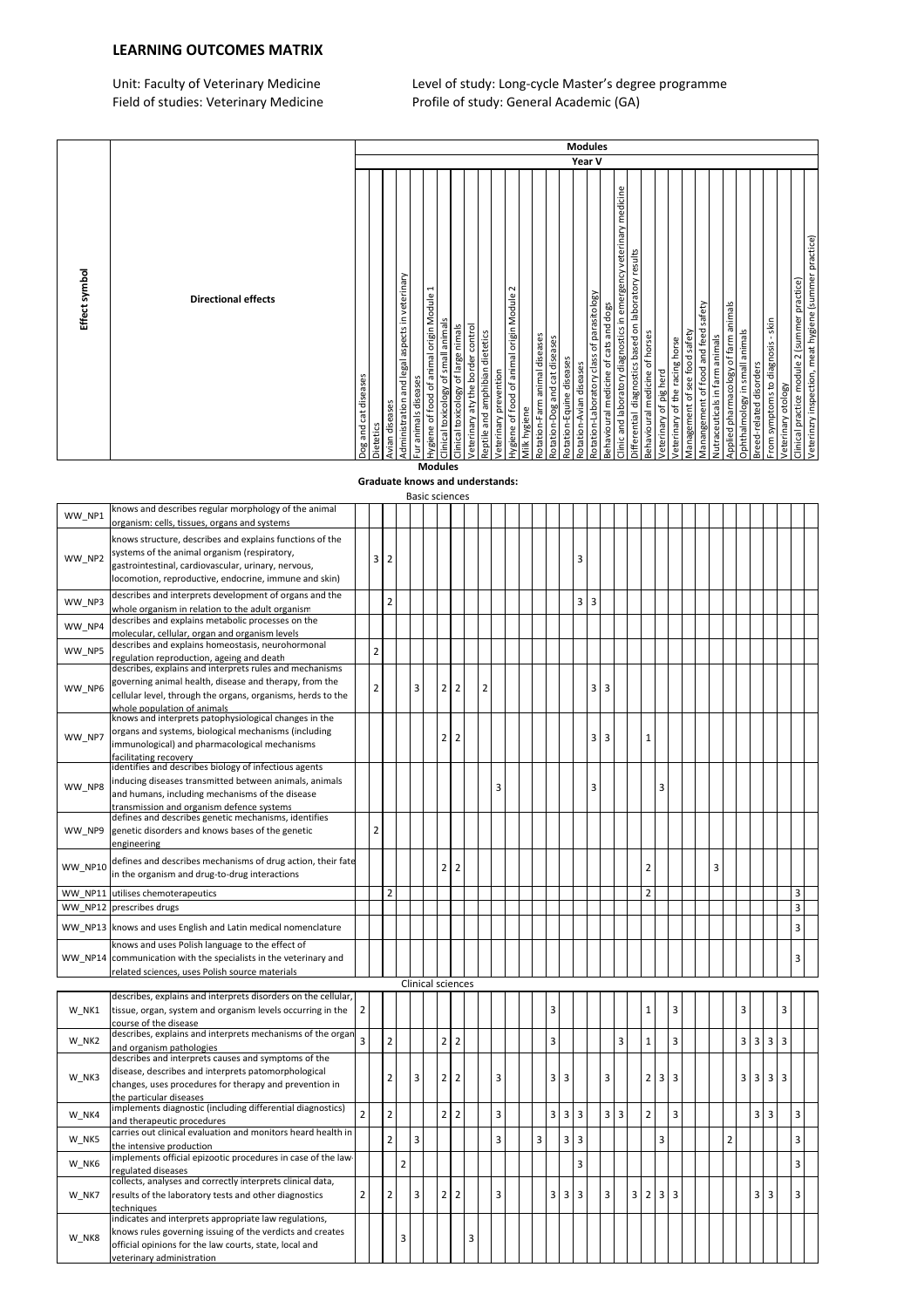# LEARNING OUTCOMES MATRIX

Unit: Faculty of Veterinary Medicine
Field of studies: Veterinary Medicine

Level of study: Long-cycle Master's degree programme
Profile of study: General Academic (GA)

| Effect symbol | Directional effects | Modules | | | | | | | | | | | | | | | | | | | | | | | | | | | | | | | | | |
|---|---|---|---|---|---|---|---|---|---|---|---|---|---|---|---|---|---|---|---|---|---|---|---|---|---|---|---|---|---|---|---|---|---|---|---|
| | | Year V | | | | | | | | | | | | | | | | | | | | | | | | | | | | | | | | | |
| | | Dog and cat diseases | Dietetics | Avian diseases | Administration and legal aspects in veterinary | Fur animals diseases | Hygiene of food of animal origin Module 1 | Clinical toxicology of small animals | Clinical toxicology of large nimals | Veterinary aty the border control | Reptile and amphibian dietetics | Veterinary prevention | Hygiene of food of animal origin Module 2 | Milk hygiene | Rotation-Farm animal diseases | Rotation-Dog and cat diseases | Rotation-Equine diseases | Rotation-Avian diseases | Rotation-Laboratory class of parastology | Behavioural medicine of cats and dogs | Clinic and laboratory diagnostics in emergency veterinary medicine | Differential diagnostics based on laboratory results | Behavioural medicine of horses | Veterinary of pig herd | Veterinary of the racing horse | Management of see food safety | Manangement of food and feed safety | Nutraceuticals in farm animals | Applied pharmacology of farm animals | Ophthalmology in small animals | Breed-related disorders | From symptoms to diagnosis - skin | Veterinary otology | Clinical practice module 2 (summer practice) | Veterinry inspection, meat hygiene (summer practice) |
| | **Graduate knows and understands:** | | | | | | | | | | | | | | | | | | | | | | | | | | | | | | | | | | |
| | Basic sciences | | | | | | | | | | | | | | | | | | | | | | | | | | | | | | | | | | |
| WW_NP1 | knows and describes regular morphology of the animal organism: cells, tissues, organs and systems | | | | | | | | | | | | | | | | | | | | | | | | | | | | | | | | | | |
| WW_NP2 | knows structure, describes and explains functions of the systems of the animal organism (respiratory, gastrointestinal, cardiovascular, urinary, nervous, locomotion, reproductive, endocrine, immune and skin) | | 3 | 2 | | | | | | | | | | | | | | 3 | | | | | | | | | | | | | | | | | |
| WW_NP3 | describes and interprets development of organs and the whole organism in relation to the adult organism | | | 2 | | | | | | | | | | | | | | 3 | 3 | | | | | | | | | | | | | | | | |
| WW_NP4 | describes and explains metabolic processes on the molecular, cellular, organ and organism levels | | | | | | | | | | | | | | | | | | | | | | | | | | | | | | | | | | |
| WW_NP5 | describes and explains homeostasis, neurohormonal regulation reproduction, ageing and death | | 2 | | | | | | | | | | | | | | | | | | | | | | | | | | | | | | | | |
| WW_NP6 | describes, explains and interprets rules and mechanisms governing animal health, disease and therapy, from the cellular level, through the organs, organisms, herds to the whole population of animals | | 2 | | | 3 | | 2 | 2 | | 2 | | | | | | | | 3 | 3 | | | | | | | | | | | | | | | |
| WW_NP7 | knows and interprets patophysiological changes in the organs and systems, biological mechanisms (including immunological) and pharmacological mechanisms facilitating recovery | | | | | | | 2 | 2 | | | | | | | | | | 3 | 3 | | | 1 | | | | | | | | | | | | |
| WW_NP8 | identifies and describes biology of infectious agents inducing diseases transmitted between animals, animals and humans, including mechanisms of the disease transmission and organism defence systems | | | | | | | | | | | 3 | | | | | | | 3 | | | | | 3 | | | | | | | | | | | |
| WW_NP9 | defines and describes genetic mechanisms, identifies genetic disorders and knows bases of the genetic engineering | | 2 | | | | | | | | | | | | | | | | | | | | | | | | | | | | | | | | |
| WW_NP10 | defines and describes mechanisms of drug action, their fate in the organism and drug-to-drug interactions | | | | | | | 2 | 2 | | | | | | | | | | | | | | 2 | | | | | 3 | | | | | | | |
| WW_NP11 | utilises chemoterapeutics | | | 2 | | | | | | | | | | | | | | | | | | | 2 | | | | | | | | | | | 3 | |
| WW_NP12 | prescribes drugs | | | | | | | | | | | | | | | | | | | | | | | | | | | | | | | | | 3 | |
| WW_NP13 | knows and uses English and Latin medical nomenclature | | | | | | | | | | | | | | | | | | | | | | | | | | | | | | | | | 3 | |
| WW_NP14 | knows and uses Polish language to the effect of communication with the specialists in the veterinary and related sciences, uses Polish source materials | | | | | | | | | | | | | | | | | | | | | | | | | | | | | | | | | 3 | |
| | Clinical sciences | | | | | | | | | | | | | | | | | | | | | | | | | | | | | | | | | | |
| W_NK1 | describes, explains and interprets disorders on the cellular, tissue, organ, system and organism levels occurring in the course of the disease | 2 | | | | | | | | | | | | | | 3 | | | | | | | 1 | | 3 | | | | | 3 | | | 3 | | |
| W_NK2 | describes, explains and interprets mechanisms of the organ and organism pathologies | 3 | | 2 | | | | 2 | 2 | | | | | | | 3 | | | | | 3 | | 1 | | 3 | | | | | 3 | 3 | 3 | 3 | | |
| W_NK3 | describes and interprets causes and symptoms of the disease, describes and interprets patomorphological changes, uses procedures for therapy and prevention in the particular diseases | | | 2 | | 3 | | 2 | 2 | | | 3 | | | | 3 | 3 | | | 3 | | | 2 | 3 | 3 | | | | | 3 | 3 | 3 | 3 | | |
| W_NK4 | implements diagnostic (including differential diagnostics) and therapeutic procedures | 2 | | 2 | | | | 2 | 2 | | | 3 | | | | 3 | 3 | 3 | | 3 | 3 | | 2 | | 3 | | | | | | 3 | 3 | | 3 | |
| W_NK5 | carries out clinical evaluation and monitors heard health in the intensive production | | | 2 | | 3 | | | | | | 3 | | | 3 | | 3 | 3 | | | | | | 3 | | | | | 2 | | | | | 3 | |
| W_NK6 | implements official epizootic procedures in case of the law-regulated diseases | | | | 2 | | | | | | | | | | | | | 3 | | | | | | | | | | | | | | | | 3 | |
| W_NK7 | collects, analyses and correctly interprets clinical data, results of the laboratory tests and other diagnostics techniques | 2 | | 2 | | 3 | | 2 | 2 | | | 3 | | | | 3 | 3 | 3 | | 3 | | 3 | 2 | 3 | 3 | | | | | | 3 | 3 | | 3 | |
| W_NK8 | indicates and interprets appropriate law regulations, knows rules governing issuing of the verdicts and creates official opinions for the law courts, state, local and veterinary administration | | | | 3 | | | | | 3 | | | | | | | | | | | | | | | | | | | | | | | | | |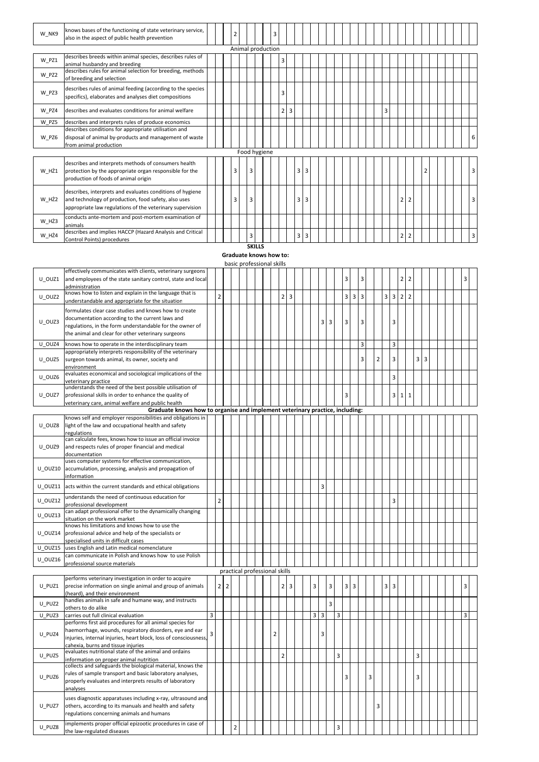| | | | | | | | | | | | | | | | | | | | | | | | | | | | | | | | | | | | |
|---|---|---|---|---|---|---|---|---|---|---|---|---|---|---|---|---|---|---|---|---|---|---|---|---|---|---|---|---|---|---|---|---|---|---|---|
| W_NK9 | knows bases of the functioning of state veterinary service, also in the aspect of public health prevention | | | | 2 | | | | | 3 | | | | | | | | | | | | | | | | | | | | | | | | | |
| | **Animal production** | | | | | | | | | | | | | | | | | | | | | | | | | | | | | | | | | | |
| W_PZ1 | describes breeds within animal species, describes rules of animal husbandry and breeding | | | | | | | | | | 3 | | | | | | | | | | | | | | | | | | | | | | | | |
| W_PZ2 | describes rules for animal selection for breeding, methods of breeding and selection | | | | | | | | | | | | | | | | | | | | | | | | | | | | | | | | | | |
| W_PZ3 | describes rules of animal feeding (according to the species specifics), elaborates and analyses diet compositions | | | | | | | | | | 3 | | | | | | | | | | | | | | | | | | | | | | | | |
| W_PZ4 | describes and evaluates conditions for animal welfare | | | | | | | | | | 2 | 3 | | | | | | | | | | | | 3 | | | | | | | | | | | |
| W_PZ5 | describes and interprets rules of produce economics | | | | | | | | | | | | | | | | | | | | | | | | | | | | | | | | | | |
| W_PZ6 | describes conditions for appropriate utilisation and disposal of animal by-products and management of waste from animal production | | | | | | | | | | | | | | | | | | | | | | | | | | | | | | | | | | 6 |
| | **Food hygiene** | | | | | | | | | | | | | | | | | | | | | | | | | | | | | | | | | | |
| W_HŻ1 | describes and interprets methods of consumers health protection by the appropriate organ responsible for the production of foods of animal origin | | | | 3 | | 3 | | | | | | 3 | 3 | | | | | | | | | | | | | | | 2 | | | | | | 3 |
| W_HŻ2 | describes, interprets and evaluates conditions of hygiene and technology of production, food safety, also uses appropriate law regulations of the veterinary supervision | | | | 3 | | 3 | | | | | | 3 | 3 | | | | | | | | | | | | 2 | 2 | | | | | | | | 3 |
| W_HŻ3 | conducts ante-mortem and post-mortem examination of animals | | | | | | | | | | | | | | | | | | | | | | | | | | | | | | | | | | |
| W_HŻ4 | describes and implies HACCP (Hazard Analysis and Critical Control Points) procedures | | | | | | 3 | | | | | | 3 | 3 | | | | | | | | | | | | 2 | 2 | | | | | | | | 3 |
| | **SKILLS** | | | | | | | | | | | | | | | | | | | | | | | | | | | | | | | | | | |
| | **Graduate knows how to:** | | | | | | | | | | | | | | | | | | | | | | | | | | | | | | | | | | |
| | basic professional skills | | | | | | | | | | | | | | | | | | | | | | | | | | | | | | | | | | |
| U_OUZ1 | effectively communicates with clients, veterinary surgeons and employees of the state sanitary control, state and local administration | | | | | | | | | | | | | | | | | | 3 | | 3 | | | | | 2 | 2 | | | | | | | 3 | |
| U_OUZ2 | knows how to listen and explain in the language that is understandable and appropriate for the situation | | 2 | | | | | | | | 2 | 3 | | | | | | | 3 | 3 | 3 | | | 3 | 3 | 2 | 2 | | | | | | | | |
| U_OUZ3 | formulates clear case studies and knows how to create documentation according to the current laws and regulations, in the form understandable for the owner of the animal and clear for other veterinary surgeons | | | | | | | | | | | | | | | 3 | 3 | | 3 | | 3 | | | | 3 | | | | | | | | | | |
| U_OUZ4 | knows how to operate in the interdisciplinary team | | | | | | | | | | | | | | | | | | | | 3 | | | | 3 | | | | | | | | | | |
| U_OUZ5 | appropriately interprets responsibility of the veterinary surgeon towards animal, its owner, society and environment | | | | | | | | | | | | | | | | | | | | 3 | | 2 | | 3 | | | 3 | 3 | | | | | | |
| U_OUZ6 | evaluates economical and sociological implications of the veterinary practice | | | | | | | | | | | | | | | | | | | | | | | | 3 | | | | | | | | | | |
| U_OUZ7 | understands the need of the best possible utilisation of professional skills in order to enhance the quality of veterinary care, animal welfare and public health | | | | | | | | | | | | | | | | | | 3 | | | | | | 3 | 1 | 1 | | | | | | | | |
| | **Graduate knows how to organise and implement veterinary practice, including:** | | | | | | | | | | | | | | | | | | | | | | | | | | | | | | | | | | |
| U_OUZ8 | knows self and employer responsibilities and obligations in light of the law and occupational health and safety regulations | | | | | | | | | | | | | | | | | | | | | | | | | | | | | | | | | | |
| U_OUZ9 | can calculate fees, knows how to issue an official invoice and respects rules of proper financial and medical documentation | | | | | | | | | | | | | | | | | | | | | | | | | | | | | | | | | | |
| U_OUZ10 | uses computer systems for effective communication, accumulation, processing, analysis and propagation of information | | | | | | | | | | | | | | | | | | | | | | | | | | | | | | | | | | |
| U_OUZ11 | acts within the current standards and ethical obligations | | | | | | | | | | | | | | | 3 | | | | | | | | | | | | | | | | | | | |
| U_OUZ12 | understands the need of continuous education for professional development | | 2 | | | | | | | | | | | | | | | | | | | | | | 3 | | | | | | | | | | |
| U_OUZ13 | can adapt professional offer to the dynamically changing situation on the work market | | | | | | | | | | | | | | | | | | | | | | | | | | | | | | | | | | |
| U_OUZ14 | knows his limitations and knows how to use the professional advice and help of the specialists or specialised units in difficult cases | | | | | | | | | | | | | | | | | | | | | | | | | | | | | | | | | | |
| U_OUZ15 | uses English and Latin medical nomenclature | | | | | | | | | | | | | | | | | | | | | | | | | | | | | | | | | | |
| U_OUZ16 | can communicate in Polish and knows how to use Polish professional source materials | | | | | | | | | | | | | | | | | | | | | | | | | | | | | | | | | | |
| | practical professional skills | | | | | | | | | | | | | | | | | | | | | | | | | | | | | | | | | | |
| U_PUZ1 | performs veterinary investigation in order to acquire precise information on single animal and group of animals (heard), and their environment | | 2 | 2 | | | | | | | 2 | 3 | | | 3 | | 3 | | 3 | 3 | | | | 3 | 3 | | | | | | | | | 3 | |
| U_PUZ2 | handles animals in safe and humane way, and instructs others to do alike | | | | | | | | | | | | | | | | 3 | | | | | | | | | | | | | | | | | | |
| U_PUZ3 | carries out full clinical evaluation | 3 | | | | | | | | | | | | | 3 | 3 | | 3 | | | | | | | | | | | | | | | | 3 | |
| U_PUZ4 | performs first aid procedures for all animal species for haemorrhage, wounds, respiratory disorders, eye and ear injuries, internal injuries, heart block, loss of consciousness, cahexia, burns and tissue injuries | 3 | | | | | | | | 2 | | | | | | 3 | | | | | | | | | | | | | | | | | | | |
| U_PUZ5 | evaluates nutritional state of the animal and ordains information on proper animal nutrition | | | | | | | | | | 2 | | | | | | | 3 | | | | | | | | | | 3 | | | | | | | |
| U_PUZ6 | collects and safeguards the biological material, knows the rules of sample transport and basic laboratory analyses, properly evaluates and interprets results of laboratory analyses | | | | | | | | | | | | | | | | | | 3 | | | 3 | | | | | | 3 | | | | | | | |
| U_PUZ7 | uses diagnostic apparatuses including x-ray, ultrasound and others, according to its manuals and health and safety regulations concerning animals and humans | | | | | | | | | | | | | | | | | | | | | | 3 | | | | | | | | | | | | |
| U_PUZ8 | implements proper official epizootic procedures in case of the law-regulated diseases | | | | 2 | | | | | | | | | | | | | 3 | | | | | | | | | | | | | | | | | |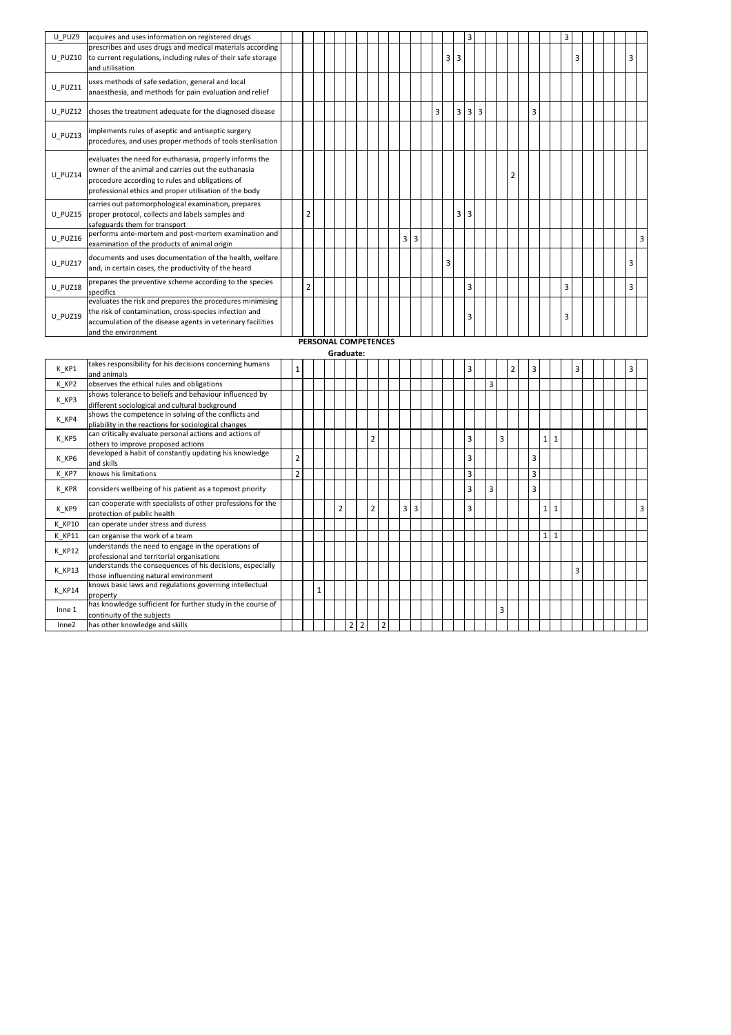| | | | | | | | | | | | | | | | | | | | | | | | | | | | | | | | | | | | | | |
|---|---|---|---|---|---|---|---|---|---|---|---|---|---|---|---|---|---|---|---|---|---|---|---|---|---|---|---|---|---|---|---|---|---|---|---|---|---|
| U_PUZ9 | acquires and uses information on registered drugs | | | | | | | | | | | | | | | | | | | 3 | | | | | | | | | | 3 | | | | | | | |
| U_PUZ10 | prescribes and uses drugs and medical materials according to current regulations, including rules of their safe storage and utilisation | | | | | | | | | | | | | | | | | 3 | 3 | | | | | | | | | | | | 3 | | | | | 3 | |
| U_PUZ11 | uses methods of safe sedation, general and local anaesthesia, and methods for pain evaluation and relief | | | | | | | | | | | | | | | | | | | | | | | | | | | | | | | | | | | | |
| U_PUZ12 | choses the treatment adequate for the diagnosed disease | | | | | | | | | | | | | | | | 3 | | 3 | 3 | 3 | | | | | 3 | | | | | | | | | | | |
| U_PUZ13 | implements rules of aseptic and antiseptic surgery procedures, and uses proper methods of tools sterilisation | | | | | | | | | | | | | | | | | | | | | | | | | | | | | | | | | | | | |
| U_PUZ14 | evaluates the need for euthanasia, properly informs the owner of the animal and carries out the euthanasia procedure according to rules and obligations of professional ethics and proper utilisation of the body | | | | | | | | | | | | | | | | | | | | | | | 2 | | | | | | | | | | | | | |
| U_PUZ15 | carries out patomorphological examination, prepares proper protocol, collects and labels samples and safeguards them for transport | | | 2 | | | | | | | | | | | | | | | 3 | 3 | | | | | | | | | | | | | | | | | |
| U_PUZ16 | performs ante-mortem and post-mortem examination and examination of the products of animal origin | | | | | | | | | | | | | 3 | 3 | | | | | | | | | | | | | | | | | | | | | | 3 |
| U_PUZ17 | documents and uses documentation of the health, welfare and, in certain cases, the productivity of the heard | | | | | | | | | | | | | | | | | 3 | | | | | | | | | | | | | | | | | | 3 | |
| U_PUZ18 | prepares the preventive scheme according to the species specifics | | | 2 | | | | | | | | | | | | | | | | 3 | | | | | | | | | | 3 | | | | | | 3 | |
| U_PUZ19 | evaluates the risk and prepares the procedures minimising the risk of contamination, cross-species infection and accumulation of the disease agents in veterinary facilities and the environment | | | | | | | | | | | | | | | | | | | 3 | | | | | | | | | | 3 | | | | | | | |

**PERSONAL COMPETENCES**

**Graduate:**

| | | | | | | | | | | | | | | | | | | | | | | | | | | | | | | | | | | | | | |
|---|---|---|---|---|---|---|---|---|---|---|---|---|---|---|---|---|---|---|---|---|---|---|---|---|---|---|---|---|---|---|---|---|---|---|---|---|---|
| K_KP1 | takes responsibility for his decisions concerning humans and animals | | 1 | | | | | | | | | | | | | | | | | 3 | | | | 2 | | 3 | | | | | 3 | | | | | 3 | |
| K_KP2 | observes the ethical rules and obligations | | | | | | | | | | | | | | | | | | | | | 3 | | | | | | | | | | | | | | | |
| K_KP3 | shows tolerance to beliefs and behaviour influenced by different sociological and cultural background | | | | | | | | | | | | | | | | | | | | | | | | | | | | | | | | | | | | |
| K_KP4 | shows the competence in solving of the conflicts and pliability in the reactions for sociological changes | | | | | | | | | | | | | | | | | | | | | | | | | | | | | | | | | | | | |
| K_KP5 | can critically evaluate personal actions and actions of others to improve proposed actions | | | | | | | | | 2 | | | | | | | | | | 3 | | | 3 | | | | | 1 | 1 | | | | | | | | |
| K_KP6 | developed a habit of constantly updating his knowledge and skills | | 2 | | | | | | | | | | | | | | | | | 3 | | | | | | 3 | | | | | | | | | | | |
| K_KP7 | knows his limitations | | 2 | | | | | | | | | | | | | | | | | 3 | | | | | | 3 | | | | | | | | | | | |
| K_KP8 | considers wellbeing of his patient as a topmost priority | | | | | | | | | | | | | | | | | | | 3 | | 3 | | | | 3 | | | | | | | | | | | |
| K_KP9 | can cooperate with specialists of other professions for the protection of public health | | | | | | 2 | | | 2 | | | | 3 | 3 | | | | | 3 | | | | | | | | 1 | 1 | | | | | | | | 3 |
| K_KP10 | can operate under stress and duress | | | | | | | | | | | | | | | | | | | | | | | | | | | | | | | | | | | | |
| K_KP11 | can organise the work of a team | | | | | | | | | | | | | | | | | | | | | | | | | | | 1 | 1 | | | | | | | | |
| K_KP12 | understands the need to engage in the operations of professional and territorial organisations | | | | | | | | | | | | | | | | | | | | | | | | | | | | | | | | | | | | |
| K_KP13 | understands the consequences of his decisions, especially those influencing natural environment | | | | | | | | | | | | | | | | | | | | | | | | | | | | | | 3 | | | | | | |
| K_KP14 | knows basic laws and regulations governing intellectual property | | | | 1 | | | | | | | | | | | | | | | | | | | | | | | | | | | | | | | | |
| Inne 1 | has knowledge sufficient for further study in the course of continuity of the subjects | | | | | | | | | | | | | | | | | | | | | | 3 | | | | | | | | | | | | | | |
| Inne2 | has other knowledge and skills | | | | | | | 2 | 2 | | 2 | | | | | | | | | | | | | | | | | | | | | | | | | | |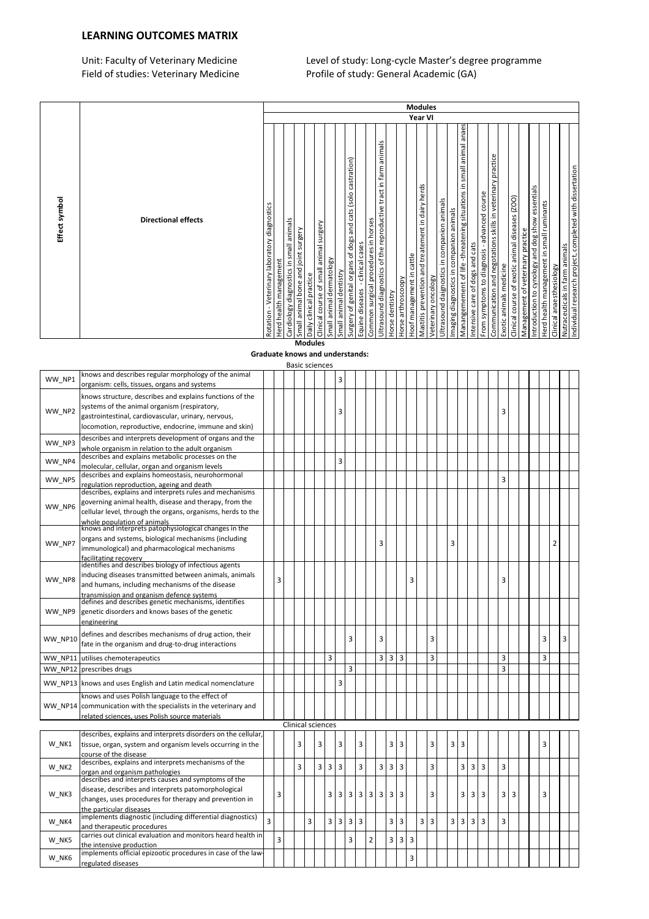## LEARNING OUTCOMES MATRIX

Unit: Faculty of Veterinary Medicine
Field of studies: Veterinary Medicine

Level of study: Long-cycle Master's degree programme
Profile of study: General Academic (GA)

**Modules – Year VI**

| Effect symbol | Directional effects | Rotation - Veterinary laboratory diagnostics | Herd health management | Cardiology diagnostics in small animals | Small animal bone and joint surgery | Daily clinical practice | Clinical course of small animal surgery | Small animal dermatology | Small animal dentistry | Surgery of genital organs of dogs and cats (solo castration) | Equine diseases - clinical cases | Common surgical procedures in horses | Ultrasound diagnostics of the reproductive tract in farm animals | Horse dentistry | Horse arthroscoopy | Hoof management in cattle | Mastitis prevention and treatement in dairy herds | Veterinary oncology | Ultrasound daignostics in companion animals | Imaging diagnostics in companion animals | Manangemement of life-threatening situations in small animal anaes | Intensive care of dogs and cats | From symptoms to diagnosis - advanced course | Communication and negotations skills in veterinary practice | Exotic animals medicine | Clinical course of exotic animal diseases (ZOO) | Management of veterinary practice | Introduction to cynology and dog show essentials | Herd health management in small ruminants | Clinical anaesthesiology | Nutraceuticals in farm animals | Individual research project, completed with dissertation |
|---|---|---|---|---|---|---|---|---|---|---|---|---|---|---|---|---|---|---|---|---|---|---|---|---|---|---|---|---|---|---|---|---|
| | **Graduate knows and understands:** | | | | | | | | | | | | | | | | | | | | | | | | | | | | | | | |
| | Basic sciences | | | | | | | | | | | | | | | | | | | | | | | | | | | | | | | |
| WW_NP1 | knows and describes regular morphology of the animal organism: cells, tissues, organs and systems | | | | | | | | 3 | | | | | | | | | | | | | | | | | | | | | | | |
| WW_NP2 | knows structure, describes and explains functions of the systems of the animal organism (respiratory, gastrointestinal, cardiovascular, urinary, nervous, locomotion, reproductive, endocrine, immune and skin) | | | | | | | | 3 | | | | | | | | | | | | | | | | 3 | | | | | | | |
| WW_NP3 | describes and interprets development of organs and the whole organism in relation to the adult organism | | | | | | | | | | | | | | | | | | | | | | | | | | | | | | | |
| WW_NP4 | describes and explains metabolic processes on the molecular, cellular, organ and organism levels | | | | | | | | 3 | | | | | | | | | | | | | | | | | | | | | | | |
| WW_NP5 | describes and explains homeostasis, neurohormonal regulation reproduction, ageing and death | | | | | | | | | | | | | | | | | | | | | | | | 3 | | | | | | | |
| WW_NP6 | describes, explains and interprets rules and mechanisms governing animal health, disease and therapy, from the cellular level, through the organs, organisms, herds to the whole population of animals | | | | | | | | | | | | | | | | | | | | | | | | | | | | | | | |
| WW_NP7 | knows and interprets patophysiological changes in the organs and systems, biological mechanisms (including immunological) and pharmacological mechanisms facilitating recovery | | | | | | | | | | | | 3 | | | | | | | 3 | | | | | | | | | | 2 | | |
| WW_NP8 | identifies and describes biology of infectious agents inducing diseases transmitted between animals, animals and humans, including mechanisms of the disease transmission and organism defence systems | | 3 | | | | | | | | | | | | | 3 | | | | | | | | | 3 | | | | | | | |
| WW_NP9 | defines and describes genetic mechanisms, identifies genetic disorders and knows bases of the genetic engineering | | | | | | | | | | | | | | | | | | | | | | | | | | | | | | | |
| WW_NP10 | defines and describes mechanisms of drug action, their fate in the organism and drug-to-drug interactions | | | | | | | | | 3 | | | 3 | | | | | 3 | | | | | | | | | | | 3 | | 3 | |
| WW_NP11 | utilises chemoterapeutics | | | | | | | 3 | | | | | 3 | 3 | 3 | | | 3 | | | | | | | 3 | | | | 3 | | | |
| WW_NP12 | prescribes drugs | | | | | | | | | 3 | | | | | | | | | | | | | | | 3 | | | | | | | |
| WW_NP13 | knows and uses English and Latin medical nomenclature | | | | | | | | 3 | | | | | | | | | | | | | | | | | | | | | | | |
| WW_NP14 | knows and uses Polish language to the effect of communication with the specialists in the veterinary and related sciences, uses Polish source materials | | | | | | | | | | | | | | | | | | | | | | | | | | | | | | | |
| | Clinical sciences | | | | | | | | | | | | | | | | | | | | | | | | | | | | | | | |
| W_NK1 | describes, explains and interprets disorders on the cellular, tissue, organ, system and organism levels occurring in the course of the disease | | | | 3 | | 3 | | 3 | | 3 | | | 3 | 3 | | | 3 | | 3 | 3 | | | | | | | | 3 | | | |
| W_NK2 | describes, explains and interprets mechanisms of the organ and organism pathologies | | | | 3 | | 3 | 3 | 3 | | 3 | | 3 | 3 | 3 | | | 3 | | | 3 | 3 | 3 | | 3 | | | | | | | |
| W_NK3 | describes and interprets causes and symptoms of the disease, describes and interprets patomorphological changes, uses procedures for therapy and prevention in the particular diseases | | 3 | | | | | 3 | 3 | 3 | 3 | 3 | 3 | 3 | 3 | | | 3 | | | 3 | 3 | 3 | | 3 | 3 | | | 3 | | | |
| W_NK4 | implements diagnostic (including differential diagnostics) and therapeutic procedures | 3 | | | | 3 | | 3 | 3 | 3 | 3 | | | 3 | 3 | | 3 | 3 | | 3 | 3 | 3 | 3 | | 3 | | | | | | | |
| W_NK5 | carries out clinical evaluation and monitors heard health in the intensive production | | 3 | | | | | | | 3 | | 2 | | 3 | 3 | 3 | | | | | | | | | | | | | | | | |
| W_NK6 | implements official epizootic procedures in case of the law-regulated diseases | | | | | | | | | | | | | | | 3 | | | | | | | | | | | | | | | | |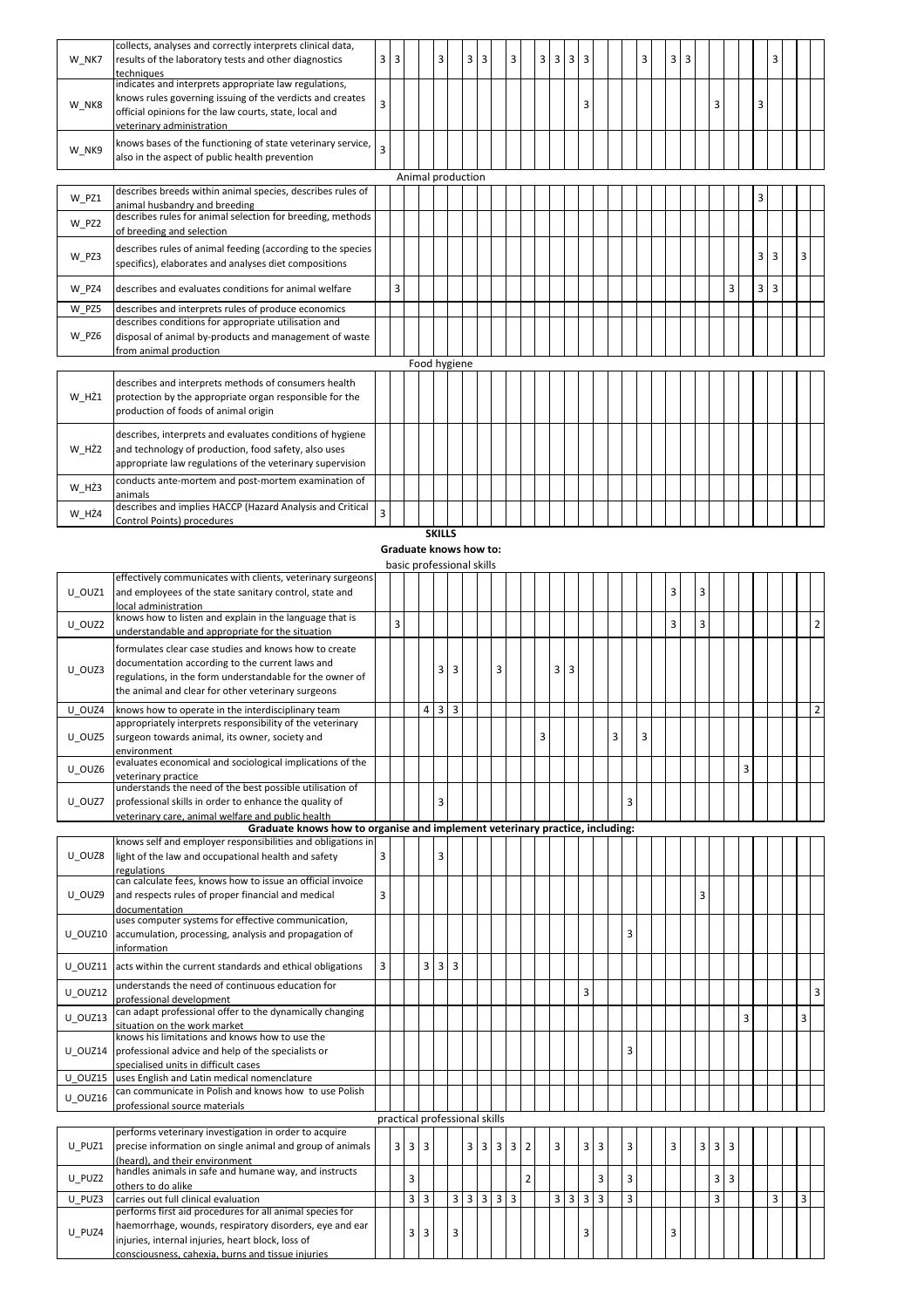| | | | | | | | | | | | | | | | | | | | | | | | | | | | | | | |
|---|---|---|---|---|---|---|---|---|---|---|---|---|---|---|---|---|---|---|---|---|---|---|---|---|---|---|---|---|---|---|
| W_NK7 | collects, analyses and correctly interprets clinical data, results of the laboratory tests and other diagnostics techniques | 3 | 3 | | | 3 | | 3 | 3 | | 3 | | 3 | 3 | 3 | 3 | | | 3 | | 3 | 3 | | | | | 3 | | | |
| W_NK8 | indicates and interprets appropriate law regulations, knows rules governing issuing of the verdicts and creates official opinions for the law courts, state, local and veterinary administration | 3 | | | | | | | | | | | | | 3 | | | | | | | | | 3 | | 3 | | | | |
| W_NK9 | knows bases of the functioning of state veterinary service, also in the aspect of public health prevention | 3 | | | | | | | | | | | | | | | | | | | | | | | | | | | | |
| | **Animal production** | | | | | | | | | | | | | | | | | | | | | | | | | | | | | |
| W_PZ1 | describes breeds within animal species, describes rules of animal husbandry and breeding | | | | | | | | | | | | | | | | | | | | | | | | | 3 | | | | |
| W_PZ2 | describes rules for animal selection for breeding, methods of breeding and selection | | | | | | | | | | | | | | | | | | | | | | | | | | | | | |
| W_PZ3 | describes rules of animal feeding (according to the species specifics), elaborates and analyses diet compositions | | | | | | | | | | | | | | | | | | | | | | | | | 3 | 3 | | 3 | |
| W_PZ4 | describes and evaluates conditions for animal welfare | | 3 | | | | | | | | | | | | | | | | | | | | | 3 | | 3 | 3 | | | |
| W_PZ5 | describes and interprets rules of produce economics | | | | | | | | | | | | | | | | | | | | | | | | | | | | | |
| W_PZ6 | describes conditions for appropriate utilisation and disposal of animal by-products and management of waste from animal production | | | | | | | | | | | | | | | | | | | | | | | | | | | | | |
| | **Food hygiene** | | | | | | | | | | | | | | | | | | | | | | | | | | | | | |
| W_HŻ1 | describes and interprets methods of consumers health protection by the appropriate organ responsible for the production of foods of animal origin | | | | | | | | | | | | | | | | | | | | | | | | | | | | | |
| W_HŻ2 | describes, interprets and evaluates conditions of hygiene and technology of production, food safety, also uses appropriate law regulations of the veterinary supervision | | | | | | | | | | | | | | | | | | | | | | | | | | | | | |
| W_HŻ3 | conducts ante-mortem and post-mortem examination of animals | | | | | | | | | | | | | | | | | | | | | | | | | | | | | |
| W_HŻ4 | describes and implies HACCP (Hazard Analysis and Critical Control Points) procedures | 3 | | | | | | | | | | | | | | | | | | | | | | | | | | | | |
| | **SKILLS** | | | | | | | | | | | | | | | | | | | | | | | | | | | | | |
| | **Graduate knows how to:** | | | | | | | | | | | | | | | | | | | | | | | | | | | | | |
| | basic professional skills | | | | | | | | | | | | | | | | | | | | | | | | | | | | | |
| U_OUZ1 | effectively communicates with clients, veterinary surgeons and employees of the state sanitary control, state and local administration | | | | | | | | | | | | | | | | | | | 3 | | 3 | | | | | | | | |
| U_OUZ2 | knows how to listen and explain in the language that is understandable and appropriate for the situation | | 3 | | | | | | | | | | | | | | | | | 3 | | 3 | | | | | | | | 2 |
| U_OUZ3 | formulates clear case studies and knows how to create documentation according to the current laws and regulations, in the form understandable for the owner of the animal and clear for other veterinary surgeons | | | | | 3 | 3 | | | 3 | | | 3 | 3 | | | | | | | | | | | | | | | | |
| U_OUZ4 | knows how to operate in the interdisciplinary team | | | | 4 | 3 | 3 | | | | | | | | | | | | | | | | | | | | | | | 2 |
| U_OUZ5 | appropriately interprets responsibility of the veterinary surgeon towards animal, its owner, society and environment | | | | | | | | | | | 3 | | | | | 3 | | 3 | | | | | | | | | | | |
| U_OUZ6 | evaluates economical and sociological implications of the veterinary practice | | | | | | | | | | | | | | | | | | | | | | | | 3 | | | | | |
| U_OUZ7 | understands the need of the best possible utilisation of professional skills in order to enhance the quality of veterinary care, animal welfare and public health | | | | | 3 | | | | | | | | | | | | 3 | | | | | | | | | | | | |
| | **Graduate knows how to organise and implement veterinary practice, including:** | | | | | | | | | | | | | | | | | | | | | | | | | | | | | |
| U_OUZ8 | knows self and employer responsibilities and obligations in light of the law and occupational health and safety regulations | 3 | | | | 3 | | | | | | | | | | | | | | | | | | | | | | | | |
| U_OUZ9 | can calculate fees, knows how to issue an official invoice and respects rules of proper financial and medical documentation | 3 | | | | | | | | | | | | | | | | | | | | 3 | | | | | | | | |
| U_OUZ10 | uses computer systems for effective communication, accumulation, processing, analysis and propagation of information | | | | | | | | | | | | | | | | | 3 | | | | | | | | | | | | |
| U_OUZ11 | acts within the current standards and ethical obligations | 3 | | | 3 | 3 | 3 | | | | | | | | | | | | | | | | | | | | | | | |
| U_OUZ12 | understands the need of continuous education for professional development | | | | | | | | | | | | | | 3 | | | | | | | | | | | | | | | 3 |
| U_OUZ13 | can adapt professional offer to the dynamically changing situation on the work market | | | | | | | | | | | | | | | | | | | | | | | | 3 | | | | 3 | |
| U_OUZ14 | knows his limitations and knows how to use the professional advice and help of the specialists or specialised units in difficult cases | | | | | | | | | | | | | | | | | 3 | | | | | | | | | | | | |
| U_OUZ15 | uses English and Latin medical nomenclature | | | | | | | | | | | | | | | | | | | | | | | | | | | | | |
| U_OUZ16 | can communicate in Polish and knows how to use Polish professional source materials | | | | | | | | | | | | | | | | | | | | | | | | | | | | | |
| | practical professional skills | | | | | | | | | | | | | | | | | | | | | | | | | | | | | |
| U_PUZ1 | performs veterinary investigation in order to acquire precise information on single animal and group of animals (heard), and their environment | | 3 | 3 | 3 | | | 3 | 3 | 3 | 3 | 2 | | 3 | | 3 | 3 | | 3 | | 3 | | 3 | 3 | 3 | | | | | |
| U_PUZ2 | handles animals in safe and humane way, and instructs others to do alike | | | 3 | | | | | | | | 2 | | | | 3 | | 3 | | | | | | 3 | 3 | | | | | |
| U_PUZ3 | carries out full clinical evaluation | | | 3 | 3 | | 3 | 3 | 3 | 3 | 3 | | 3 | 3 | 3 | 3 | | 3 | | | | | | 3 | | | 3 | | 3 | |
| U_PUZ4 | performs first aid procedures for all animal species for haemorrhage, wounds, respiratory disorders, eye and ear injuries, internal injuries, heart block, loss of consciousness, cahexia, burns and tissue injuries | | | 3 | 3 | | 3 | | | | | | | | 3 | | | | | | 3 | | | | | | | | | |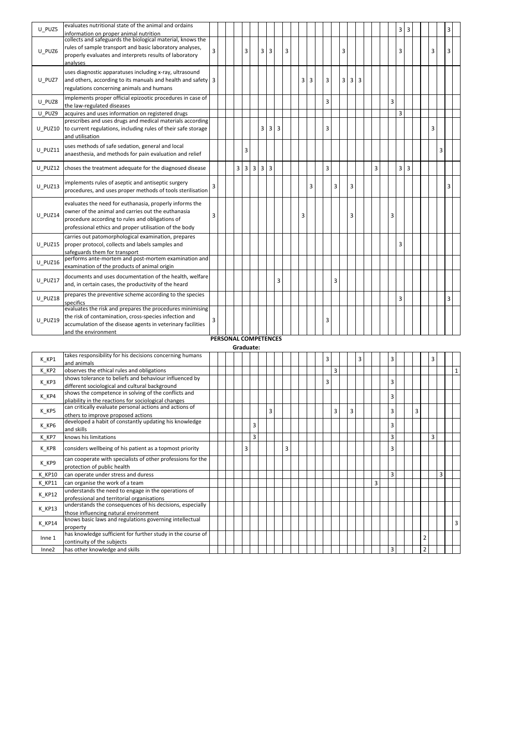| | | | | | | | | | | | | | | | | | | | | | | | | | | | | | | | | |
|---|---|---|---|---|---|---|---|---|---|---|---|---|---|---|---|---|---|---|---|---|---|---|---|---|---|---|---|---|---|---|---|---|
| U_PUZ5 | evaluates nutritional state of the animal and ordains information on proper animal nutrition | | | | | | | | | | | | | | | | | | | | | | | | 3 | 3 | | | | | 3 | |
| U_PUZ6 | collects and safeguards the biological material, knows the rules of sample transport and basic laboratory analyses, properly evaluates and interprets results of laboratory analyses | 3 | | | | 3 | | 3 | 3 | | 3 | | | | | | | | | | | | | | 3 | | | | 3 | | 3 | |
| U_PUZ7 | uses diagnostic apparatuses including x-ray, ultrasound and others, according to its manuals and health and safety regulations concerning animals and humans | 3 | | | | | | | | | | | 3 | 3 | | 3 | | 3 | 3 | 3 | | | | | | | | | | | | |
| U_PUZ8 | implements proper official epizootic procedures in case of the law-regulated diseases | | | | | | | | | | | | | | | 3 | | | | | | | | 3 | | | | | | | | |
| U_PUZ9 | acquires and uses information on registered drugs | | | | | | | | | | | | | | | | | | | | | | | | 3 | | | | | | | |
| U_PUZ10 | prescribes and uses drugs and medical materials according to current regulations, including rules of their safe storage and utilisation | | | | | | | 3 | 3 | 3 | | | | | | 3 | | | | | | | | | | | | | 3 | | | |
| U_PUZ11 | uses methods of safe sedation, general and local anaesthesia, and methods for pain evaluation and relief | | | | | 3 | | | | | | | | | | | | | | | | | | | | | | | | 3 | | |
| U_PUZ12 | choses the treatment adequate for the diagnosed disease | | | | 3 | 3 | 3 | 3 | 3 | | | | | | | 3 | | | | | | 3 | | | 3 | 3 | | | | | | |
| U_PUZ13 | implements rules of aseptic and antiseptic surgery procedures, and uses proper methods of tools sterilisation | 3 | | | | | | | | | | | | 3 | | | 3 | | 3 | | | | | | | | | | | | 3 | |
| U_PUZ14 | evaluates the need for euthanasia, properly informs the owner of the animal and carries out the euthanasia procedure according to rules and obligations of professional ethics and proper utilisation of the body | 3 | | | | | | | | | | | 3 | | | | | | 3 | | | | | 3 | | | | | | | | |
| U_PUZ15 | carries out patomorphological examination, prepares proper protocol, collects and labels samples and safeguards them for transport | | | | | | | | | | | | | | | | | | | | | | | | 3 | | | | | | | |
| U_PUZ16 | performs ante-mortem and post-mortem examination and examination of the products of animal origin | | | | | | | | | | | | | | | | | | | | | | | | | | | | | | | |
| U_PUZ17 | documents and uses documentation of the health, welfare and, in certain cases, the productivity of the heard | | | | | | | | | 3 | | | | | | | 3 | | | | | | | | | | | | | | | |
| U_PUZ18 | prepares the preventive scheme according to the species specifics | | | | | | | | | | | | | | | | | | | | | | | | 3 | | | | | | 3 | |
| U_PUZ19 | evaluates the risk and prepares the procedures minimising the risk of contamination, cross-species infection and accumulation of the disease agents in veterinary facilities and the environment | 3 | | | | | | | | | | | | | | 3 | | | | | | | | | | | | | | | | |

**PERSONAL COMPETENCES**

**Graduate:**

| | | | | | | | | | | | | | | | | | | | | | | | | | | | | | | | | |
|---|---|---|---|---|---|---|---|---|---|---|---|---|---|---|---|---|---|---|---|---|---|---|---|---|---|---|---|---|---|---|---|---|
| K_KP1 | takes responsibility for his decisions concerning humans and animals | | | | | | | | | | | | | | | 3 | | | | 3 | | | | 3 | | | | | 3 | | | |
| K_KP2 | observes the ethical rules and obligations | | | | | | | | | | | | | | | | 3 | | | | | | | | | | | | | | | 1 |
| K_KP3 | shows tolerance to beliefs and behaviour influenced by different sociological and cultural background | | | | | | | | | | | | | | | 3 | | | | | | | | 3 | | | | | | | | |
| K_KP4 | shows the competence in solving of the conflicts and pliability in the reactions for sociological changes | | | | | | | | | | | | | | | | | | | | | | | 3 | | | | | | | | |
| K_KP5 | can critically evaluate personal actions and actions of others to improve proposed actions | | | | | | | | 3 | | | | | | | | 3 | | 3 | | | | | 3 | | | 3 | | | | | |
| K_KP6 | developed a habit of constantly updating his knowledge and skills | | | | | | 3 | | | | | | | | | | | | | | | | | 3 | | | | | | | | |
| K_KP7 | knows his limitations | | | | | | 3 | | | | | | | | | | | | | | | | | 3 | | | | | 3 | | | |
| K_KP8 | considers wellbeing of his patient as a topmost priority | | | | | 3 | | | | | 3 | | | | | | | | | | | | | 3 | | | | | | | | |
| K_KP9 | can cooperate with specialists of other professions for the protection of public health | | | | | | | | | | | | | | | | | | | | | | | | | | | | | | | |
| K_KP10 | can operate under stress and duress | | | | | | | | | | | | | | | | | | | | | | | 3 | | | | | | 3 | | |
| K_KP11 | can organise the work of a team | | | | | | | | | | | | | | | | | | | | | 3 | | | | | | | | | | |
| K_KP12 | understands the need to engage in the operations of professional and territorial organisations | | | | | | | | | | | | | | | | | | | | | | | | | | | | | | | |
| K_KP13 | understands the consequences of his decisions, especially those influencing natural environment | | | | | | | | | | | | | | | | | | | | | | | | | | | | | | | |
| K_KP14 | knows basic laws and regulations governing intellectual property | | | | | | | | | | | | | | | | | | | | | | | | | | | | | | | 3 |
| Inne 1 | has knowledge sufficient for further study in the course of continuity of the subjects | | | | | | | | | | | | | | | | | | | | | | | | | | | 2 | | | | |
| Inne2 | has other knowledge and skills | | | | | | | | | | | | | | | | | | | | | | | 3 | | | | 2 | | | | |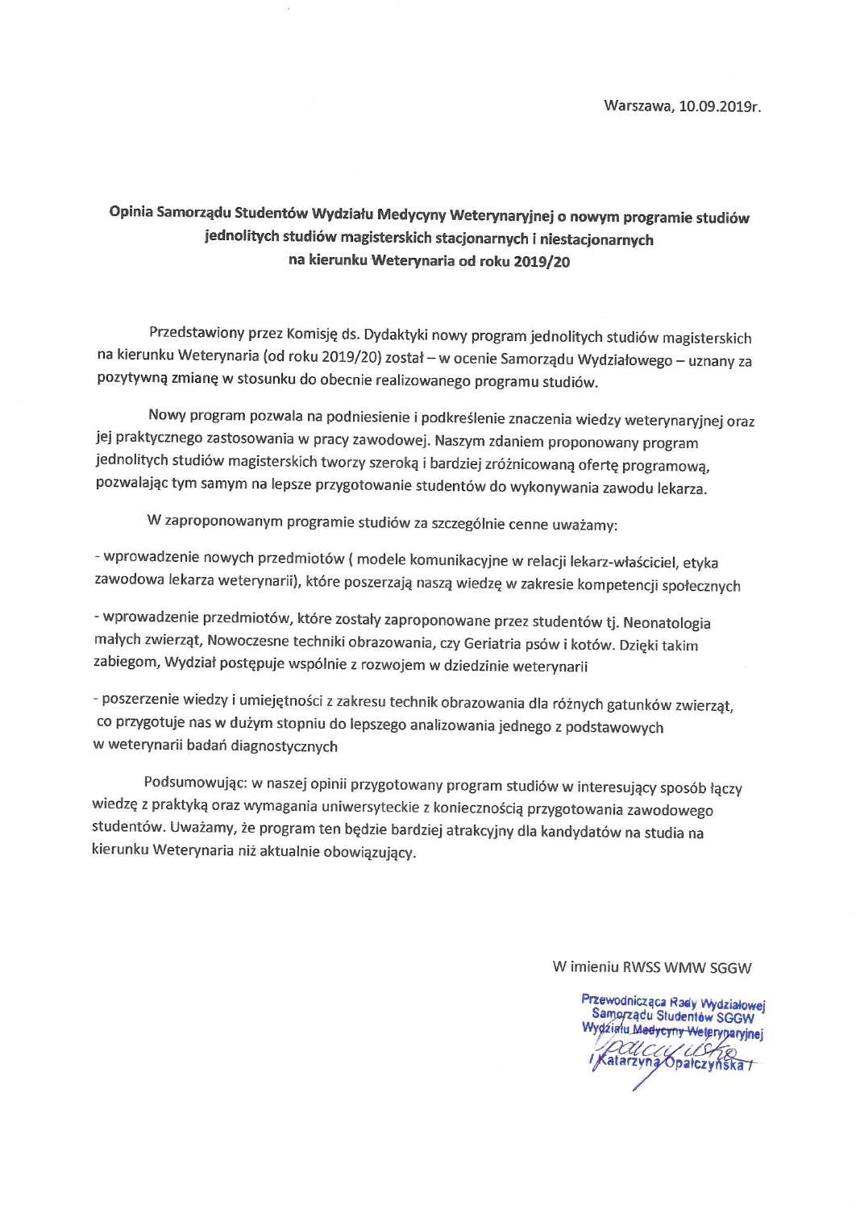Warszawa, 10.09.2019r.

**Opinia Samorządu Studentów Wydziału Medycyny Weterynaryjnej o nowym programie studiów jednolitych studiów magisterskich stacjonarnych i niestacjonarnych na kierunku Weterynaria od roku 2019/20**

Przedstawiony przez Komisję ds. Dydaktyki nowy program jednolitych studiów magisterskich na kierunku Weterynaria (od roku 2019/20) został – w ocenie Samorządu Wydziałowego – uznany za pozytywną zmianę w stosunku do obecnie realizowanego programu studiów.

Nowy program pozwala na podniesienie i podkreślenie znaczenia wiedzy weterynaryjnej oraz jej praktycznego zastosowania w pracy zawodowej. Naszym zdaniem proponowany program jednolitych studiów magisterskich tworzy szeroką i bardziej zróżnicowaną ofertę programową, pozwalając tym samym na lepsze przygotowanie studentów do wykonywania zawodu lekarza.

W zaproponowanym programie studiów za szczególnie cenne uważamy:

- wprowadzenie nowych przedmiotów ( modele komunikacyjne w relacji lekarz-właściciel, etyka zawodowa lekarza weterynarii), które poszerzają naszą wiedzę w zakresie kompetencji społecznych

- wprowadzenie przedmiotów, które zostały zaproponowane przez studentów tj. Neonatologia małych zwierząt, Nowoczesne techniki obrazowania, czy Geriatria psów i kotów. Dzięki takim zabiegom, Wydział postępuje wspólnie z rozwojem w dziedzinie weterynarii

- poszerzenie wiedzy i umiejętności z zakresu technik obrazowania dla różnych gatunków zwierząt, co przygotuje nas w dużym stopniu do lepszego analizowania jednego z podstawowych w weterynarii badań diagnostycznych

Podsumowując: w naszej opinii przygotowany program studiów w interesujący sposób łączy wiedzę z praktyką oraz wymagania uniwersyteckie z koniecznością przygotowania zawodowego studentów. Uważamy, że program ten będzie bardziej atrakcyjny dla kandydatów na studia na kierunku Weterynaria niż aktualnie obowiązujący.

W imieniu RWSS WMW SGGW

Przewodnicząca Rady Wydziałowej
Samorządu Studentów SGGW
Wydziału Medycyny Weterynaryjnej
/Katarzyna Opałczyńska/